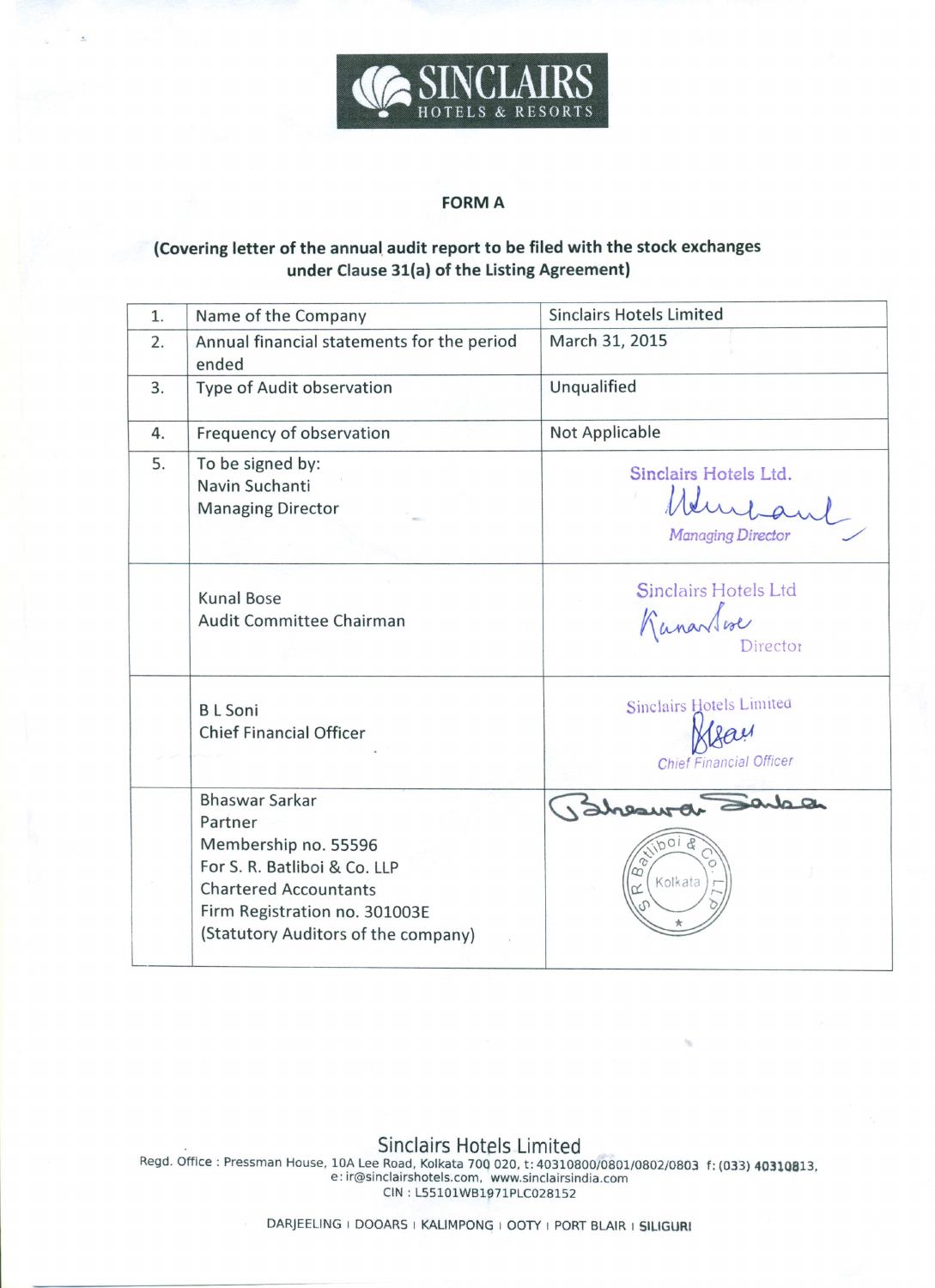SINCLAIRS HOTELS & RESORTS

## FORM A

**(Covering letter of the annual audit report to be filed with the stock exchanges under Clause 31(a) of the Listing Agreement)**

| | | |
|---|---|---|
| 1. | Name of the Company | Sinclairs Hotels Limited |
| 2. | Annual financial statements for the period ended | March 31, 2015 |
| 3. | Type of Audit observation | Unqualified |
| 4. | Frequency of observation | Not Applicable |
| 5. | To be signed by:<br>Navin Suchanti<br>Managing Director | Sinclairs Hotels Ltd.<br>Managing Director |
| | Kunal Bose<br>Audit Committee Chairman | Sinclairs Hotels Ltd<br>Director |
| | B L Soni<br>Chief Financial Officer | Sinclairs Hotels Limited<br>Chief Financial Officer |
| | Bhaswar Sarkar<br>Partner<br>Membership no. 55596<br>For S. R. Batliboi & Co. LLP<br>Chartered Accountants<br>Firm Registration no. 301003E<br>(Statutory Auditors of the company) | S R Batliboi & Co. LLP<br>Kolkata |

Sinclairs Hotels Limited

Regd. Office : Pressman House, 10A Lee Road, Kolkata 700 020, t: 40310800/0801/0802/0803 f: (033) 40310813, e: ir@sinclairshotels.com, www.sinclairsindia.com

CIN : L55101WB1971PLC028152

DARJEELING | DOOARS | KALIMPONG | OOTY | PORT BLAIR | SILIGURI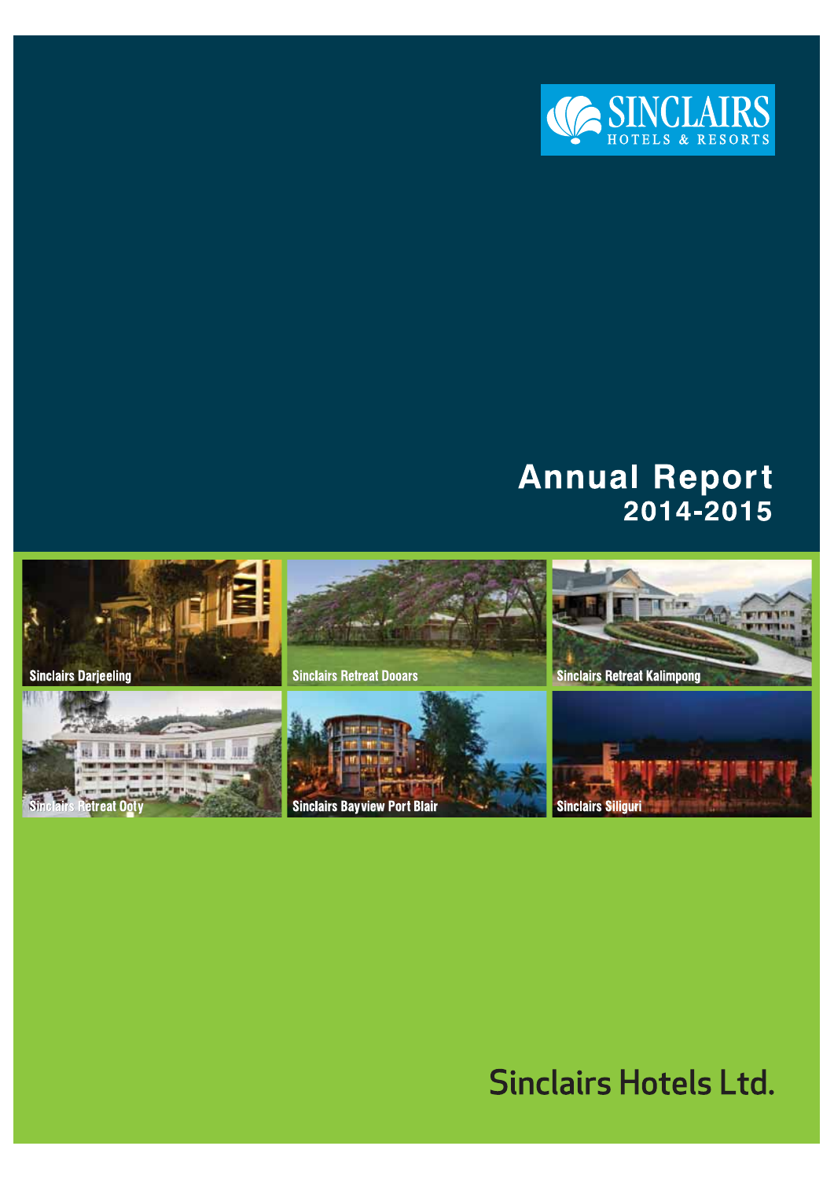SINCLAIRS
HOTELS & RESORTS

# Annual Report
## 2014-2015

Sinclairs Darjeeling

Sinclairs Retreat Dooars

Sinclairs Retreat Kalimpong

Sinclairs Retreat Ooty

Sinclairs Bayview Port Blair

Sinclairs Siliguri

Sinclairs Hotels Ltd.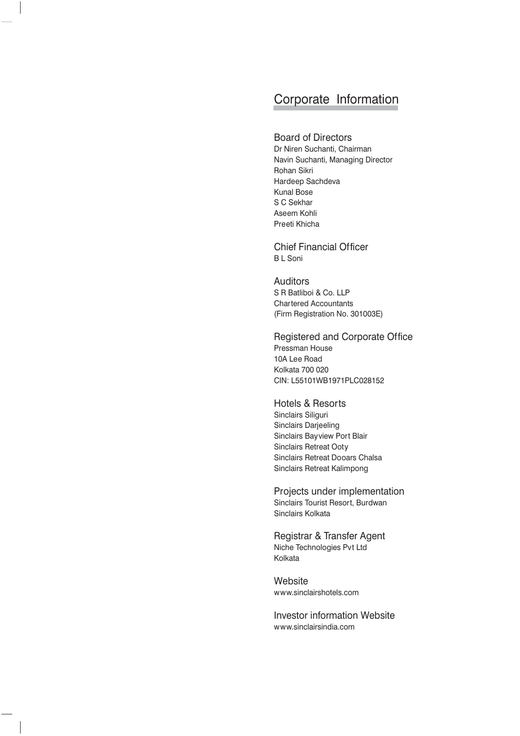# Corporate Information

## Board of Directors

Dr Niren Suchanti, Chairman
Navin Suchanti, Managing Director
Rohan Sikri
Hardeep Sachdeva
Kunal Bose
S C Sekhar
Aseem Kohli
Preeti Khicha

## Chief Financial Officer

B L Soni

## Auditors

S R Batliboi & Co. LLP
Chartered Accountants
(Firm Registration No. 301003E)

## Registered and Corporate Office

Pressman House
10A Lee Road
Kolkata 700 020
CIN: L55101WB1971PLC028152

## Hotels & Resorts

Sinclairs Siliguri
Sinclairs Darjeeling
Sinclairs Bayview Port Blair
Sinclairs Retreat Ooty
Sinclairs Retreat Dooars Chalsa
Sinclairs Retreat Kalimpong

## Projects under implementation

Sinclairs Tourist Resort, Burdwan
Sinclairs Kolkata

## Registrar & Transfer Agent

Niche Technologies Pvt Ltd
Kolkata

## Website

www.sinclairshotels.com

## Investor information Website

www.sinclairsindia.com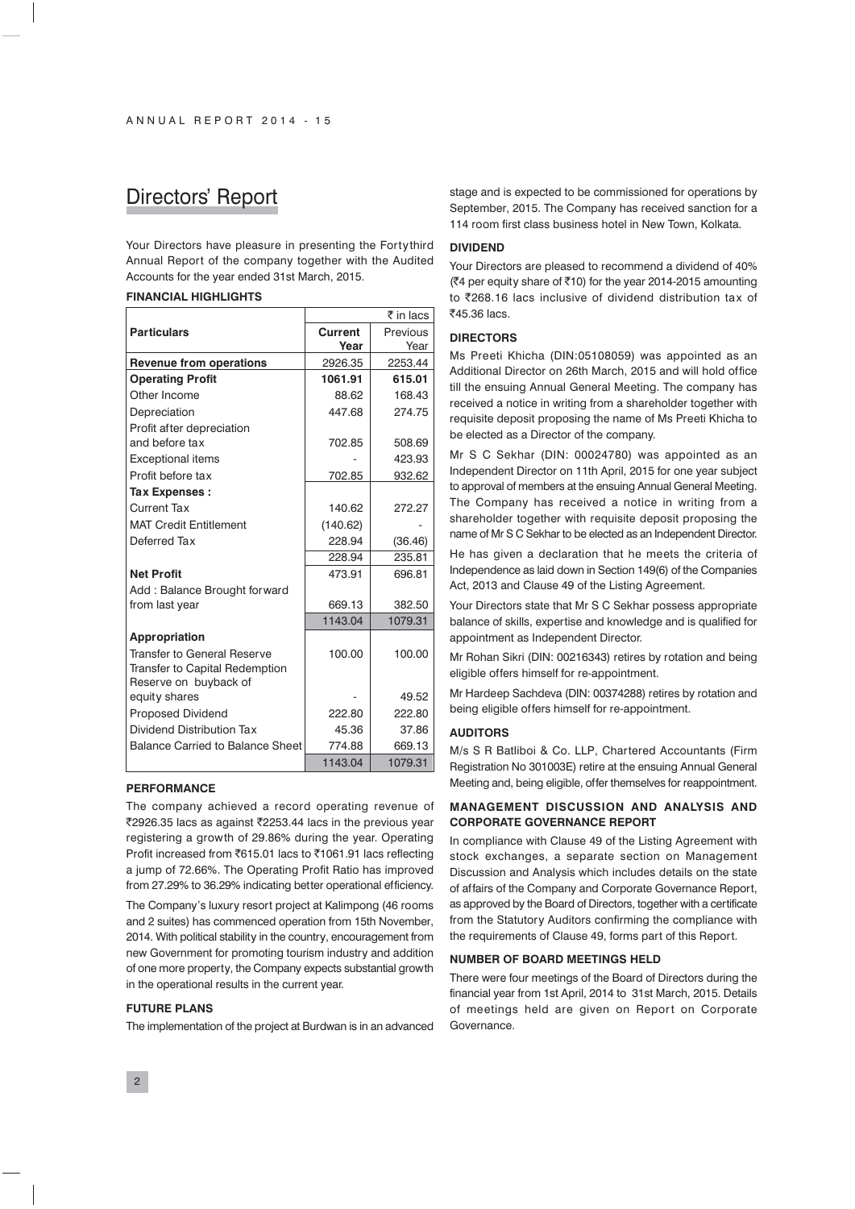# Directors' Report

Your Directors have pleasure in presenting the Fortythird Annual Report of the company together with the Audited Accounts for the year ended 31st March, 2015.

**FINANCIAL HIGHLIGHTS**

| | | ₹ in lacs |
|---|---|---|
| **Particulars** | **Current Year** | Previous Year |
| **Revenue from operations** | 2926.35 | 2253.44 |
| **Operating Profit** | **1061.91** | **615.01** |
| Other Income | 88.62 | 168.43 |
| Depreciation | 447.68 | 274.75 |
| Profit after depreciation and before tax | 702.85 | 508.69 |
| Exceptional items | - | 423.93 |
| Profit before tax | 702.85 | 932.62 |
| **Tax Expenses :** | | |
| Current Tax | 140.62 | 272.27 |
| MAT Credit Entitlement | (140.62) | - |
| Deferred Tax | 228.94 | (36.46) |
| | 228.94 | 235.81 |
| **Net Profit** | 473.91 | 696.81 |
| Add : Balance Brought forward from last year | 669.13 | 382.50 |
| | 1143.04 | 1079.31 |
| **Appropriation** | | |
| Transfer to General Reserve | 100.00 | 100.00 |
| Transfer to Capital Redemption Reserve on buyback of equity shares | - | 49.52 |
| Proposed Dividend | 222.80 | 222.80 |
| Dividend Distribution Tax | 45.36 | 37.86 |
| Balance Carried to Balance Sheet | 774.88 | 669.13 |
| | 1143.04 | 1079.31 |

**PERFORMANCE**

The company achieved a record operating revenue of ₹2926.35 lacs as against ₹2253.44 lacs in the previous year registering a growth of 29.86% during the year. Operating Profit increased from ₹615.01 lacs to ₹1061.91 lacs reflecting a jump of 72.66%. The Operating Profit Ratio has improved from 27.29% to 36.29% indicating better operational efficiency.

The Company's luxury resort project at Kalimpong (46 rooms and 2 suites) has commenced operation from 15th November, 2014. With political stability in the country, encouragement from new Government for promoting tourism industry and addition of one more property, the Company expects substantial growth in the operational results in the current year.

**FUTURE PLANS**

The implementation of the project at Burdwan is in an advanced stage and is expected to be commissioned for operations by September, 2015. The Company has received sanction for a 114 room first class business hotel in New Town, Kolkata.

**DIVIDEND**

Your Directors are pleased to recommend a dividend of 40% (₹4 per equity share of ₹10) for the year 2014-2015 amounting to ₹268.16 lacs inclusive of dividend distribution tax of ₹45.36 lacs.

**DIRECTORS**

Ms Preeti Khicha (DIN:05108059) was appointed as an Additional Director on 26th March, 2015 and will hold office till the ensuing Annual General Meeting. The company has received a notice in writing from a shareholder together with requisite deposit proposing the name of Ms Preeti Khicha to be elected as a Director of the company.

Mr S C Sekhar (DIN: 00024780) was appointed as an Independent Director on 11th April, 2015 for one year subject to approval of members at the ensuing Annual General Meeting. The Company has received a notice in writing from a shareholder together with requisite deposit proposing the name of Mr S C Sekhar to be elected as an Independent Director.

He has given a declaration that he meets the criteria of Independence as laid down in Section 149(6) of the Companies Act, 2013 and Clause 49 of the Listing Agreement.

Your Directors state that Mr S C Sekhar possess appropriate balance of skills, expertise and knowledge and is qualified for appointment as Independent Director.

Mr Rohan Sikri (DIN: 00216343) retires by rotation and being eligible offers himself for re-appointment.

Mr Hardeep Sachdeva (DIN: 00374288) retires by rotation and being eligible offers himself for re-appointment.

**AUDITORS**

M/s S R Batliboi & Co. LLP, Chartered Accountants (Firm Registration No 301003E) retire at the ensuing Annual General Meeting and, being eligible, offer themselves for reappointment.

**MANAGEMENT DISCUSSION AND ANALYSIS AND CORPORATE GOVERNANCE REPORT**

In compliance with Clause 49 of the Listing Agreement with stock exchanges, a separate section on Management Discussion and Analysis which includes details on the state of affairs of the Company and Corporate Governance Report, as approved by the Board of Directors, together with a certificate from the Statutory Auditors confirming the compliance with the requirements of Clause 49, forms part of this Report.

**NUMBER OF BOARD MEETINGS HELD**

There were four meetings of the Board of Directors during the financial year from 1st April, 2014 to 31st March, 2015. Details of meetings held are given on Report on Corporate Governance.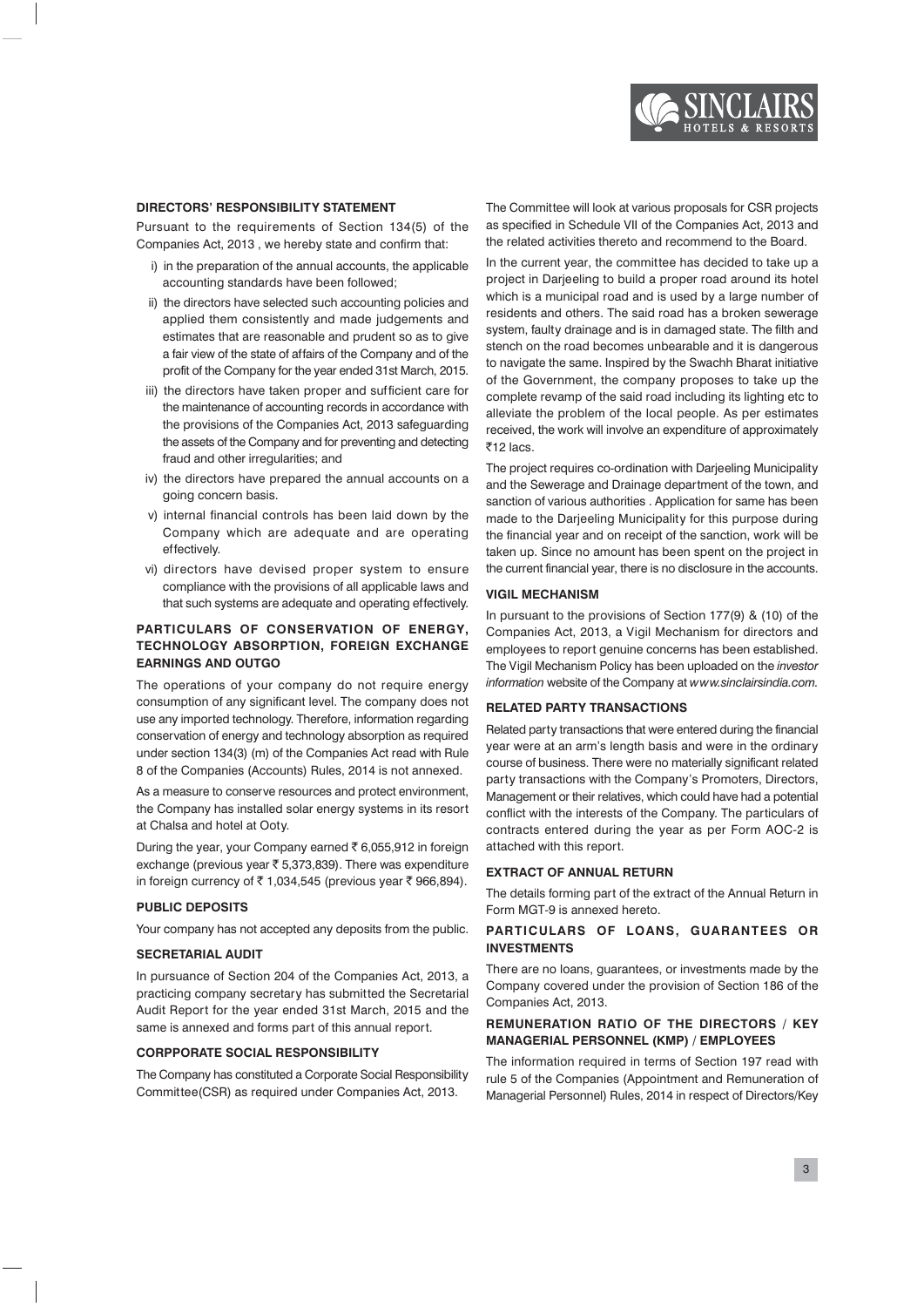### DIRECTORS' RESPONSIBILITY STATEMENT

Pursuant to the requirements of Section 134(5) of the Companies Act, 2013 , we hereby state and confirm that:

i) in the preparation of the annual accounts, the applicable accounting standards have been followed;

ii) the directors have selected such accounting policies and applied them consistently and made judgements and estimates that are reasonable and prudent so as to give a fair view of the state of affairs of the Company and of the profit of the Company for the year ended 31st March, 2015.

iii) the directors have taken proper and sufficient care for the maintenance of accounting records in accordance with the provisions of the Companies Act, 2013 safeguarding the assets of the Company and for preventing and detecting fraud and other irregularities; and

iv) the directors have prepared the annual accounts on a going concern basis.

v) internal financial controls has been laid down by the Company which are adequate and are operating effectively.

vi) directors have devised proper system to ensure compliance with the provisions of all applicable laws and that such systems are adequate and operating effectively.

### PARTICULARS OF CONSERVATION OF ENERGY, TECHNOLOGY ABSORPTION, FOREIGN EXCHANGE EARNINGS AND OUTGO

The operations of your company do not require energy consumption of any significant level. The company does not use any imported technology. Therefore, information regarding conservation of energy and technology absorption as required under section 134(3) (m) of the Companies Act read with Rule 8 of the Companies (Accounts) Rules, 2014 is not annexed.

As a measure to conserve resources and protect environment, the Company has installed solar energy systems in its resort at Chalsa and hotel at Ooty.

During the year, your Company earned ₹ 6,055,912 in foreign exchange (previous year ₹ 5,373,839). There was expenditure in foreign currency of ₹ 1,034,545 (previous year ₹ 966,894).

### PUBLIC DEPOSITS

Your company has not accepted any deposits from the public.

### SECRETARIAL AUDIT

In pursuance of Section 204 of the Companies Act, 2013, a practicing company secretary has submitted the Secretarial Audit Report for the year ended 31st March, 2015 and the same is annexed and forms part of this annual report.

### CORPPORATE SOCIAL RESPONSIBILITY

The Company has constituted a Corporate Social Responsibility Committee(CSR) as required under Companies Act, 2013.

The Committee will look at various proposals for CSR projects as specified in Schedule VII of the Companies Act, 2013 and the related activities thereto and recommend to the Board.

In the current year, the committee has decided to take up a project in Darjeeling to build a proper road around its hotel which is a municipal road and is used by a large number of residents and others. The said road has a broken sewerage system, faulty drainage and is in damaged state. The filth and stench on the road becomes unbearable and it is dangerous to navigate the same. Inspired by the Swachh Bharat initiative of the Government, the company proposes to take up the complete revamp of the said road including its lighting etc to alleviate the problem of the local people. As per estimates received, the work will involve an expenditure of approximately ₹12 lacs.

The project requires co-ordination with Darjeeling Municipality and the Sewerage and Drainage department of the town, and sanction of various authorities . Application for same has been made to the Darjeeling Municipality for this purpose during the financial year and on receipt of the sanction, work will be taken up. Since no amount has been spent on the project in the current financial year, there is no disclosure in the accounts.

### VIGIL MECHANISM

In pursuant to the provisions of Section 177(9) & (10) of the Companies Act, 2013, a Vigil Mechanism for directors and employees to report genuine concerns has been established. The Vigil Mechanism Policy has been uploaded on the *investor information* website of the Company at *www.sinclairsindia.com.*

### RELATED PARTY TRANSACTIONS

Related party transactions that were entered during the financial year were at an arm's length basis and were in the ordinary course of business. There were no materially significant related party transactions with the Company's Promoters, Directors, Management or their relatives, which could have had a potential conflict with the interests of the Company. The particulars of contracts entered during the year as per Form AOC-2 is attached with this report.

### EXTRACT OF ANNUAL RETURN

The details forming part of the extract of the Annual Return in Form MGT-9 is annexed hereto.

### PARTICULARS OF LOANS, GUARANTEES OR INVESTMENTS

There are no loans, guarantees, or investments made by the Company covered under the provision of Section 186 of the Companies Act, 2013.

### REMUNERATION RATIO OF THE DIRECTORS / KEY MANAGERIAL PERSONNEL (KMP) / EMPLOYEES

The information required in terms of Section 197 read with rule 5 of the Companies (Appointment and Remuneration of Managerial Personnel) Rules, 2014 in respect of Directors/Key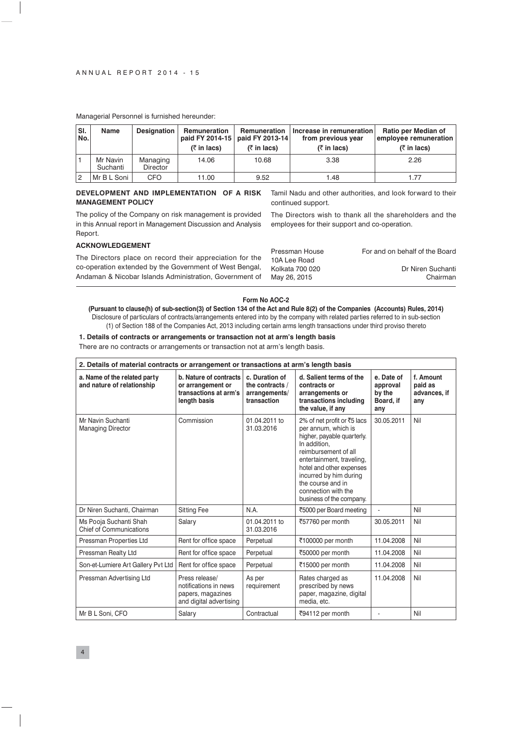Managerial Personnel is furnished hereunder:

| Sl. No. | Name | Designation | Remuneration paid FY 2014-15 (₹ in lacs) | Remuneration paid FY 2013-14 (₹ in lacs) | Increase in remuneration from previous year (₹ in lacs) | Ratio per Median of employee remuneration (₹ in lacs) |
|---|---|---|---|---|---|---|
| 1 | Mr Navin Suchanti | Managing Director | 14.06 | 10.68 | 3.38 | 2.26 |
| 2 | Mr B L Soni | CFO | 11.00 | 9.52 | 1.48 | 1.77 |

**DEVELOPMENT AND IMPLEMENTATION OF A RISK MANAGEMENT POLICY**

The policy of the Company on risk management is provided in this Annual report in Management Discussion and Analysis Report.

**ACKNOWLEDGEMENT**

The Directors place on record their appreciation for the co-operation extended by the Government of West Bengal, Andaman & Nicobar Islands Administration, Government of Tamil Nadu and other authorities, and look forward to their continued support.

The Directors wish to thank all the shareholders and the employees for their support and co-operation.

Pressman House
10A Lee Road
Kolkata 700 020
May 26, 2015

For and on behalf of the Board

Dr Niren Suchanti
Chairman

**Form No AOC-2**

**(Pursuant to clause(h) of sub-section(3) of Section 134 of the Act and Rule 8(2) of the Companies (Accounts) Rules, 2014)**

Disclosure of particulars of contracts/arrangements entered into by the company with related parties referred to in sub-section (1) of Section 188 of the Companies Act, 2013 including certain arms length transactions under third proviso thereto

**1. Details of contracts or arrangements or transaction not at arm's length basis**

There are no contracts or arrangements or transaction not at arm's length basis.

**2. Details of material contracts or arrangement or transactions at arm's length basis**

| a. Name of the related party and nature of relationship | b. Nature of contracts or arrangement or transactions at arm's length basis | c. Duration of the contracts / arrangements/ transaction | d. Salient terms of the contracts or arrangements or transactions including the value, if any | e. Date of approval by the Board, if any | f. Amount paid as advances, if any |
|---|---|---|---|---|---|
| Mr Navin Suchanti Managing Director | Commission | 01.04.2011 to 31.03.2016 | 2% of net profit or ₹5 lacs per annum, which is higher, payable quarterly. In addition, reimbursement of all entertainment, traveling, hotel and other expenses incurred by him during the course and in connection with the business of the company. | 30.05.2011 | Nil |
| Dr Niren Suchanti, Chairman | Sitting Fee | N.A. | ₹5000 per Board meeting | - | Nil |
| Ms Pooja Suchanti Shah Chief of Communications | Salary | 01.04.2011 to 31.03.2016 | ₹57760 per month | 30.05.2011 | Nil |
| Pressman Properties Ltd | Rent for office space | Perpetual | ₹100000 per month | 11.04.2008 | Nil |
| Pressman Realty Ltd | Rent for office space | Perpetual | ₹50000 per month | 11.04.2008 | Nil |
| Son-et-Lumiere Art Gallery Pvt Ltd | Rent for office space | Perpetual | ₹15000 per month | 11.04.2008 | Nil |
| Pressman Advertising Ltd | Press release/ notifications in news papers, magazines and digital advertising | As per requirement | Rates charged as prescribed by news paper, magazine, digital media, etc. | 11.04.2008 | Nil |
| Mr B L Soni, CFO | Salary | Contractual | ₹94112 per month | - | Nil |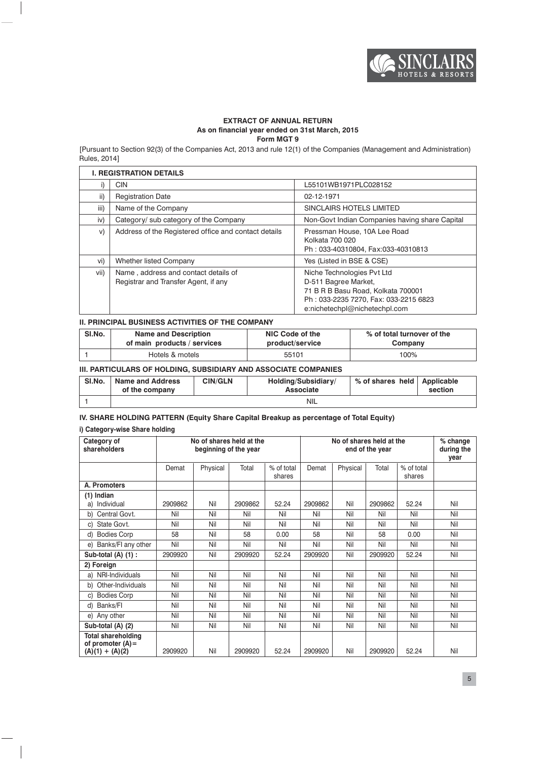**EXTRACT OF ANNUAL RETURN**
**As on financial year ended on 31st March, 2015**
**Form MGT 9**

[Pursuant to Section 92(3) of the Companies Act, 2013 and rule 12(1) of the Companies (Management and Administration) Rules, 2014]

| **I. REGISTRATION DETAILS** | | |
|---|---|---|
| i) | CIN | L55101WB1971PLC028152 |
| ii) | Registration Date | 02-12-1971 |
| iii) | Name of the Company | SINCLAIRS HOTELS LIMITED |
| iv) | Category/ sub category of the Company | Non-Govt Indian Companies having share Capital |
| v) | Address of the Registered office and contact details | Pressman House, 10A Lee Road<br>Kolkata 700 020<br>Ph : 033-40310804, Fax:033-40310813 |
| vi) | Whether listed Company | Yes (Listed in BSE & CSE) |
| vii) | Name , address and contact details of Registrar and Transfer Agent, if any | Niche Technologies Pvt Ltd<br>D-511 Bagree Market,<br>71 B R B Basu Road, Kolkata 700001<br>Ph : 033-2235 7270, Fax: 033-2215 6823<br>e:nichetechpl@nichetechpl.com |

**II. PRINCIPAL BUSINESS ACTIVITIES OF THE COMPANY**

| Sl.No. | Name and Description of main products / services | NIC Code of the product/service | % of total turnover of the Company |
|---|---|---|---|
| 1 | Hotels & motels | 55101 | 100% |

**III. PARTICULARS OF HOLDING, SUBSIDIARY AND ASSOCIATE COMPANIES**

| Sl.No. | Name and Address of the company | CIN/GLN | Holding/Subsidiary/ Associate | % of shares held | Applicable section |
|---|---|---|---|---|---|
| 1 | | | NIL | | |

**IV. SHARE HOLDING PATTERN (Equity Share Capital Breakup as percentage of Total Equity)**

**i) Category-wise Share holding**

| Category of shareholders | No of shares held at the beginning of the year | | | | No of shares held at the end of the year | | | | % change during the year |
|---|---|---|---|---|---|---|---|---|---|
| | Demat | Physical | Total | % of total shares | Demat | Physical | Total | % of total shares | |
| **A. Promoters** | | | | | | | | | |
| **(1) Indian** | | | | | | | | | |
| a) Individual | 2909862 | Nil | 2909862 | 52.24 | 2909862 | Nil | 2909862 | 52.24 | Nil |
| b) Central Govt. | Nil | Nil | Nil | Nil | Nil | Nil | Nil | Nil | Nil |
| c) State Govt. | Nil | Nil | Nil | Nil | Nil | Nil | Nil | Nil | Nil |
| d) Bodies Corp | 58 | Nil | 58 | 0.00 | 58 | Nil | 58 | 0.00 | Nil |
| e) Banks/FI any other | Nil | Nil | Nil | Nil | Nil | Nil | Nil | Nil | Nil |
| **Sub-total (A) (1) :** | 2909920 | Nil | 2909920 | 52.24 | 2909920 | Nil | 2909920 | 52.24 | Nil |
| **2) Foreign** | | | | | | | | | |
| a) NRI-Individuals | Nil | Nil | Nil | Nil | Nil | Nil | Nil | Nil | Nil |
| b) Other-Individuals | Nil | Nil | Nil | Nil | Nil | Nil | Nil | Nil | Nil |
| c) Bodies Corp | Nil | Nil | Nil | Nil | Nil | Nil | Nil | Nil | Nil |
| d) Banks/FI | Nil | Nil | Nil | Nil | Nil | Nil | Nil | Nil | Nil |
| e) Any other | Nil | Nil | Nil | Nil | Nil | Nil | Nil | Nil | Nil |
| **Sub-total (A) (2)** | Nil | Nil | Nil | Nil | Nil | Nil | Nil | Nil | Nil |
| **Total shareholding of promoter (A)= (A)(1) + (A)(2)** | 2909920 | Nil | 2909920 | 52.24 | 2909920 | Nil | 2909920 | 52.24 | Nil |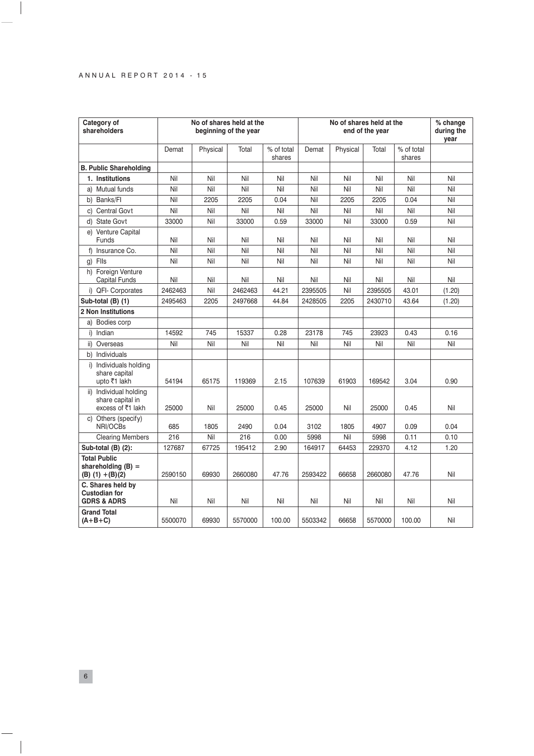| Category of shareholders | No of shares held at the beginning of the year | | | | No of shares held at the end of the year | | | | % change during the year |
|---|---|---|---|---|---|---|---|---|---|
| | Demat | Physical | Total | % of total shares | Demat | Physical | Total | % of total shares | |
| **B. Public Shareholding** | | | | | | | | | |
| **1. Institutions** | Nil | Nil | Nil | Nil | Nil | Nil | Nil | Nil | Nil |
| a) Mutual funds | Nil | Nil | Nil | Nil | Nil | Nil | Nil | Nil | Nil |
| b) Banks/FI | Nil | 2205 | 2205 | 0.04 | Nil | 2205 | 2205 | 0.04 | Nil |
| c) Central Govt | Nil | Nil | Nil | Nil | Nil | Nil | Nil | Nil | Nil |
| d) State Govt | 33000 | Nil | 33000 | 0.59 | 33000 | Nil | 33000 | 0.59 | Nil |
| e) Venture Capital Funds | Nil | Nil | Nil | Nil | Nil | Nil | Nil | Nil | Nil |
| f) Insurance Co. | Nil | Nil | Nil | Nil | Nil | Nil | Nil | Nil | Nil |
| g) FIIs | Nil | Nil | Nil | Nil | Nil | Nil | Nil | Nil | Nil |
| h) Foreign Venture Capital Funds | Nil | Nil | Nil | Nil | Nil | Nil | Nil | Nil | Nil |
| i) QFI- Corporates | 2462463 | Nil | 2462463 | 44.21 | 2395505 | Nil | 2395505 | 43.01 | (1.20) |
| **Sub-total (B) (1)** | 2495463 | 2205 | 2497668 | 44.84 | 2428505 | 2205 | 2430710 | 43.64 | (1.20) |
| **2 Non Institutions** | | | | | | | | | |
| a) Bodies corp | | | | | | | | | |
| i) Indian | 14592 | 745 | 15337 | 0.28 | 23178 | 745 | 23923 | 0.43 | 0.16 |
| ii) Overseas | Nil | Nil | Nil | Nil | Nil | Nil | Nil | Nil | Nil |
| b) Individuals | | | | | | | | | |
| i) Individuals holding share capital upto ₹1 lakh | 54194 | 65175 | 119369 | 2.15 | 107639 | 61903 | 169542 | 3.04 | 0.90 |
| ii) Individual holding share capital in excess of ₹1 lakh | 25000 | Nil | 25000 | 0.45 | 25000 | Nil | 25000 | 0.45 | Nil |
| c) Others (specify) NRI/OCBs | 685 | 1805 | 2490 | 0.04 | 3102 | 1805 | 4907 | 0.09 | 0.04 |
| Clearing Members | 216 | Nil | 216 | 0.00 | 5998 | Nil | 5998 | 0.11 | 0.10 |
| **Sub-total (B) (2):** | 127687 | 67725 | 195412 | 2.90 | 164917 | 64453 | 229370 | 4.12 | 1.20 |
| **Total Public shareholding (B) = (B) (1) +(B)(2)** | 2590150 | 69930 | 2660080 | 47.76 | 2593422 | 66658 | 2660080 | 47.76 | Nil |
| **C. Shares held by Custodian for GDRS & ADRS** | Nil | Nil | Nil | Nil | Nil | Nil | Nil | Nil | Nil |
| **Grand Total (A+B+C)** | 5500070 | 69930 | 5570000 | 100.00 | 5503342 | 66658 | 5570000 | 100.00 | Nil |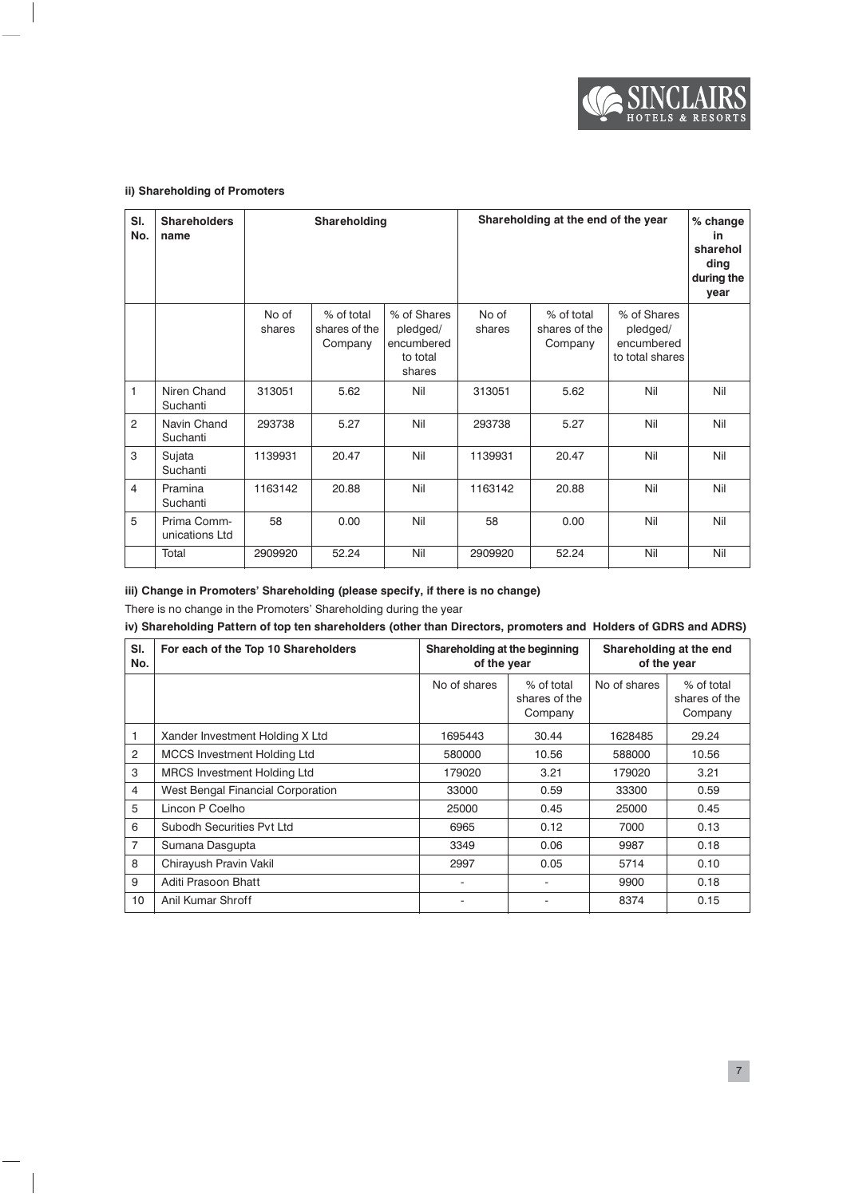#### ii) Shareholding of Promoters

| Sl. No. | Shareholders name | Shareholding | | | Shareholding at the end of the year | | | % change in shareholding during the year |
|---|---|---|---|---|---|---|---|---|
| | | No of shares | % of total shares of the Company | % of Shares pledged/ encumbered to total shares | No of shares | % of total shares of the Company | % of Shares pledged/ encumbered to total shares | |
| 1 | Niren Chand Suchanti | 313051 | 5.62 | Nil | 313051 | 5.62 | Nil | Nil |
| 2 | Navin Chand Suchanti | 293738 | 5.27 | Nil | 293738 | 5.27 | Nil | Nil |
| 3 | Sujata Suchanti | 1139931 | 20.47 | Nil | 1139931 | 20.47 | Nil | Nil |
| 4 | Pramina Suchanti | 1163142 | 20.88 | Nil | 1163142 | 20.88 | Nil | Nil |
| 5 | Prima Comm-unications Ltd | 58 | 0.00 | Nil | 58 | 0.00 | Nil | Nil |
| | Total | 2909920 | 52.24 | Nil | 2909920 | 52.24 | Nil | Nil |

#### iii) Change in Promoters' Shareholding (please specify, if there is no change)

There is no change in the Promoters' Shareholding during the year

#### iv) Shareholding Pattern of top ten shareholders (other than Directors, promoters and Holders of GDRS and ADRS)

| Sl. No. | For each of the Top 10 Shareholders | Shareholding at the beginning of the year | | Shareholding at the end of the year | |
|---|---|---|---|---|---|
| | | No of shares | % of total shares of the Company | No of shares | % of total shares of the Company |
| 1 | Xander Investment Holding X Ltd | 1695443 | 30.44 | 1628485 | 29.24 |
| 2 | MCCS Investment Holding Ltd | 580000 | 10.56 | 588000 | 10.56 |
| 3 | MRCS Investment Holding Ltd | 179020 | 3.21 | 179020 | 3.21 |
| 4 | West Bengal Financial Corporation | 33000 | 0.59 | 33300 | 0.59 |
| 5 | Lincon P Coelho | 25000 | 0.45 | 25000 | 0.45 |
| 6 | Subodh Securities Pvt Ltd | 6965 | 0.12 | 7000 | 0.13 |
| 7 | Sumana Dasgupta | 3349 | 0.06 | 9987 | 0.18 |
| 8 | Chirayush Pravin Vakil | 2997 | 0.05 | 5714 | 0.10 |
| 9 | Aditi Prasoon Bhatt | - | - | 9900 | 0.18 |
| 10 | Anil Kumar Shroff | - | - | 8374 | 0.15 |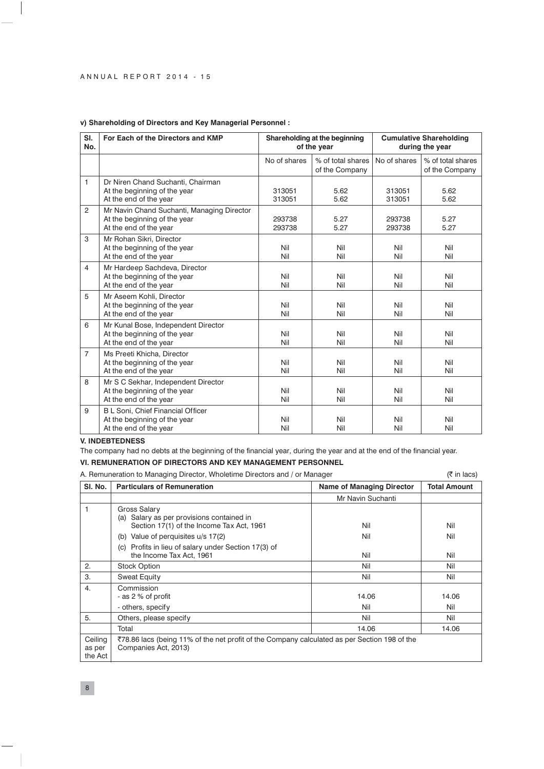### v) Shareholding of Directors and Key Managerial Personnel :

| Sl. No. | For Each of the Directors and KMP | Shareholding at the beginning of the year | | Cumulative Shareholding during the year | |
|---|---|---|---|---|---|
| | | No of shares | % of total shares of the Company | No of shares | % of total shares of the Company |
| 1 | Dr Niren Chand Suchanti, Chairman | | | | |
| | At the beginning of the year | 313051 | 5.62 | 313051 | 5.62 |
| | At the end of the year | 313051 | 5.62 | 313051 | 5.62 |
| 2 | Mr Navin Chand Suchanti, Managing Director | | | | |
| | At the beginning of the year | 293738 | 5.27 | 293738 | 5.27 |
| | At the end of the year | 293738 | 5.27 | 293738 | 5.27 |
| 3 | Mr Rohan Sikri, Director | | | | |
| | At the beginning of the year | Nil | Nil | Nil | Nil |
| | At the end of the year | Nil | Nil | Nil | Nil |
| 4 | Mr Hardeep Sachdeva, Director | | | | |
| | At the beginning of the year | Nil | Nil | Nil | Nil |
| | At the end of the year | Nil | Nil | Nil | Nil |
| 5 | Mr Aseem Kohli, Director | | | | |
| | At the beginning of the year | Nil | Nil | Nil | Nil |
| | At the end of the year | Nil | Nil | Nil | Nil |
| 6 | Mr Kunal Bose, Independent Director | | | | |
| | At the beginning of the year | Nil | Nil | Nil | Nil |
| | At the end of the year | Nil | Nil | Nil | Nil |
| 7 | Ms Preeti Khicha, Director | | | | |
| | At the beginning of the year | Nil | Nil | Nil | Nil |
| | At the end of the year | Nil | Nil | Nil | Nil |
| 8 | Mr S C Sekhar, Independent Director | | | | |
| | At the beginning of the year | Nil | Nil | Nil | Nil |
| | At the end of the year | Nil | Nil | Nil | Nil |
| 9 | B L Soni, Chief Financial Officer | | | | |
| | At the beginning of the year | Nil | Nil | Nil | Nil |
| | At the end of the year | Nil | Nil | Nil | Nil |

### V. INDEBTEDNESS

The company had no debts at the beginning of the financial year, during the year and at the end of the financial year.

### VI. REMUNERATION OF DIRECTORS AND KEY MANAGEMENT PERSONNEL

A. Remuneration to Managing Director, Wholetime Directors and / or Manager (₹ in lacs)

| Sl. No. | Particulars of Remuneration | Name of Managing Director | Total Amount |
|---|---|---|---|
| | | Mr Navin Suchanti | |
| 1 | Gross Salary | | |
| | (a) Salary as per provisions contained in Section 17(1) of the Income Tax Act, 1961 | Nil | Nil |
| | (b) Value of perquisites u/s 17(2) | Nil | Nil |
| | (c) Profits in lieu of salary under Section 17(3) of the Income Tax Act, 1961 | Nil | Nil |
| 2. | Stock Option | Nil | Nil |
| 3. | Sweat Equity | Nil | Nil |
| 4. | Commission | | |
| | - as 2 % of profit | 14.06 | 14.06 |
| | - others, specify | Nil | Nil |
| 5. | Others, please specify | Nil | Nil |
| | Total | 14.06 | 14.06 |
| Ceiling as per the Act | ₹78.86 lacs (being 11% of the net profit of the Company calculated as per Section 198 of the Companies Act, 2013) | | |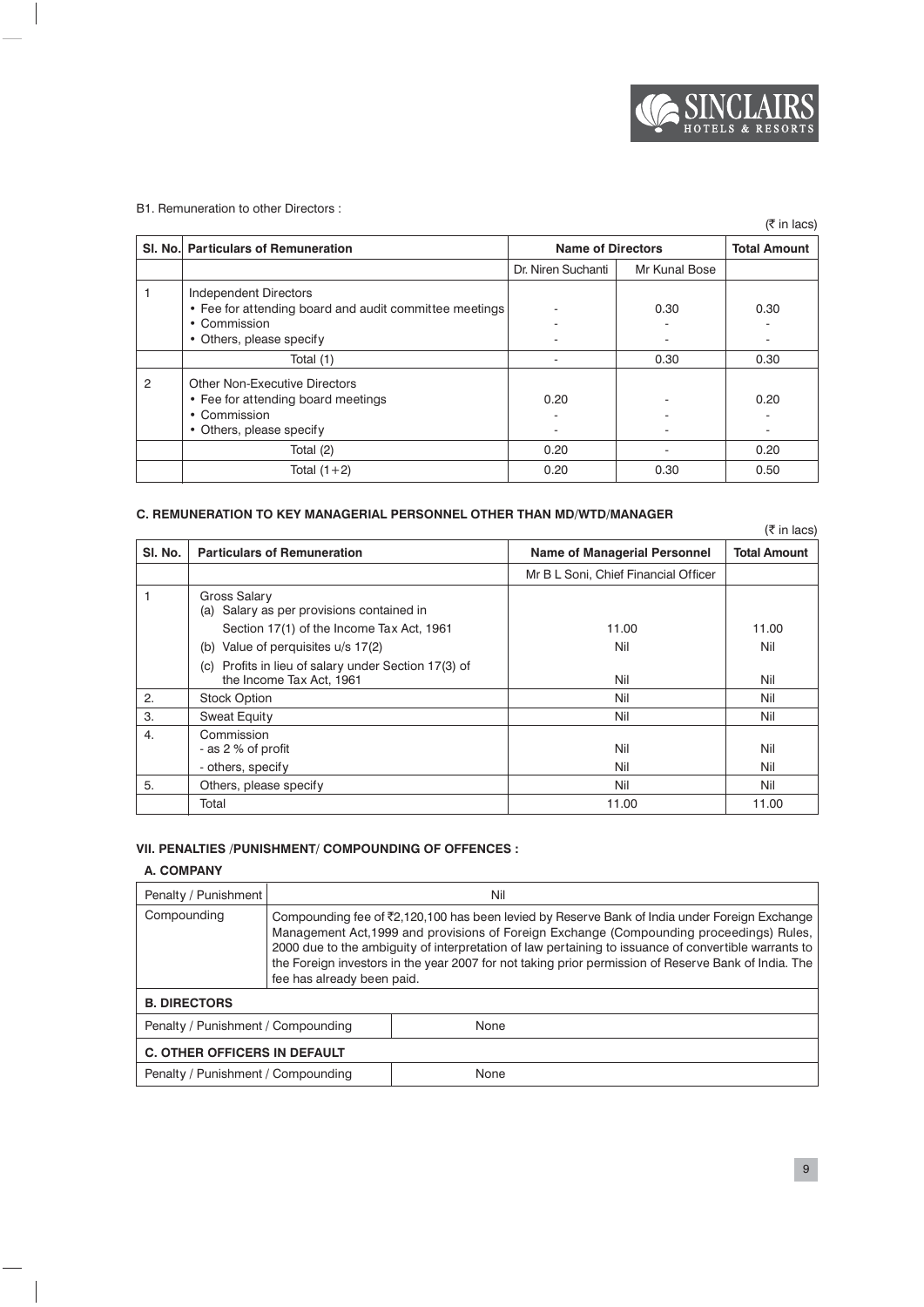B1. Remuneration to other Directors :

(₹ in lacs)

| Sl. No. | Particulars of Remuneration | Name of Directors | | Total Amount |
|---|---|---|---|---|
| | | Dr. Niren Suchanti | Mr Kunal Bose | |
| 1 | Independent Directors<br>• Fee for attending board and audit committee meetings<br>• Commission<br>• Others, please specify | -<br>-<br>- | 0.30<br>-<br>- | 0.30<br>-<br>- |
| | Total (1) | - | 0.30 | 0.30 |
| 2 | Other Non-Executive Directors<br>• Fee for attending board meetings<br>• Commission<br>• Others, please specify | 0.20<br>-<br>- | -<br>-<br>- | 0.20<br>-<br>- |
| | Total (2) | 0.20 | - | 0.20 |
| | Total (1+2) | 0.20 | 0.30 | 0.50 |

**C. REMUNERATION TO KEY MANAGERIAL PERSONNEL OTHER THAN MD/WTD/MANAGER**

(₹ in lacs)

| Sl. No. | Particulars of Remuneration | Name of Managerial Personnel | Total Amount |
|---|---|---|---|
| | | Mr B L Soni, Chief Financial Officer | |
| 1 | Gross Salary<br>(a) Salary as per provisions contained in Section 17(1) of the Income Tax Act, 1961<br>(b) Value of perquisites u/s 17(2)<br>(c) Profits in lieu of salary under Section 17(3) of the Income Tax Act, 1961 | 11.00<br>Nil<br>Nil | 11.00<br>Nil<br>Nil |
| 2. | Stock Option | Nil | Nil |
| 3. | Sweat Equity | Nil | Nil |
| 4. | Commission<br>- as 2 % of profit<br>- others, specify | Nil<br>Nil | Nil<br>Nil |
| 5. | Others, please specify | Nil | Nil |
| | Total | 11.00 | 11.00 |

**VII. PENALTIES /PUNISHMENT/ COMPOUNDING OF OFFENCES :**

**A. COMPANY**

| | |
|---|---|
| Penalty / Punishment | Nil |
| Compounding | Compounding fee of ₹2,120,100 has been levied by Reserve Bank of India under Foreign Exchange Management Act,1999 and provisions of Foreign Exchange (Compounding proceedings) Rules, 2000 due to the ambiguity of interpretation of law pertaining to issuance of convertible warrants to the Foreign investors in the year 2007 for not taking prior permission of Reserve Bank of India. The fee has already been paid. |

**B. DIRECTORS**

| | |
|---|---|
| Penalty / Punishment / Compounding | None |

**C. OTHER OFFICERS IN DEFAULT**

| | |
|---|---|
| Penalty / Punishment / Compounding | None |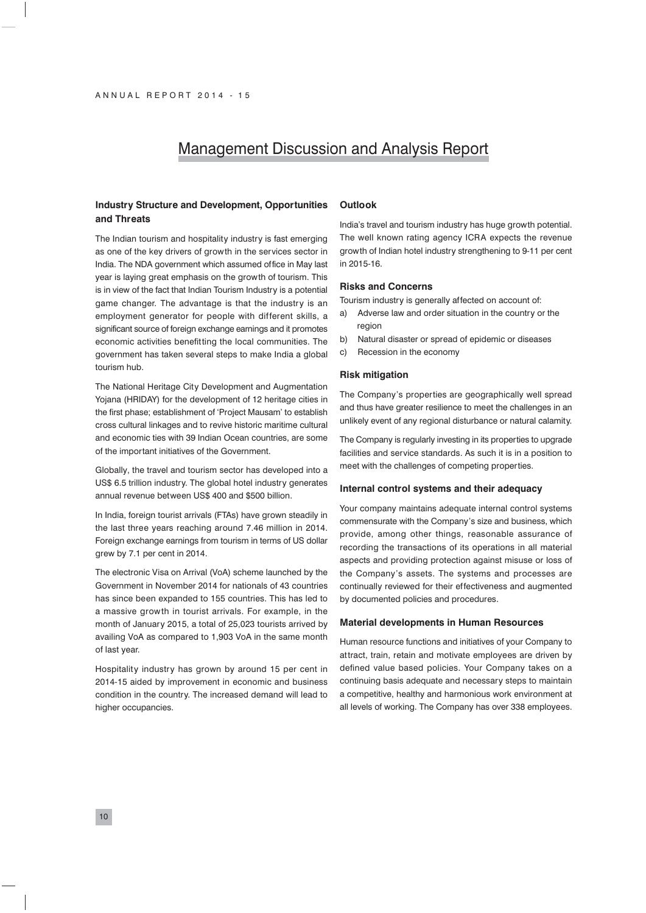# Management Discussion and Analysis Report

### Industry Structure and Development, Opportunities and Threats

The Indian tourism and hospitality industry is fast emerging as one of the key drivers of growth in the services sector in India. The NDA government which assumed office in May last year is laying great emphasis on the growth of tourism. This is in view of the fact that Indian Tourism Industry is a potential game changer. The advantage is that the industry is an employment generator for people with different skills, a significant source of foreign exchange earnings and it promotes economic activities benefitting the local communities. The government has taken several steps to make India a global tourism hub.

The National Heritage City Development and Augmentation Yojana (HRIDAY) for the development of 12 heritage cities in the first phase; establishment of 'Project Mausam' to establish cross cultural linkages and to revive historic maritime cultural and economic ties with 39 Indian Ocean countries, are some of the important initiatives of the Government.

Globally, the travel and tourism sector has developed into a US$ 6.5 trillion industry. The global hotel industry generates annual revenue between US$ 400 and $500 billion.

In India, foreign tourist arrivals (FTAs) have grown steadily in the last three years reaching around 7.46 million in 2014. Foreign exchange earnings from tourism in terms of US dollar grew by 7.1 per cent in 2014.

The electronic Visa on Arrival (VoA) scheme launched by the Government in November 2014 for nationals of 43 countries has since been expanded to 155 countries. This has led to a massive growth in tourist arrivals. For example, in the month of January 2015, a total of 25,023 tourists arrived by availing VoA as compared to 1,903 VoA in the same month of last year.

Hospitality industry has grown by around 15 per cent in 2014-15 aided by improvement in economic and business condition in the country. The increased demand will lead to higher occupancies.

### Outlook

India's travel and tourism industry has huge growth potential. The well known rating agency ICRA expects the revenue growth of Indian hotel industry strengthening to 9-11 per cent in 2015-16.

### Risks and Concerns

Tourism industry is generally affected on account of:

a) Adverse law and order situation in the country or the region
b) Natural disaster or spread of epidemic or diseases
c) Recession in the economy

### Risk mitigation

The Company's properties are geographically well spread and thus have greater resilience to meet the challenges in an unlikely event of any regional disturbance or natural calamity.

The Company is regularly investing in its properties to upgrade facilities and service standards. As such it is in a position to meet with the challenges of competing properties.

### Internal control systems and their adequacy

Your company maintains adequate internal control systems commensurate with the Company's size and business, which provide, among other things, reasonable assurance of recording the transactions of its operations in all material aspects and providing protection against misuse or loss of the Company's assets. The systems and processes are continually reviewed for their effectiveness and augmented by documented policies and procedures.

### Material developments in Human Resources

Human resource functions and initiatives of your Company to attract, train, retain and motivate employees are driven by defined value based policies. Your Company takes on a continuing basis adequate and necessary steps to maintain a competitive, healthy and harmonious work environment at all levels of working. The Company has over 338 employees.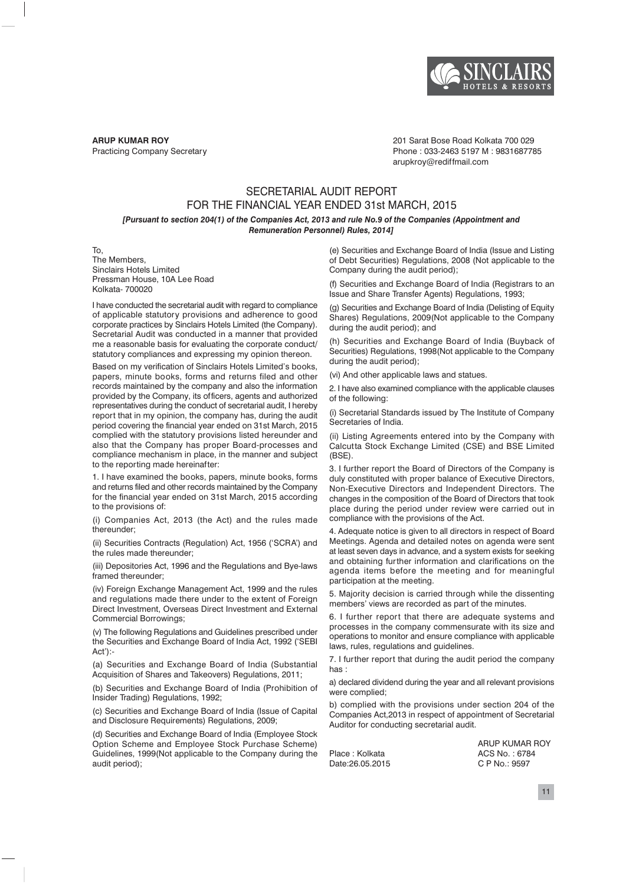**ARUP KUMAR ROY**
Practicing Company Secretary

201 Sarat Bose Road Kolkata 700 029
Phone : 033-2463 5197 M : 9831687785
arupkroy@rediffmail.com

## SECRETARIAL AUDIT REPORT
## FOR THE FINANCIAL YEAR ENDED 31st MARCH, 2015

***[Pursuant to section 204(1) of the Companies Act, 2013 and rule No.9 of the Companies (Appointment and Remuneration Personnel) Rules, 2014]***

To,
The Members,
Sinclairs Hotels Limited
Pressman House, 10A Lee Road
Kolkata- 700020

I have conducted the secretarial audit with regard to compliance of applicable statutory provisions and adherence to good corporate practices by Sinclairs Hotels Limited (the Company). Secretarial Audit was conducted in a manner that provided me a reasonable basis for evaluating the corporate conduct/ statutory compliances and expressing my opinion thereon.

Based on my verification of Sinclairs Hotels Limited's books, papers, minute books, forms and returns filed and other records maintained by the company and also the information provided by the Company, its officers, agents and authorized representatives during the conduct of secretarial audit, I hereby report that in my opinion, the company has, during the audit period covering the financial year ended on 31st March, 2015 complied with the statutory provisions listed hereunder and also that the Company has proper Board-processes and compliance mechanism in place, in the manner and subject to the reporting made hereinafter:

1. I have examined the books, papers, minute books, forms and returns filed and other records maintained by the Company for the financial year ended on 31st March, 2015 according to the provisions of:

(i) Companies Act, 2013 (the Act) and the rules made thereunder;

(ii) Securities Contracts (Regulation) Act, 1956 ('SCRA') and the rules made thereunder;

(iii) Depositories Act, 1996 and the Regulations and Bye-laws framed thereunder;

(iv) Foreign Exchange Management Act, 1999 and the rules and regulations made there under to the extent of Foreign Direct Investment, Overseas Direct Investment and External Commercial Borrowings;

(v) The following Regulations and Guidelines prescribed under the Securities and Exchange Board of India Act, 1992 ('SEBI Act'):-

(a) Securities and Exchange Board of India (Substantial Acquisition of Shares and Takeovers) Regulations, 2011;

(b) Securities and Exchange Board of India (Prohibition of Insider Trading) Regulations, 1992;

(c) Securities and Exchange Board of India (Issue of Capital and Disclosure Requirements) Regulations, 2009;

(d) Securities and Exchange Board of India (Employee Stock Option Scheme and Employee Stock Purchase Scheme) Guidelines, 1999(Not applicable to the Company during the audit period);

(e) Securities and Exchange Board of India (Issue and Listing of Debt Securities) Regulations, 2008 (Not applicable to the Company during the audit period);

(f) Securities and Exchange Board of India (Registrars to an Issue and Share Transfer Agents) Regulations, 1993;

(g) Securities and Exchange Board of India (Delisting of Equity Shares) Regulations, 2009(Not applicable to the Company during the audit period); and

(h) Securities and Exchange Board of India (Buyback of Securities) Regulations, 1998(Not applicable to the Company during the audit period);

(vi) And other applicable laws and statues.

2. I have also examined compliance with the applicable clauses of the following:

(i) Secretarial Standards issued by The Institute of Company Secretaries of India.

(ii) Listing Agreements entered into by the Company with Calcutta Stock Exchange Limited (CSE) and BSE Limited (BSE).

3. I further report the Board of Directors of the Company is duly constituted with proper balance of Executive Directors, Non-Executive Directors and Independent Directors. The changes in the composition of the Board of Directors that took place during the period under review were carried out in compliance with the provisions of the Act.

4. Adequate notice is given to all directors in respect of Board Meetings. Agenda and detailed notes on agenda were sent at least seven days in advance, and a system exists for seeking and obtaining further information and clarifications on the agenda items before the meeting and for meaningful participation at the meeting.

5. Majority decision is carried through while the dissenting members' views are recorded as part of the minutes.

6. I further report that there are adequate systems and processes in the company commensurate with its size and operations to monitor and ensure compliance with applicable laws, rules, regulations and guidelines.

7. I further report that during the audit period the company has :

a) declared dividend during the year and all relevant provisions were complied;

b) complied with the provisions under section 204 of the Companies Act,2013 in respect of appointment of Secretarial Auditor for conducting secretarial audit.

Place : Kolkata
Date:26.05.2015

ARUP KUMAR ROY
ACS No. : 6784
C P No.: 9597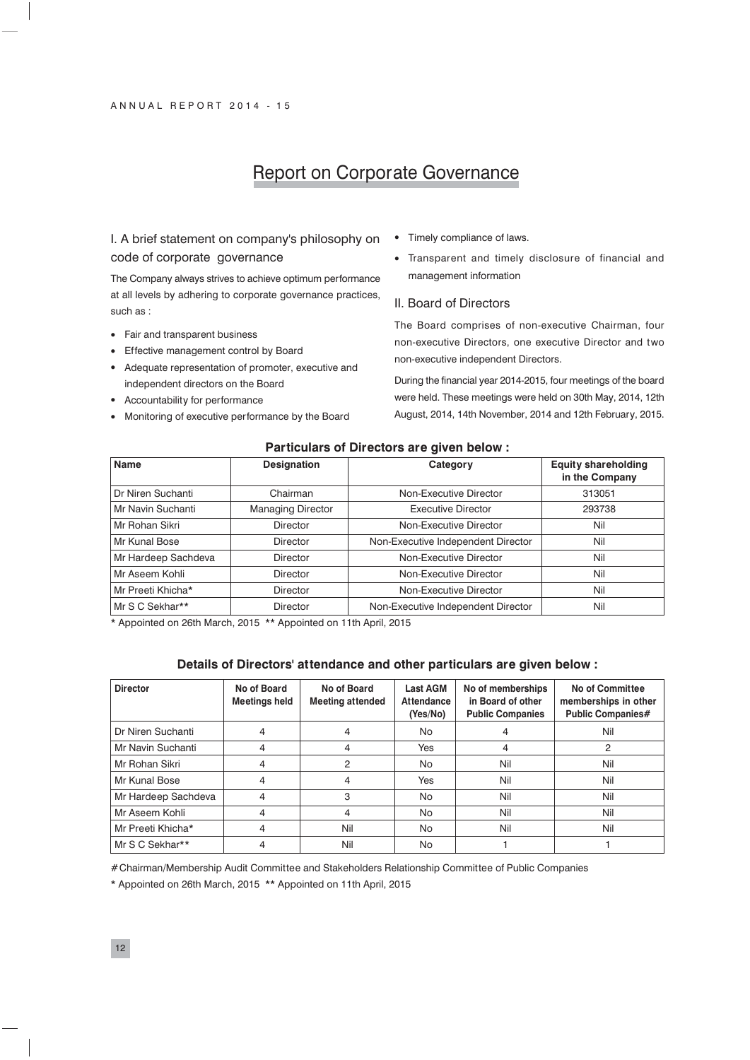# Report on Corporate Governance

## I. A brief statement on company's philosophy on code of corporate governance

The Company always strives to achieve optimum performance at all levels by adhering to corporate governance practices, such as :

- Fair and transparent business
- Effective management control by Board
- Adequate representation of promoter, executive and independent directors on the Board
- Accountability for performance
- Monitoring of executive performance by the Board
- Timely compliance of laws.
- Transparent and timely disclosure of financial and management information

## II. Board of Directors

The Board comprises of non-executive Chairman, four non-executive Directors, one executive Director and two non-executive independent Directors.

During the financial year 2014-2015, four meetings of the board were held. These meetings were held on 30th May, 2014, 12th August, 2014, 14th November, 2014 and 12th February, 2015.

**Particulars of Directors are given below :**

| Name | Designation | Category | Equity shareholding in the Company |
|---|---|---|---|
| Dr Niren Suchanti | Chairman | Non-Executive Director | 313051 |
| Mr Navin Suchanti | Managing Director | Executive Director | 293738 |
| Mr Rohan Sikri | Director | Non-Executive Director | Nil |
| Mr Kunal Bose | Director | Non-Executive Independent Director | Nil |
| Mr Hardeep Sachdeva | Director | Non-Executive Director | Nil |
| Mr Aseem Kohli | Director | Non-Executive Director | Nil |
| Mr Preeti Khicha* | Director | Non-Executive Director | Nil |
| Mr S C Sekhar** | Director | Non-Executive Independent Director | Nil |

\* Appointed on 26th March, 2015 ** Appointed on 11th April, 2015

**Details of Directors' attendance and other particulars are given below :**

| Director | No of Board Meetings held | No of Board Meeting attended | Last AGM Attendance (Yes/No) | No of memberships in Board of other Public Companies | No of Committee memberships in other Public Companies# |
|---|---|---|---|---|---|
| Dr Niren Suchanti | 4 | 4 | No | 4 | Nil |
| Mr Navin Suchanti | 4 | 4 | Yes | 4 | 2 |
| Mr Rohan Sikri | 4 | 2 | No | Nil | Nil |
| Mr Kunal Bose | 4 | 4 | Yes | Nil | Nil |
| Mr Hardeep Sachdeva | 4 | 3 | No | Nil | Nil |
| Mr Aseem Kohli | 4 | 4 | No | Nil | Nil |
| Mr Preeti Khicha* | 4 | Nil | No | Nil | Nil |
| Mr S C Sekhar** | 4 | Nil | No | 1 | 1 |

# Chairman/Membership Audit Committee and Stakeholders Relationship Committee of Public Companies

\* Appointed on 26th March, 2015 ** Appointed on 11th April, 2015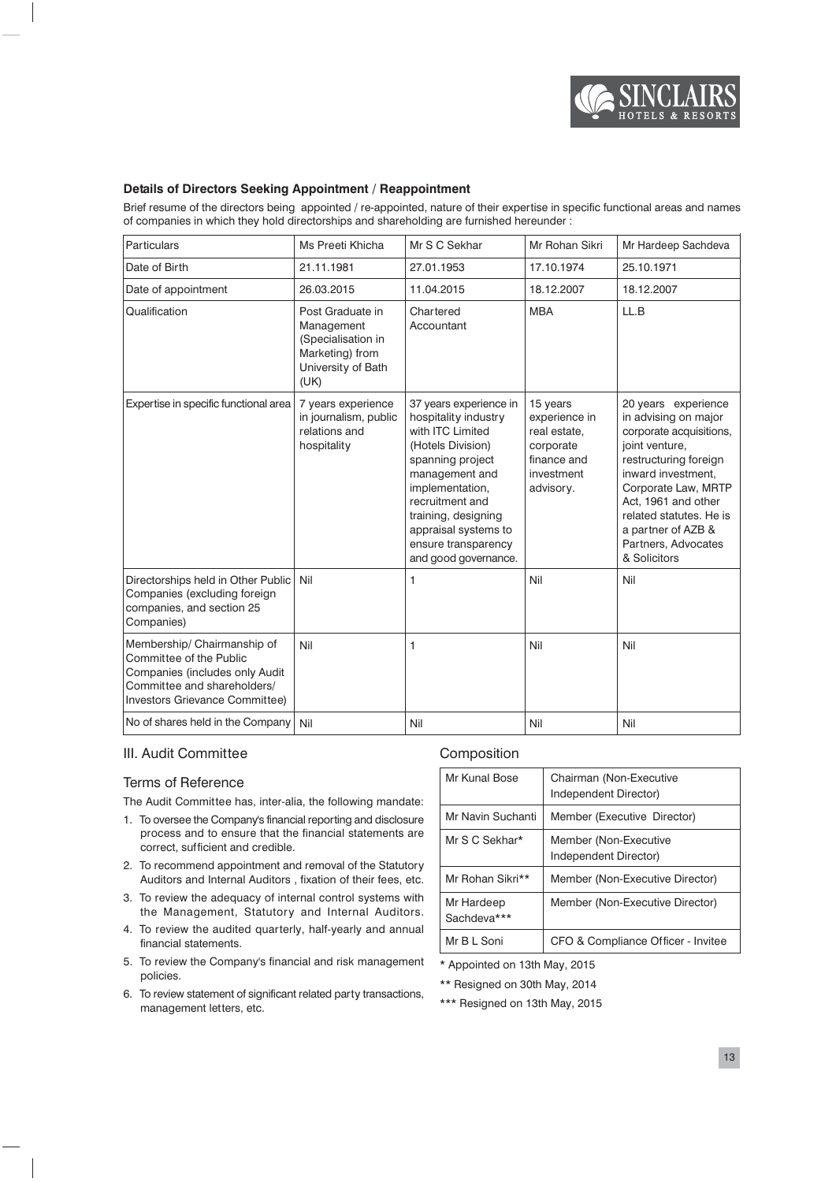### Details of Directors Seeking Appointment / Reappointment

Brief resume of the directors being appointed / re-appointed, nature of their expertise in specific functional areas and names of companies in which they hold directorships and shareholding are furnished hereunder :

| Particulars | Ms Preeti Khicha | Mr S C Sekhar | Mr Rohan Sikri | Mr Hardeep Sachdeva |
|---|---|---|---|---|
| Date of Birth | 21.11.1981 | 27.01.1953 | 17.10.1974 | 25.10.1971 |
| Date of appointment | 26.03.2015 | 11.04.2015 | 18.12.2007 | 18.12.2007 |
| Qualification | Post Graduate in Management (Specialisation in Marketing) from University of Bath (UK) | Chartered Accountant | MBA | LL.B |
| Expertise in specific functional area | 7 years experience in journalism, public relations and hospitality | 37 years experience in hospitality industry with ITC Limited (Hotels Division) spanning project management and implementation, recruitment and training, designing appraisal systems to ensure transparency and good governance. | 15 years experience in real estate, corporate finance and investment advisory. | 20 years experience in advising on major corporate acquisitions, joint venture, restructuring foreign inward investment, Corporate Law, MRTP Act, 1961 and other related statutes. He is a partner of AZB & Partners, Advocates & Solicitors |
| Directorships held in Other Public Companies (excluding foreign companies, and section 25 Companies) | Nil | 1 | Nil | Nil |
| Membership/ Chairmanship of Committee of the Public Companies (includes only Audit Committee and shareholders/ Investors Grievance Committee) | Nil | 1 | Nil | Nil |
| No of shares held in the Company | Nil | Nil | Nil | Nil |

## III. Audit Committee

### Terms of Reference

The Audit Committee has, inter-alia, the following mandate:

1. To oversee the Company's financial reporting and disclosure process and to ensure that the financial statements are correct, sufficient and credible.
2. To recommend appointment and removal of the Statutory Auditors and Internal Auditors , fixation of their fees, etc.
3. To review the adequacy of internal control systems with the Management, Statutory and Internal Auditors.
4. To review the audited quarterly, half-yearly and annual financial statements.
5. To review the Company's financial and risk management policies.
6. To review statement of significant related party transactions, management letters, etc.

### Composition

| | |
|---|---|
| Mr Kunal Bose | Chairman (Non-Executive Independent Director) |
| Mr Navin Suchanti | Member (Executive Director) |
| Mr S C Sekhar* | Member (Non-Executive Independent Director) |
| Mr Rohan Sikri** | Member (Non-Executive Director) |
| Mr Hardeep Sachdeva*** | Member (Non-Executive Director) |
| Mr B L Soni | CFO & Compliance Officer - Invitee |

\* Appointed on 13th May, 2015

\** Resigned on 30th May, 2014

\*** Resigned on 13th May, 2015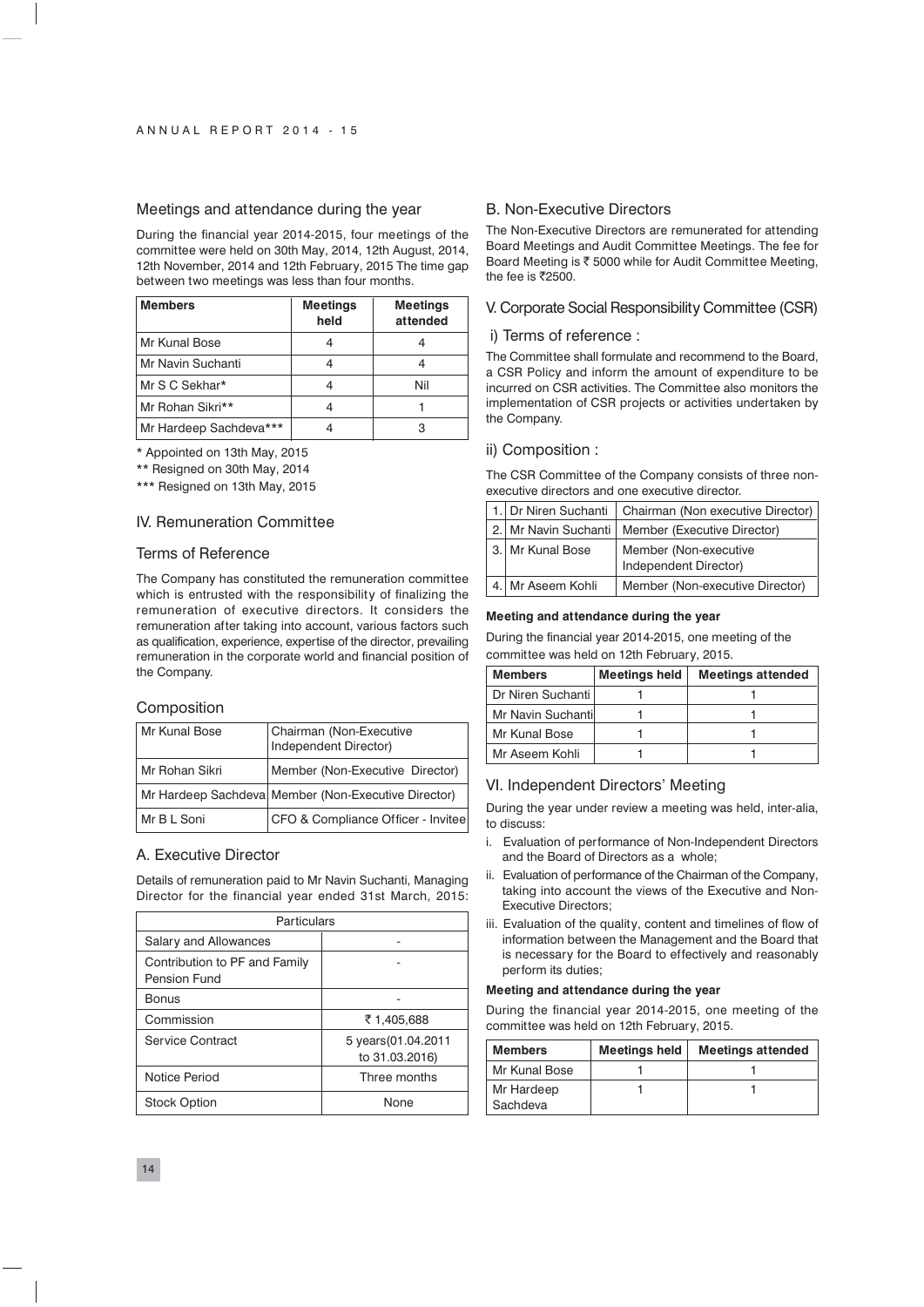## Meetings and attendance during the year

During the financial year 2014-2015, four meetings of the committee were held on 30th May, 2014, 12th August, 2014, 12th November, 2014 and 12th February, 2015 The time gap between two meetings was less than four months.

| Members | Meetings held | Meetings attended |
|---|---|---|
| Mr Kunal Bose | 4 | 4 |
| Mr Navin Suchanti | 4 | 4 |
| Mr S C Sekhar* | 4 | Nil |
| Mr Rohan Sikri** | 4 | 1 |
| Mr Hardeep Sachdeva*** | 4 | 3 |

* Appointed on 13th May, 2015

** Resigned on 30th May, 2014

*** Resigned on 13th May, 2015

## IV. Remuneration Committee

### Terms of Reference

The Company has constituted the remuneration committee which is entrusted with the responsibility of finalizing the remuneration of executive directors. It considers the remuneration after taking into account, various factors such as qualification, experience, expertise of the director, prevailing remuneration in the corporate world and financial position of the Company.

### Composition

| | |
|---|---|
| Mr Kunal Bose | Chairman (Non-Executive Independent Director) |
| Mr Rohan Sikri | Member (Non-Executive Director) |
| Mr Hardeep Sachdeva | Member (Non-Executive Director) |
| Mr B L Soni | CFO & Compliance Officer - Invitee |

### A. Executive Director

Details of remuneration paid to Mr Navin Suchanti, Managing Director for the financial year ended 31st March, 2015:

| Particulars | |
|---|---|
| Salary and Allowances | - |
| Contribution to PF and Family Pension Fund | - |
| Bonus | - |
| Commission | ₹ 1,405,688 |
| Service Contract | 5 years(01.04.2011 to 31.03.2016) |
| Notice Period | Three months |
| Stock Option | None |

### B. Non-Executive Directors

The Non-Executive Directors are remunerated for attending Board Meetings and Audit Committee Meetings. The fee for Board Meeting is ₹ 5000 while for Audit Committee Meeting, the fee is ₹2500.

## V. Corporate Social Responsibility Committee (CSR)

### i) Terms of reference :

The Committee shall formulate and recommend to the Board, a CSR Policy and inform the amount of expenditure to be incurred on CSR activities. The Committee also monitors the implementation of CSR projects or activities undertaken by the Company.

### ii) Composition :

The CSR Committee of the Company consists of three non-executive directors and one executive director.

| | | |
|---|---|---|
| 1. | Dr Niren Suchanti | Chairman (Non executive Director) |
| 2. | Mr Navin Suchanti | Member (Executive Director) |
| 3. | Mr Kunal Bose | Member (Non-executive Independent Director) |
| 4. | Mr Aseem Kohli | Member (Non-executive Director) |

**Meeting and attendance during the year**

During the financial year 2014-2015, one meeting of the committee was held on 12th February, 2015.

| Members | Meetings held | Meetings attended |
|---|---|---|
| Dr Niren Suchanti | 1 | 1 |
| Mr Navin Suchanti | 1 | 1 |
| Mr Kunal Bose | 1 | 1 |
| Mr Aseem Kohli | 1 | 1 |

## VI. Independent Directors' Meeting

During the year under review a meeting was held, inter-alia, to discuss:

i. Evaluation of performance of Non-Independent Directors and the Board of Directors as a whole;

ii. Evaluation of performance of the Chairman of the Company, taking into account the views of the Executive and Non-Executive Directors;

iii. Evaluation of the quality, content and timelines of flow of information between the Management and the Board that is necessary for the Board to effectively and reasonably perform its duties;

**Meeting and attendance during the year**

During the financial year 2014-2015, one meeting of the committee was held on 12th February, 2015.

| Members | Meetings held | Meetings attended |
|---|---|---|
| Mr Kunal Bose | 1 | 1 |
| Mr Hardeep Sachdeva | 1 | 1 |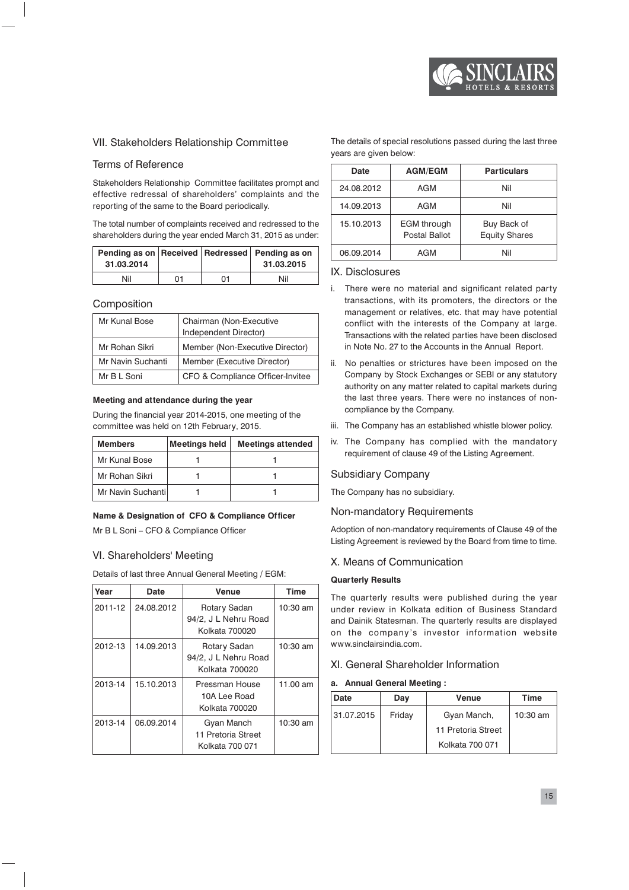## VII. Stakeholders Relationship Committee

### Terms of Reference

Stakeholders Relationship Committee facilitates prompt and effective redressal of shareholders' complaints and the reporting of the same to the Board periodically.

The total number of complaints received and redressed to the shareholders during the year ended March 31, 2015 as under:

| Pending as on 31.03.2014 | Received | Redressed | Pending as on 31.03.2015 |
|---|---|---|---|
| Nil | 01 | 01 | Nil |

### Composition

| | |
|---|---|
| Mr Kunal Bose | Chairman (Non-Executive Independent Director) |
| Mr Rohan Sikri | Member (Non-Executive Director) |
| Mr Navin Suchanti | Member (Executive Director) |
| Mr B L Soni | CFO & Compliance Officer-Invitee |

**Meeting and attendance during the year**

During the financial year 2014-2015, one meeting of the committee was held on 12th February, 2015.

| Members | Meetings held | Meetings attended |
|---|---|---|
| Mr Kunal Bose | 1 | 1 |
| Mr Rohan Sikri | 1 | 1 |
| Mr Navin Suchanti | 1 | 1 |

**Name & Designation of CFO & Compliance Officer**

Mr B L Soni – CFO & Compliance Officer

## VI. Shareholders' Meeting

Details of last three Annual General Meeting / EGM:

| Year | Date | Venue | Time |
|---|---|---|---|
| 2011-12 | 24.08.2012 | Rotary Sadan 94/2, J L Nehru Road Kolkata 700020 | 10:30 am |
| 2012-13 | 14.09.2013 | Rotary Sadan 94/2, J L Nehru Road Kolkata 700020 | 10:30 am |
| 2013-14 | 15.10.2013 | Pressman House 10A Lee Road Kolkata 700020 | 11.00 am |
| 2013-14 | 06.09.2014 | Gyan Manch 11 Pretoria Street Kolkata 700 071 | 10:30 am |

The details of special resolutions passed during the last three years are given below:

| Date | AGM/EGM | Particulars |
|---|---|---|
| 24.08.2012 | AGM | Nil |
| 14.09.2013 | AGM | Nil |
| 15.10.2013 | EGM through Postal Ballot | Buy Back of Equity Shares |
| 06.09.2014 | AGM | Nil |

## IX. Disclosures

i. There were no material and significant related party transactions, with its promoters, the directors or the management or relatives, etc. that may have potential conflict with the interests of the Company at large. Transactions with the related parties have been disclosed in Note No. 27 to the Accounts in the Annual Report.

ii. No penalties or strictures have been imposed on the Company by Stock Exchanges or SEBI or any statutory authority on any matter related to capital markets during the last three years. There were no instances of non-compliance by the Company.

iii. The Company has an established whistle blower policy.

iv. The Company has complied with the mandatory requirement of clause 49 of the Listing Agreement.

### Subsidiary Company

The Company has no subsidiary.

### Non-mandatory Requirements

Adoption of non-mandatory requirements of Clause 49 of the Listing Agreement is reviewed by the Board from time to time.

## X. Means of Communication

**Quarterly Results**

The quarterly results were published during the year under review in Kolkata edition of Business Standard and Dainik Statesman. The quarterly results are displayed on the company's investor information website www.sinclairsindia.com.

## XI. General Shareholder Information

**a. Annual General Meeting :**

| Date | Day | Venue | Time |
|---|---|---|---|
| 31.07.2015 | Friday | Gyan Manch, 11 Pretoria Street Kolkata 700 071 | 10:30 am |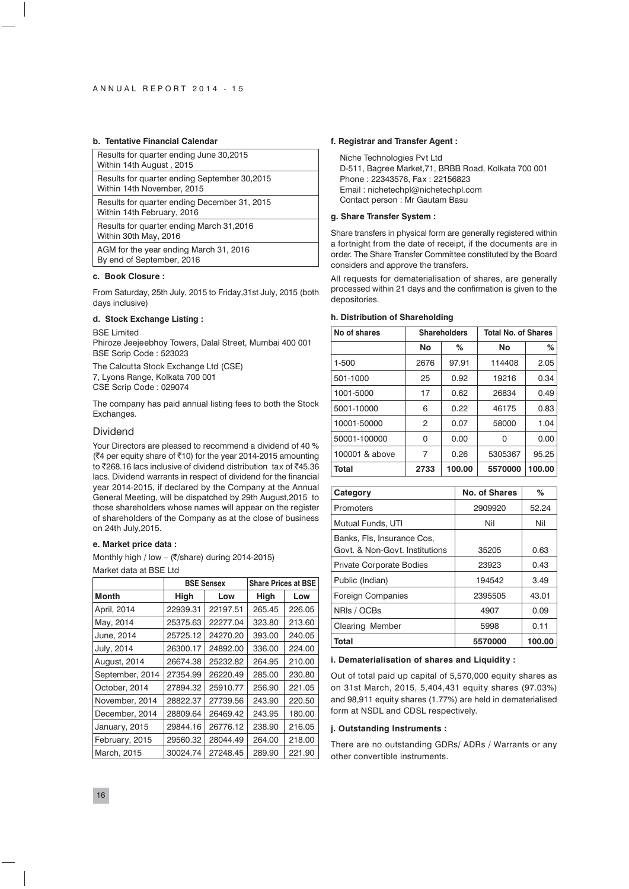**b. Tentative Financial Calendar**

| |
|---|
| Results for quarter ending June 30,2015 Within 14th August , 2015 |
| Results for quarter ending September 30,2015 Within 14th November, 2015 |
| Results for quarter ending December 31, 2015 Within 14th February, 2016 |
| Results for quarter ending March 31,2016 Within 30th May, 2016 |
| AGM for the year ending March 31, 2016 By end of September, 2016 |

**c. Book Closure :**

From Saturday, 25th July, 2015 to Friday,31st July, 2015 (both days inclusive)

**d. Stock Exchange Listing :**

BSE Limited
Phiroze Jeejeebhoy Towers, Dalal Street, Mumbai 400 001
BSE Scrip Code : 523023

The Calcutta Stock Exchange Ltd (CSE)
7, Lyons Range, Kolkata 700 001
CSE Scrip Code : 029074

The company has paid annual listing fees to both the Stock Exchanges.

## Dividend

Your Directors are pleased to recommend a dividend of 40 % (₹4 per equity share of ₹10) for the year 2014-2015 amounting to ₹268.16 lacs inclusive of dividend distribution tax of ₹45.36 lacs. Dividend warrants in respect of dividend for the financial year 2014-2015, if declared by the Company at the Annual General Meeting, will be dispatched by 29th August,2015 to those shareholders whose names will appear on the register of shareholders of the Company as at the close of business on 24th July,2015.

**e. Market price data :**

Monthly high / low – (₹/share) during 2014-2015)

Market data at BSE Ltd

| | BSE Sensex | | Share Prices at BSE | |
|---|---|---|---|---|
| **Month** | **High** | **Low** | **High** | **Low** |
| April, 2014 | 22939.31 | 22197.51 | 265.45 | 226.05 |
| May, 2014 | 25375.63 | 22277.04 | 323.80 | 213.60 |
| June, 2014 | 25725.12 | 24270.20 | 393.00 | 240.05 |
| July, 2014 | 26300.17 | 24892.00 | 336.00 | 224.00 |
| August, 2014 | 26674.38 | 25232.82 | 264.95 | 210.00 |
| September, 2014 | 27354.99 | 26220.49 | 285.00 | 230.80 |
| October, 2014 | 27894.32 | 25910.77 | 256.90 | 221.05 |
| November, 2014 | 28822.37 | 27739.56 | 243.90 | 220.50 |
| December, 2014 | 28809.64 | 26469.42 | 243.95 | 180.00 |
| January, 2015 | 29844.16 | 26776.12 | 238.90 | 216.05 |
| February, 2015 | 29560.32 | 28044.49 | 264.00 | 218.00 |
| March, 2015 | 30024.74 | 27248.45 | 289.90 | 221.90 |

**f. Registrar and Transfer Agent :**

Niche Technologies Pvt Ltd
D-511, Bagree Market,71, BRBB Road, Kolkata 700 001
Phone : 22343576, Fax : 22156823
Email : nichetechpl@nichetechpl.com
Contact person : Mr Gautam Basu

**g. Share Transfer System :**

Share transfers in physical form are generally registered within a fortnight from the date of receipt, if the documents are in order. The Share Transfer Committee constituted by the Board considers and approve the transfers.

All requests for dematerialisation of shares, are generally processed within 21 days and the confirmation is given to the depositories.

**h. Distribution of Shareholding**

| No of shares | Shareholders | | Total No. of Shares | |
|---|---|---|---|---|
| | **No** | **%** | **No** | **%** |
| 1-500 | 2676 | 97.91 | 114408 | 2.05 |
| 501-1000 | 25 | 0.92 | 19216 | 0.34 |
| 1001-5000 | 17 | 0.62 | 26834 | 0.49 |
| 5001-10000 | 6 | 0.22 | 46175 | 0.83 |
| 10001-50000 | 2 | 0.07 | 58000 | 1.04 |
| 50001-100000 | 0 | 0.00 | 0 | 0.00 |
| 100001 & above | 7 | 0.26 | 5305367 | 95.25 |
| **Total** | **2733** | **100.00** | **5570000** | **100.00** |

| Category | No. of Shares | % |
|---|---|---|
| Promoters | 2909920 | 52.24 |
| Mutual Funds, UTI | Nil | Nil |
| Banks, FIs, Insurance Cos, Govt. & Non-Govt. Institutions | 35205 | 0.63 |
| Private Corporate Bodies | 23923 | 0.43 |
| Public (Indian) | 194542 | 3.49 |
| Foreign Companies | 2395505 | 43.01 |
| NRIs / OCBs | 4907 | 0.09 |
| Clearing Member | 5998 | 0.11 |
| **Total** | **5570000** | **100.00** |

**i. Dematerialisation of shares and Liquidity :**

Out of total paid up capital of 5,570,000 equity shares as on 31st March, 2015, 5,404,431 equity shares (97.03%) and 98,911 equity shares (1.77%) are held in dematerialised form at NSDL and CDSL respectively.

**j. Outstanding Instruments :**

There are no outstanding GDRs/ ADRs / Warrants or any other convertible instruments.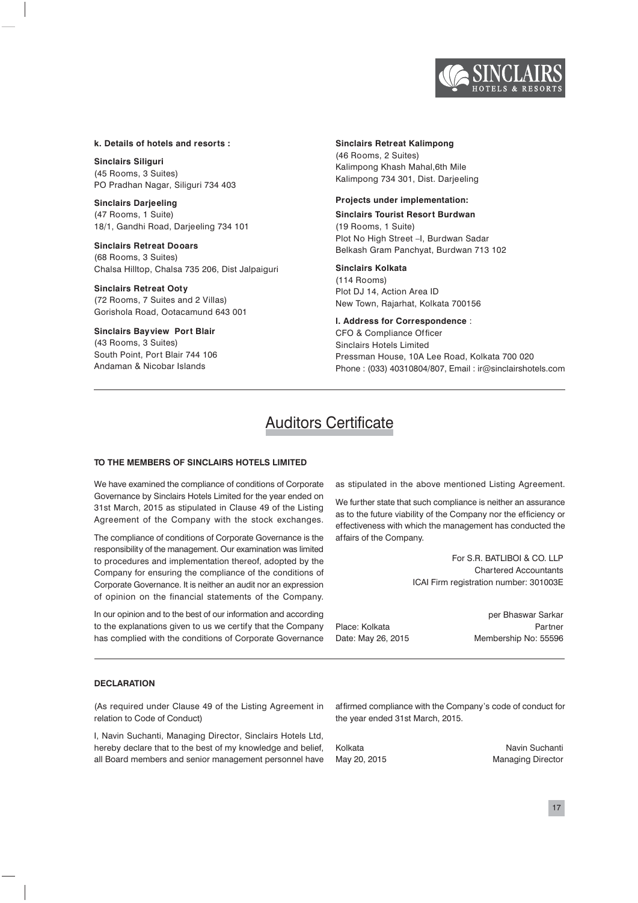**k. Details of hotels and resorts :**

**Sinclairs Siliguri**
(45 Rooms, 3 Suites)
PO Pradhan Nagar, Siliguri 734 403

**Sinclairs Darjeeling**
(47 Rooms, 1 Suite)
18/1, Gandhi Road, Darjeeling 734 101

**Sinclairs Retreat Dooars**
(68 Rooms, 3 Suites)
Chalsa Hilltop, Chalsa 735 206, Dist Jalpaiguri

**Sinclairs Retreat Ooty**
(72 Rooms, 7 Suites and 2 Villas)
Gorishola Road, Ootacamund 643 001

**Sinclairs Bayview Port Blair**
(43 Rooms, 3 Suites)
South Point, Port Blair 744 106
Andaman & Nicobar Islands

**Sinclairs Retreat Kalimpong**
(46 Rooms, 2 Suites)
Kalimpong Khash Mahal,6th Mile
Kalimpong 734 301, Dist. Darjeeling

**Projects under implementation:**

**Sinclairs Tourist Resort Burdwan**
(19 Rooms, 1 Suite)
Plot No High Street –I, Burdwan Sadar
Belkash Gram Panchyat, Burdwan 713 102

**Sinclairs Kolkata**
(114 Rooms)
Plot DJ 14, Action Area ID
New Town, Rajarhat, Kolkata 700156

**l. Address for Correspondence** :
CFO & Compliance Officer
Sinclairs Hotels Limited
Pressman House, 10A Lee Road, Kolkata 700 020
Phone : (033) 40310804/807, Email : ir@sinclairshotels.com

# Auditors Certificate

**TO THE MEMBERS OF SINCLAIRS HOTELS LIMITED**

We have examined the compliance of conditions of Corporate Governance by Sinclairs Hotels Limited for the year ended on 31st March, 2015 as stipulated in Clause 49 of the Listing Agreement of the Company with the stock exchanges.

The compliance of conditions of Corporate Governance is the responsibility of the management. Our examination was limited to procedures and implementation thereof, adopted by the Company for ensuring the compliance of the conditions of Corporate Governance. It is neither an audit nor an expression of opinion on the financial statements of the Company.

In our opinion and to the best of our information and according to the explanations given to us we certify that the Company has complied with the conditions of Corporate Governance as stipulated in the above mentioned Listing Agreement.

We further state that such compliance is neither an assurance as to the future viability of the Company nor the efficiency or effectiveness with which the management has conducted the affairs of the Company.

For S.R. BATLIBOI & CO. LLP
Chartered Accountants
ICAI Firm registration number: 301003E

per Bhaswar Sarkar
Partner
Membership No: 55596

Place: Kolkata
Date: May 26, 2015

**DECLARATION**

(As required under Clause 49 of the Listing Agreement in relation to Code of Conduct)

I, Navin Suchanti, Managing Director, Sinclairs Hotels Ltd, hereby declare that to the best of my knowledge and belief, all Board members and senior management personnel have affirmed compliance with the Company's code of conduct for the year ended 31st March, 2015.

Kolkata
May 20, 2015

Navin Suchanti
Managing Director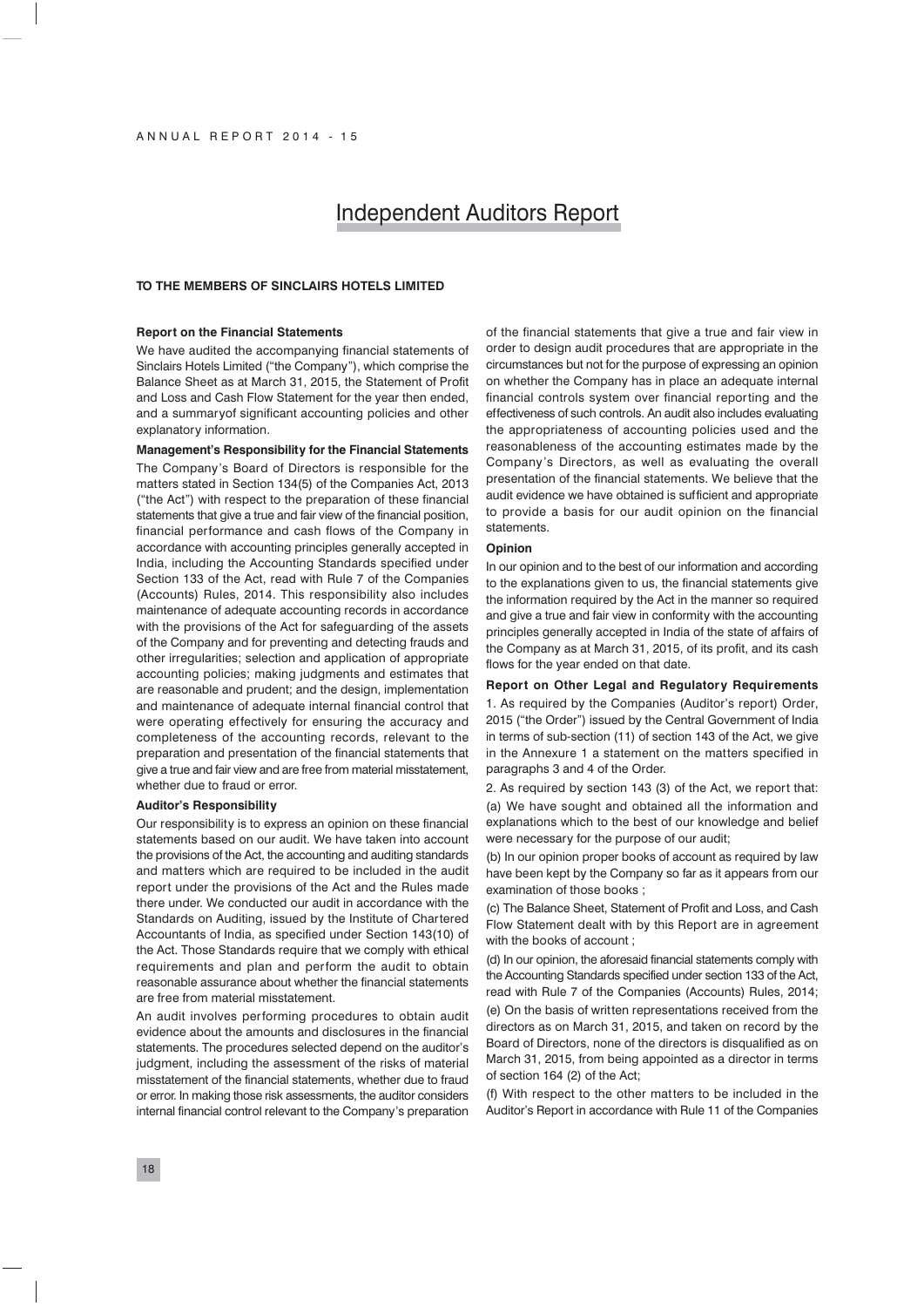# Independent Auditors Report

**TO THE MEMBERS OF SINCLAIRS HOTELS LIMITED**

**Report on the Financial Statements**

We have audited the accompanying financial statements of Sinclairs Hotels Limited ("the Company"), which comprise the Balance Sheet as at March 31, 2015, the Statement of Profit and Loss and Cash Flow Statement for the year then ended, and a summaryof significant accounting policies and other explanatory information.

**Management's Responsibility for the Financial Statements**

The Company's Board of Directors is responsible for the matters stated in Section 134(5) of the Companies Act, 2013 ("the Act") with respect to the preparation of these financial statements that give a true and fair view of the financial position, financial performance and cash flows of the Company in accordance with accounting principles generally accepted in India, including the Accounting Standards specified under Section 133 of the Act, read with Rule 7 of the Companies (Accounts) Rules, 2014. This responsibility also includes maintenance of adequate accounting records in accordance with the provisions of the Act for safeguarding of the assets of the Company and for preventing and detecting frauds and other irregularities; selection and application of appropriate accounting policies; making judgments and estimates that are reasonable and prudent; and the design, implementation and maintenance of adequate internal financial control that were operating effectively for ensuring the accuracy and completeness of the accounting records, relevant to the preparation and presentation of the financial statements that give a true and fair view and are free from material misstatement, whether due to fraud or error.

**Auditor's Responsibility**

Our responsibility is to express an opinion on these financial statements based on our audit. We have taken into account the provisions of the Act, the accounting and auditing standards and matters which are required to be included in the audit report under the provisions of the Act and the Rules made there under. We conducted our audit in accordance with the Standards on Auditing, issued by the Institute of Chartered Accountants of India, as specified under Section 143(10) of the Act. Those Standards require that we comply with ethical requirements and plan and perform the audit to obtain reasonable assurance about whether the financial statements are free from material misstatement.

An audit involves performing procedures to obtain audit evidence about the amounts and disclosures in the financial statements. The procedures selected depend on the auditor's judgment, including the assessment of the risks of material misstatement of the financial statements, whether due to fraud or error. In making those risk assessments, the auditor considers internal financial control relevant to the Company's preparation of the financial statements that give a true and fair view in order to design audit procedures that are appropriate in the circumstances but not for the purpose of expressing an opinion on whether the Company has in place an adequate internal financial controls system over financial reporting and the effectiveness of such controls. An audit also includes evaluating the appropriateness of accounting policies used and the reasonableness of the accounting estimates made by the Company's Directors, as well as evaluating the overall presentation of the financial statements. We believe that the audit evidence we have obtained is sufficient and appropriate to provide a basis for our audit opinion on the financial statements.

**Opinion**

In our opinion and to the best of our information and according to the explanations given to us, the financial statements give the information required by the Act in the manner so required and give a true and fair view in conformity with the accounting principles generally accepted in India of the state of affairs of the Company as at March 31, 2015, of its profit, and its cash flows for the year ended on that date.

**Report on Other Legal and Regulatory Requirements**

1. As required by the Companies (Auditor's report) Order, 2015 ("the Order") issued by the Central Government of India in terms of sub-section (11) of section 143 of the Act, we give in the Annexure 1 a statement on the matters specified in paragraphs 3 and 4 of the Order.

2. As required by section 143 (3) of the Act, we report that:

(a) We have sought and obtained all the information and explanations which to the best of our knowledge and belief were necessary for the purpose of our audit;

(b) In our opinion proper books of account as required by law have been kept by the Company so far as it appears from our examination of those books ;

(c) The Balance Sheet, Statement of Profit and Loss, and Cash Flow Statement dealt with by this Report are in agreement with the books of account ;

(d) In our opinion, the aforesaid financial statements comply with the Accounting Standards specified under section 133 of the Act, read with Rule 7 of the Companies (Accounts) Rules, 2014;

(e) On the basis of written representations received from the directors as on March 31, 2015, and taken on record by the Board of Directors, none of the directors is disqualified as on March 31, 2015, from being appointed as a director in terms of section 164 (2) of the Act;

(f) With respect to the other matters to be included in the Auditor's Report in accordance with Rule 11 of the Companies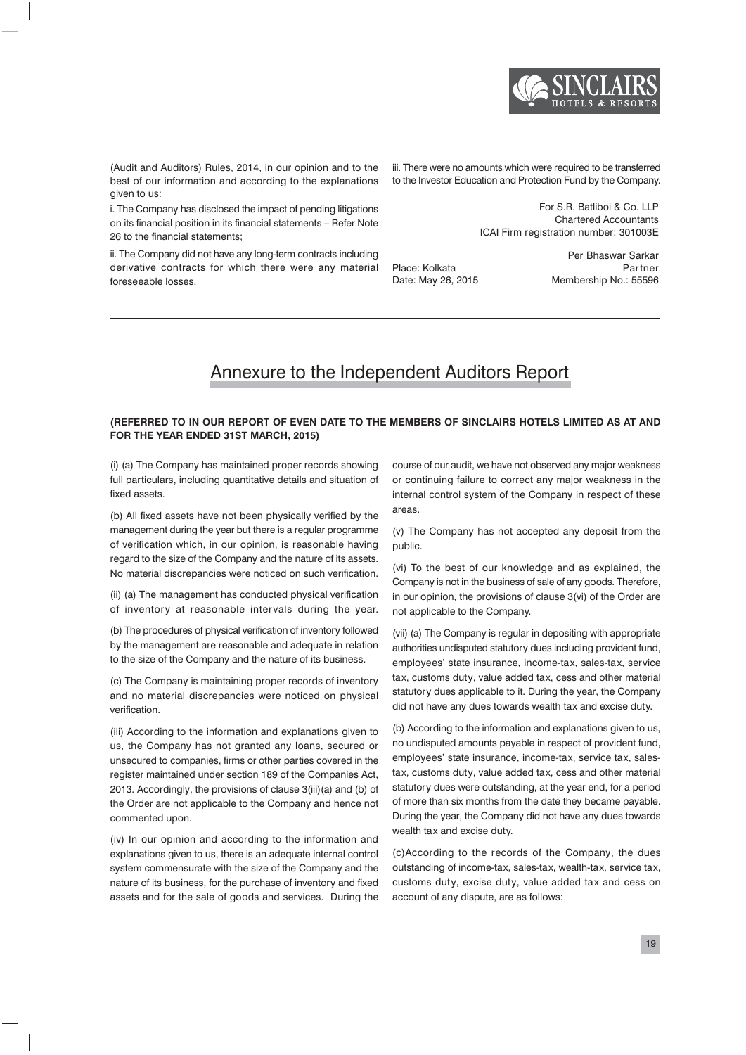(Audit and Auditors) Rules, 2014, in our opinion and to the best of our information and according to the explanations given to us:

i. The Company has disclosed the impact of pending litigations on its financial position in its financial statements – Refer Note 26 to the financial statements;

ii. The Company did not have any long-term contracts including derivative contracts for which there were any material foreseeable losses.

iii. There were no amounts which were required to be transferred to the Investor Education and Protection Fund by the Company.

For S.R. Batliboi & Co. LLP
Chartered Accountants
ICAI Firm registration number: 301003E

Per Bhaswar Sarkar
Partner
Membership No.: 55596

Place: Kolkata
Date: May 26, 2015

# Annexure to the Independent Auditors Report

**(REFERRED TO IN OUR REPORT OF EVEN DATE TO THE MEMBERS OF SINCLAIRS HOTELS LIMITED AS AT AND FOR THE YEAR ENDED 31ST MARCH, 2015)**

(i) (a) The Company has maintained proper records showing full particulars, including quantitative details and situation of fixed assets.

(b) All fixed assets have not been physically verified by the management during the year but there is a regular programme of verification which, in our opinion, is reasonable having regard to the size of the Company and the nature of its assets. No material discrepancies were noticed on such verification.

(ii) (a) The management has conducted physical verification of inventory at reasonable intervals during the year.

(b) The procedures of physical verification of inventory followed by the management are reasonable and adequate in relation to the size of the Company and the nature of its business.

(c) The Company is maintaining proper records of inventory and no material discrepancies were noticed on physical verification.

(iii) According to the information and explanations given to us, the Company has not granted any loans, secured or unsecured to companies, firms or other parties covered in the register maintained under section 189 of the Companies Act, 2013. Accordingly, the provisions of clause 3(iii)(a) and (b) of the Order are not applicable to the Company and hence not commented upon.

(iv) In our opinion and according to the information and explanations given to us, there is an adequate internal control system commensurate with the size of the Company and the nature of its business, for the purchase of inventory and fixed assets and for the sale of goods and services. During the course of our audit, we have not observed any major weakness or continuing failure to correct any major weakness in the internal control system of the Company in respect of these areas.

(v) The Company has not accepted any deposit from the public.

(vi) To the best of our knowledge and as explained, the Company is not in the business of sale of any goods. Therefore, in our opinion, the provisions of clause 3(vi) of the Order are not applicable to the Company.

(vii) (a) The Company is regular in depositing with appropriate authorities undisputed statutory dues including provident fund, employees' state insurance, income-tax, sales-tax, service tax, customs duty, value added tax, cess and other material statutory dues applicable to it. During the year, the Company did not have any dues towards wealth tax and excise duty.

(b) According to the information and explanations given to us, no undisputed amounts payable in respect of provident fund, employees' state insurance, income-tax, service tax, sales-tax, customs duty, value added tax, cess and other material statutory dues were outstanding, at the year end, for a period of more than six months from the date they became payable. During the year, the Company did not have any dues towards wealth tax and excise duty.

(c)According to the records of the Company, the dues outstanding of income-tax, sales-tax, wealth-tax, service tax, customs duty, excise duty, value added tax and cess on account of any dispute, are as follows: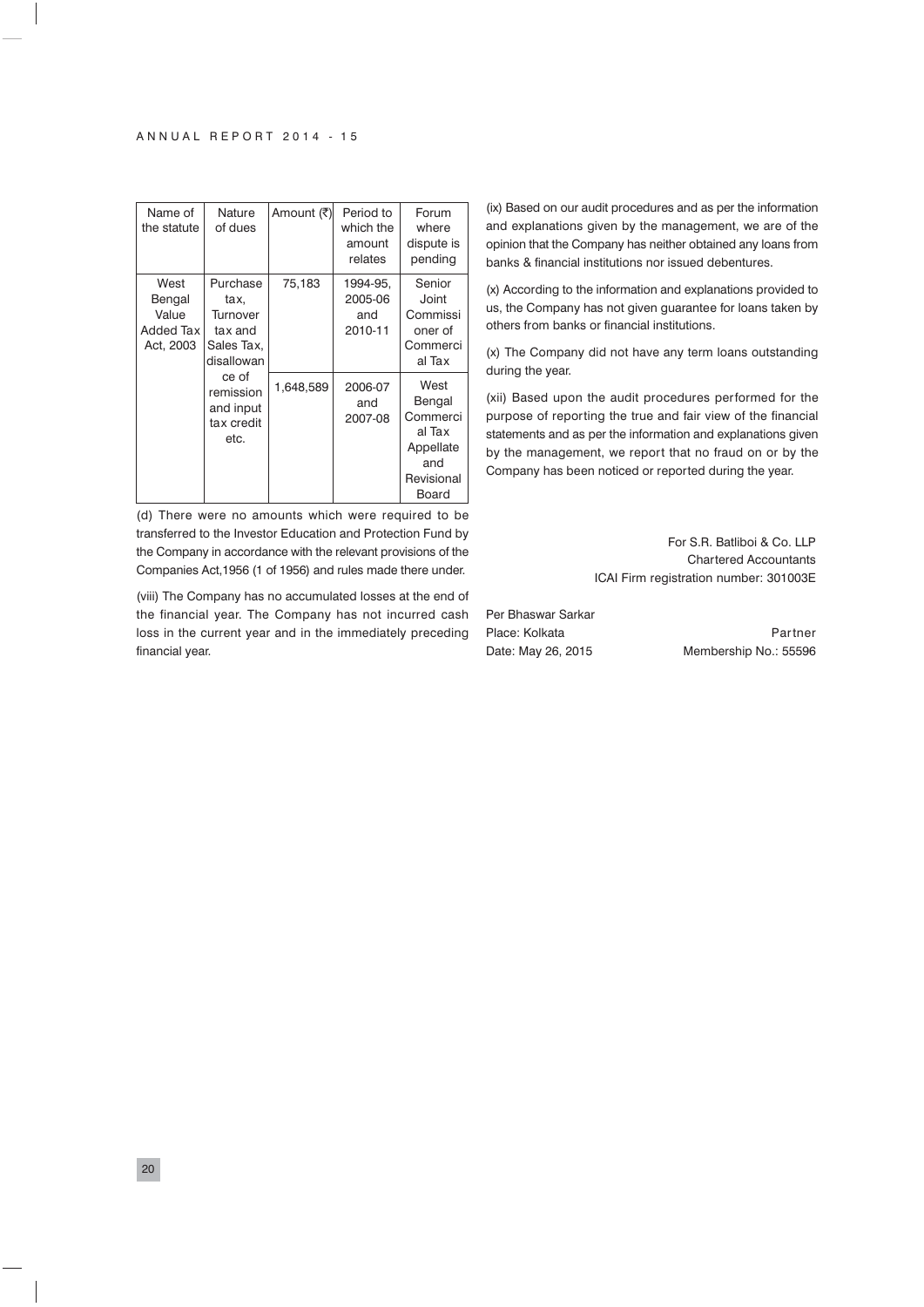| Name of the statute | Nature of dues | Amount (₹) | Period to which the amount relates | Forum where dispute is pending |
|---|---|---|---|---|
| West Bengal Value Added Tax Act, 2003 | Purchase tax, Turnover tax and Sales Tax, disallowance of remission and input tax credit etc. | 75,183 | 1994-95, 2005-06 and 2010-11 | Senior Joint Commissioner of Commercial Tax |
| | | 1,648,589 | 2006-07 and 2007-08 | West Bengal Commercial Tax Appellate and Revisional Board |

(d) There were no amounts which were required to be transferred to the Investor Education and Protection Fund by the Company in accordance with the relevant provisions of the Companies Act,1956 (1 of 1956) and rules made there under.

(viii) The Company has no accumulated losses at the end of the financial year. The Company has not incurred cash loss in the current year and in the immediately preceding financial year.

(ix) Based on our audit procedures and as per the information and explanations given by the management, we are of the opinion that the Company has neither obtained any loans from banks & financial institutions nor issued debentures.

(x) According to the information and explanations provided to us, the Company has not given guarantee for loans taken by others from banks or financial institutions.

(x) The Company did not have any term loans outstanding during the year.

(xii) Based upon the audit procedures performed for the purpose of reporting the true and fair view of the financial statements and as per the information and explanations given by the management, we report that no fraud on or by the Company has been noticed or reported during the year.

For S.R. Batliboi & Co. LLP
Chartered Accountants
ICAI Firm registration number: 301003E

Per Bhaswar Sarkar
Partner
Membership No.: 55596

Place: Kolkata
Date: May 26, 2015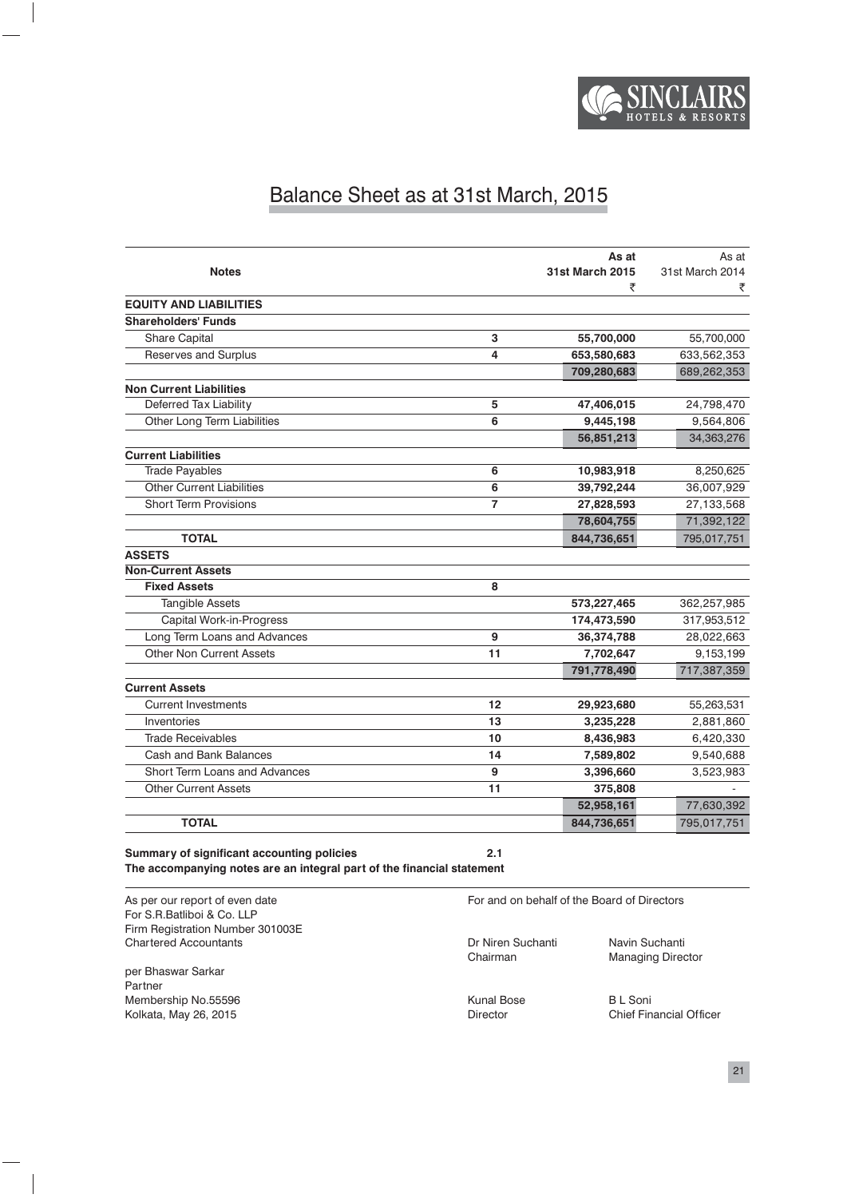# Balance Sheet as at 31st March, 2015

| | Notes | As at 31st March 2015 ₹ | As at 31st March 2014 ₹ |
|---|---|---|---|
| **EQUITY AND LIABILITIES** | | | |
| **Shareholders' Funds** | | | |
| Share Capital | 3 | **55,700,000** | 55,700,000 |
| Reserves and Surplus | 4 | **653,580,683** | 633,562,353 |
| | | **709,280,683** | 689,262,353 |
| **Non Current Liabilities** | | | |
| Deferred Tax Liability | 5 | **47,406,015** | 24,798,470 |
| Other Long Term Liabilities | 6 | **9,445,198** | 9,564,806 |
| | | **56,851,213** | 34,363,276 |
| **Current Liabilities** | | | |
| Trade Payables | 6 | **10,983,918** | 8,250,625 |
| Other Current Liabilities | 6 | **39,792,244** | 36,007,929 |
| Short Term Provisions | 7 | **27,828,593** | 27,133,568 |
| | | **78,604,755** | 71,392,122 |
| **TOTAL** | | **844,736,651** | 795,017,751 |
| **ASSETS** | | | |
| **Non-Current Assets** | | | |
| **Fixed Assets** | 8 | | |
| Tangible Assets | | **573,227,465** | 362,257,985 |
| Capital Work-in-Progress | | **174,473,590** | 317,953,512 |
| Long Term Loans and Advances | 9 | **36,374,788** | 28,022,663 |
| Other Non Current Assets | 11 | **7,702,647** | 9,153,199 |
| | | **791,778,490** | 717,387,359 |
| **Current Assets** | | | |
| Current Investments | 12 | **29,923,680** | 55,263,531 |
| Inventories | 13 | **3,235,228** | 2,881,860 |
| Trade Receivables | 10 | **8,436,983** | 6,420,330 |
| Cash and Bank Balances | 14 | **7,589,802** | 9,540,688 |
| Short Term Loans and Advances | 9 | **3,396,660** | 3,523,983 |
| Other Current Assets | 11 | **375,808** | - |
| | | **52,958,161** | 77,630,392 |
| **TOTAL** | | **844,736,651** | 795,017,751 |

**Summary of significant accounting policies** **2.1**

**The accompanying notes are an integral part of the financial statement**

As per our report of even date
For S.R.Batliboi & Co. LLP
Firm Registration Number 301003E
Chartered Accountants

per Bhaswar Sarkar
Partner
Membership No.55596
Kolkata, May 26, 2015

For and on behalf of the Board of Directors

Dr Niren Suchanti
Chairman

Navin Suchanti
Managing Director

Kunal Bose
Director

B L Soni
Chief Financial Officer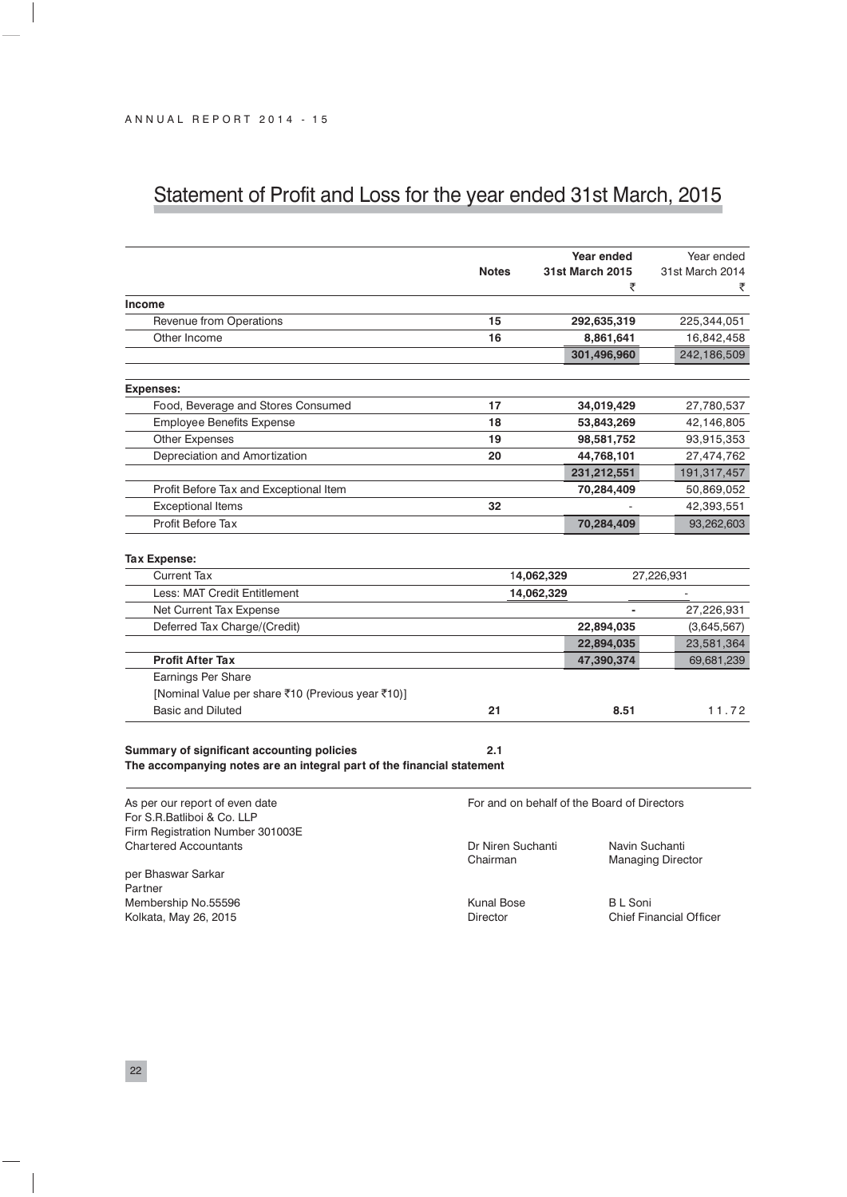# Statement of Profit and Loss for the year ended 31st March, 2015

| | Notes | | Year ended 31st March 2015 ₹ | | Year ended 31st March 2014 ₹ |
|---|---|---|---|---|---|
| **Income** | | | | | |
| Revenue from Operations | 15 | | **292,635,319** | | 225,344,051 |
| Other Income | 16 | | **8,861,641** | | 16,842,458 |
| | | | **301,496,960** | | 242,186,509 |
| **Expenses:** | | | | | |
| Food, Beverage and Stores Consumed | 17 | | **34,019,429** | | 27,780,537 |
| Employee Benefits Expense | 18 | | **53,843,269** | | 42,146,805 |
| Other Expenses | 19 | | **98,581,752** | | 93,915,353 |
| Depreciation and Amortization | 20 | | **44,768,101** | | 27,474,762 |
| | | | **231,212,551** | | 191,317,457 |
| Profit Before Tax and Exceptional Item | | | **70,284,409** | | 50,869,052 |
| Exceptional Items | 32 | | - | | 42,393,551 |
| Profit Before Tax | | | **70,284,409** | | 93,262,603 |
| **Tax Expense:** | | | | | |
| Current Tax | | 14,062,329 | | 27,226,931 | |
| Less: MAT Credit Entitlement | | **14,062,329** | | - | |
| Net Current Tax Expense | | | **-** | | 27,226,931 |
| Deferred Tax Charge/(Credit) | | | **22,894,035** | | (3,645,567) |
| | | | **22,894,035** | | 23,581,364 |
| **Profit After Tax** | | | **47,390,374** | | 69,681,239 |
| Earnings Per Share | | | | | |
| [Nominal Value per share ₹10 (Previous year ₹10)] | | | | | |
| Basic and Diluted | 21 | | **8.51** | | 11.72 |

**Summary of significant accounting policies** **2.1**

**The accompanying notes are an integral part of the financial statement**

As per our report of even date
For S.R.Batliboi & Co. LLP
Firm Registration Number 301003E
Chartered Accountants

per Bhaswar Sarkar
Partner
Membership No.55596
Kolkata, May 26, 2015

For and on behalf of the Board of Directors

Dr Niren Suchanti
Chairman

Navin Suchanti
Managing Director

Kunal Bose
Director

B L Soni
Chief Financial Officer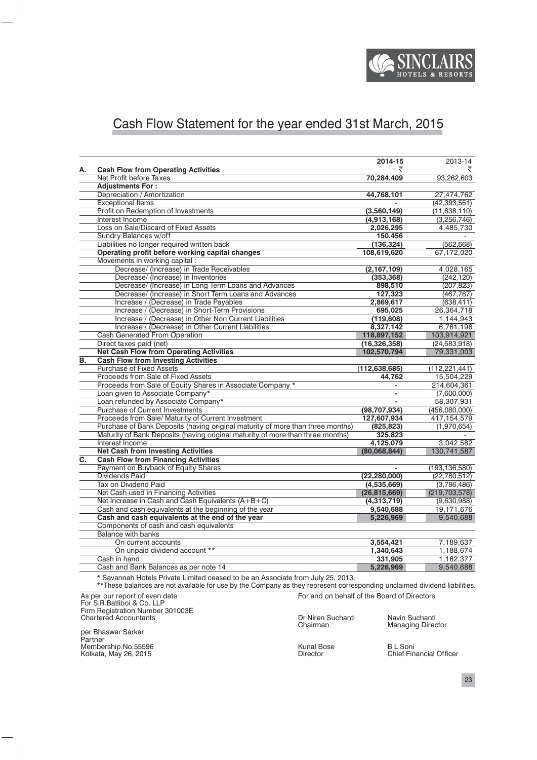# Cash Flow Statement for the year ended 31st March, 2015

| | | 2014-15 ₹ | 2013-14 ₹ |
|---|---|---|---|
| **A.** | **Cash Flow from Operating Activities** | | |
| | Net Profit before Taxes | **70,284,409** | 93,262,603 |
| | **Adjustments For :** | | |
| | Depreciation / Amortization | **44,768,101** | 27,474,762 |
| | Exceptional Items | - | (42,393,551) |
| | Profit on Redemption of Investments | **(3,560,149)** | (11,838,110) |
| | Interest Income | **(4,913,168)** | (3,256,746) |
| | Loss on Sale/Discard of Fixed Assets | **2,026,295** | 4,485,730 |
| | Sundry Balances w/off | **150,456** | - |
| | Liabilities no longer required written back | **(136,324)** | (562,668) |
| | **Operating profit before working capital changes** | **108,619,620** | 67,172,020 |
| | Movements in working capital : | | |
| | Decrease/ (Increase) in Trade Receivables | **(2,167,109)** | 4,028,165 |
| | Decrease/ (Increase) in Inventories | **(353,368)** | (242,120) |
| | Decrease/ (Increase) in Long Term Loans and Advances | **898,510** | (207,823) |
| | Decrease/ (Increase) in Short Term Loans and Advances | **127,323** | (467,767) |
| | Increase / (Decrease) in Trade Payables | **2,869,617** | (638,411) |
| | Increase / (Decrease) in Short-Term Provisions | **695,025** | 26,364,718 |
| | Increase / (Decrease) in Other Non Current Liabilities | **(119,608)** | 1,144,943 |
| | Increase / (Decrease) in Other Current Liabilities | **8,327,142** | 6,761,196 |
| | Cash Generated From Operation | **118,897,152** | 103,914,921 |
| | Direct taxes paid (net) | **(16,326,358)** | (24,583,918) |
| | **Net Cash Flow from Operating Activities** | **102,570,794** | 79,331,003 |
| **B.** | **Cash Flow from Investing Activities** | | |
| | Purchase of Fixed Assets | **(112,638,685)** | (112,221,441) |
| | Proceeds from Sale of Fixed Assets | **44,762** | 15,504,229 |
| | Proceeds from Sale of Equity Shares in Associate Company * | **-** | 214,604,361 |
| | Loan given to Associate Company* | **-** | (7,600,000) |
| | Loan refunded by Associate Company* | **-** | 58,307,931 |
| | Purchase of Current Investments | **(98,707,934)** | (456,080,000) |
| | Proceeds from Sale/ Maturity of Current Investment | **127,607,934** | 417,154,579 |
| | Purchase of Bank Deposits (having original maturity of more than three months) | **(825,823)** | (1,970,654) |
| | Maturity of Bank Deposits (having original maturity of more than three months) | **325,823** | - |
| | Interest Income | **4,125,079** | 3,042,582 |
| | **Net Cash from Investing Activities** | **(80,068,844)** | 130,741,587 |
| **C.** | **Cash Flow from Financing Activities** | | |
| | Payment on Buyback of Equity Shares | **-** | (193,136,580) |
| | Dividends Paid | **(22,280,000)** | (22,780,512) |
| | Tax on Dividend Paid | **(4,535,669)** | (3,786,486) |
| | Net Cash used in Financing Activities | **(26,815,669)** | (219,703,578) |
| | Net Increase in Cash and Cash Equivalents (A+B+C) | **(4,313,719)** | (9,630,988) |
| | Cash and cash equivalents at the beginning of the year | **9,540,688** | 19,171,676 |
| | **Cash and cash equivalents at the end of the year** | **5,226,969** | 9,540,688 |
| | Components of cash and cash equivalents | | |
| | Balance with banks | | |
| | On current accounts | **3,554,421** | 7,189,637 |
| | On unpaid dividend account ** | **1,340,643** | 1,188,674 |
| | Cash in hand | **331,905** | 1,162,377 |
| | Cash and Bank Balances as per note 14 | **5,226,969** | 9,540,688 |

\* Savannah Hotels Private Limited ceased to be an Associate from July 25, 2013.

\*\*These balances are not available for use by the Company as they represent corresponding unclaimed dividend liabilities.

As per our report of even date
For S.R.Batliboi & Co. LLP
Firm Registration Number 301003E
Chartered Accountants

per Bhaswar Sarkar
Partner
Membership No.55596
Kolkata, May 26, 2015

For and on behalf of the Board of Directors

Dr Niren Suchanti
Chairman

Navin Suchanti
Managing Director

Kunal Bose
Director

B L Soni
Chief Financial Officer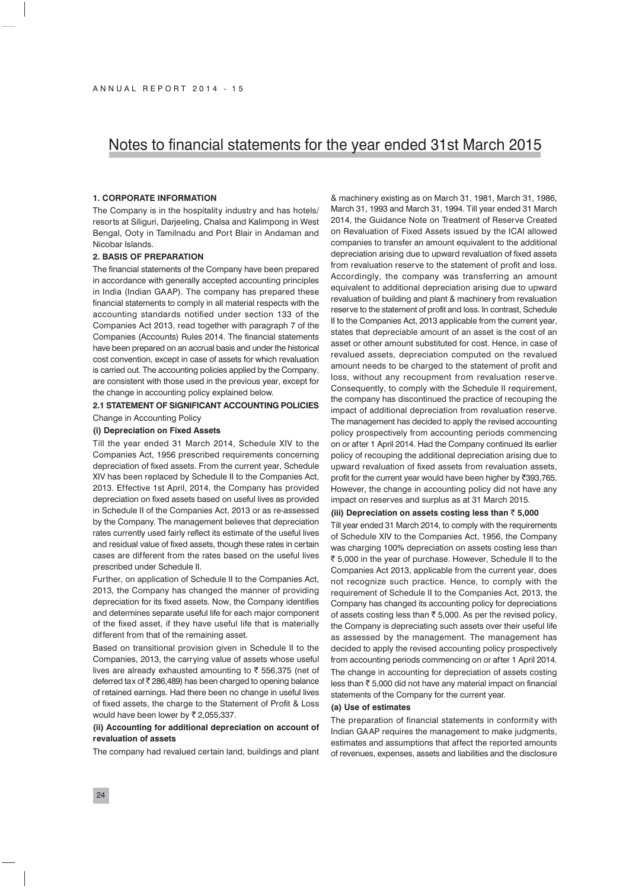# Notes to financial statements for the year ended 31st March 2015

**1. CORPORATE INFORMATION**

The Company is in the hospitality industry and has hotels/ resorts at Siliguri, Darjeeling, Chalsa and Kalimpong in West Bengal, Ooty in Tamilnadu and Port Blair in Andaman and Nicobar Islands.

**2. BASIS OF PREPARATION**

The financial statements of the Company have been prepared in accordance with generally accepted accounting principles in India (Indian GAAP). The company has prepared these financial statements to comply in all material respects with the accounting standards notified under section 133 of the Companies Act 2013, read together with paragraph 7 of the Companies (Accounts) Rules 2014. The financial statements have been prepared on an accrual basis and under the historical cost convention, except in case of assets for which revaluation is carried out. The accounting policies applied by the Company, are consistent with those used in the previous year, except for the change in accounting policy explained below.

**2.1 STATEMENT OF SIGNIFICANT ACCOUNTING POLICIES**

Change in Accounting Policy

**(i) Depreciation on Fixed Assets**

Till the year ended 31 March 2014, Schedule XIV to the Companies Act, 1956 prescribed requirements concerning depreciation of fixed assets. From the current year, Schedule XIV has been replaced by Schedule II to the Companies Act, 2013. Effective 1st April, 2014, the Company has provided depreciation on fixed assets based on useful lives as provided in Schedule II of the Companies Act, 2013 or as re-assessed by the Company. The management believes that depreciation rates currently used fairly reflect its estimate of the useful lives and residual value of fixed assets, though these rates in certain cases are different from the rates based on the useful lives prescribed under Schedule II.

Further, on application of Schedule II to the Companies Act, 2013, the Company has changed the manner of providing depreciation for its fixed assets. Now, the Company identifies and determines separate useful life for each major component of the fixed asset, if they have useful life that is materially different from that of the remaining asset.

Based on transitional provision given in Schedule II to the Companies, 2013, the carrying value of assets whose useful lives are already exhausted amounting to ₹ 556,375 (net of deferred tax of ₹ 286,489) has been charged to opening balance of retained earnings. Had there been no change in useful lives of fixed assets, the charge to the Statement of Profit & Loss would have been lower by ₹ 2,055,337.

**(ii) Accounting for additional depreciation on account of revaluation of assets**

The company had revalued certain land, buildings and plant & machinery existing as on March 31, 1981, March 31, 1986, March 31, 1993 and March 31, 1994. Till year ended 31 March 2014, the Guidance Note on Treatment of Reserve Created on Revaluation of Fixed Assets issued by the ICAI allowed companies to transfer an amount equivalent to the additional depreciation arising due to upward revaluation of fixed assets from revaluation reserve to the statement of profit and loss. Accordingly, the company was transferring an amount equivalent to additional depreciation arising due to upward revaluation of building and plant & machinery from revaluation reserve to the statement of profit and loss. In contrast, Schedule II to the Companies Act, 2013 applicable from the current year, states that depreciable amount of an asset is the cost of an asset or other amount substituted for cost. Hence, in case of revalued assets, depreciation computed on the revalued amount needs to be charged to the statement of profit and loss, without any recoupment from revaluation reserve. Consequently, to comply with the Schedule II requirement, the company has discontinued the practice of recouping the impact of additional depreciation from revaluation reserve. The management has decided to apply the revised accounting policy prospectively from accounting periods commencing on or after 1 April 2014. Had the Company continued its earlier policy of recouping the additional depreciation arising due to upward revaluation of fixed assets from revaluation assets, profit for the current year would have been higher by ₹393,765. However, the change in accounting policy did not have any impact on reserves and surplus as at 31 March 2015.

**(iii) Depreciation on assets costing less than ₹ 5,000**

Till year ended 31 March 2014, to comply with the requirements of Schedule XIV to the Companies Act, 1956, the Company was charging 100% depreciation on assets costing less than ₹ 5,000 in the year of purchase. However, Schedule II to the Companies Act 2013, applicable from the current year, does not recognize such practice. Hence, to comply with the requirement of Schedule II to the Companies Act, 2013, the Company has changed its accounting policy for depreciations of assets costing less than ₹ 5,000. As per the revised policy, the Company is depreciating such assets over their useful life as assessed by the management. The management has decided to apply the revised accounting policy prospectively from accounting periods commencing on or after 1 April 2014.

The change in accounting for depreciation of assets costing less than ₹ 5,000 did not have any material impact on financial statements of the Company for the current year.

**(a) Use of estimates**

The preparation of financial statements in conformity with Indian GAAP requires the management to make judgments, estimates and assumptions that affect the reported amounts of revenues, expenses, assets and liabilities and the disclosure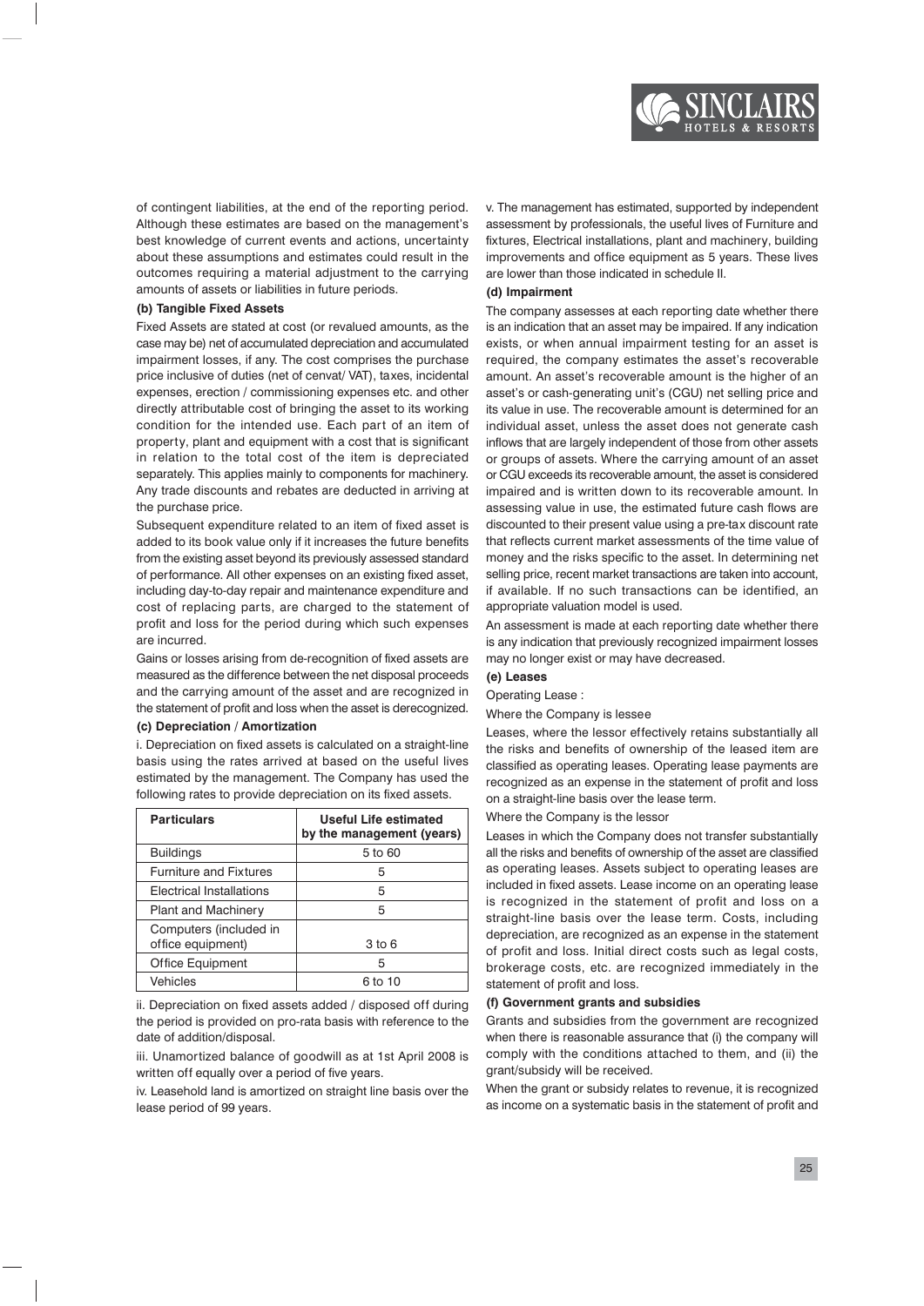of contingent liabilities, at the end of the reporting period. Although these estimates are based on the management's best knowledge of current events and actions, uncertainty about these assumptions and estimates could result in the outcomes requiring a material adjustment to the carrying amounts of assets or liabilities in future periods.

**(b) Tangible Fixed Assets**

Fixed Assets are stated at cost (or revalued amounts, as the case may be) net of accumulated depreciation and accumulated impairment losses, if any. The cost comprises the purchase price inclusive of duties (net of cenvat/ VAT), taxes, incidental expenses, erection / commissioning expenses etc. and other directly attributable cost of bringing the asset to its working condition for the intended use. Each part of an item of property, plant and equipment with a cost that is significant in relation to the total cost of the item is depreciated separately. This applies mainly to components for machinery. Any trade discounts and rebates are deducted in arriving at the purchase price.

Subsequent expenditure related to an item of fixed asset is added to its book value only if it increases the future benefits from the existing asset beyond its previously assessed standard of performance. All other expenses on an existing fixed asset, including day-to-day repair and maintenance expenditure and cost of replacing parts, are charged to the statement of profit and loss for the period during which such expenses are incurred.

Gains or losses arising from de-recognition of fixed assets are measured as the difference between the net disposal proceeds and the carrying amount of the asset and are recognized in the statement of profit and loss when the asset is derecognized.

**(c) Depreciation / Amortization**

i. Depreciation on fixed assets is calculated on a straight-line basis using the rates arrived at based on the useful lives estimated by the management. The Company has used the following rates to provide depreciation on its fixed assets.

| Particulars | Useful Life estimated by the management (years) |
|---|---|
| Buildings | 5 to 60 |
| Furniture and Fixtures | 5 |
| Electrical Installations | 5 |
| Plant and Machinery | 5 |
| Computers (included in office equipment) | 3 to 6 |
| Office Equipment | 5 |
| Vehicles | 6 to 10 |

ii. Depreciation on fixed assets added / disposed off during the period is provided on pro-rata basis with reference to the date of addition/disposal.

iii. Unamortized balance of goodwill as at 1st April 2008 is written off equally over a period of five years.

iv. Leasehold land is amortized on straight line basis over the lease period of 99 years.

v. The management has estimated, supported by independent assessment by professionals, the useful lives of Furniture and fixtures, Electrical installations, plant and machinery, building improvements and office equipment as 5 years. These lives are lower than those indicated in schedule II.

**(d) Impairment**

The company assesses at each reporting date whether there is an indication that an asset may be impaired. If any indication exists, or when annual impairment testing for an asset is required, the company estimates the asset's recoverable amount. An asset's recoverable amount is the higher of an asset's or cash-generating unit's (CGU) net selling price and its value in use. The recoverable amount is determined for an individual asset, unless the asset does not generate cash inflows that are largely independent of those from other assets or groups of assets. Where the carrying amount of an asset or CGU exceeds its recoverable amount, the asset is considered impaired and is written down to its recoverable amount. In assessing value in use, the estimated future cash flows are discounted to their present value using a pre-tax discount rate that reflects current market assessments of the time value of money and the risks specific to the asset. In determining net selling price, recent market transactions are taken into account, if available. If no such transactions can be identified, an appropriate valuation model is used.

An assessment is made at each reporting date whether there is any indication that previously recognized impairment losses may no longer exist or may have decreased.

**(e) Leases**

Operating Lease :

Where the Company is lessee

Leases, where the lessor effectively retains substantially all the risks and benefits of ownership of the leased item are classified as operating leases. Operating lease payments are recognized as an expense in the statement of profit and loss on a straight-line basis over the lease term.

Where the Company is the lessor

Leases in which the Company does not transfer substantially all the risks and benefits of ownership of the asset are classified as operating leases. Assets subject to operating leases are included in fixed assets. Lease income on an operating lease is recognized in the statement of profit and loss on a straight-line basis over the lease term. Costs, including depreciation, are recognized as an expense in the statement of profit and loss. Initial direct costs such as legal costs, brokerage costs, etc. are recognized immediately in the statement of profit and loss.

**(f) Government grants and subsidies**

Grants and subsidies from the government are recognized when there is reasonable assurance that (i) the company will comply with the conditions attached to them, and (ii) the grant/subsidy will be received.

When the grant or subsidy relates to revenue, it is recognized as income on a systematic basis in the statement of profit and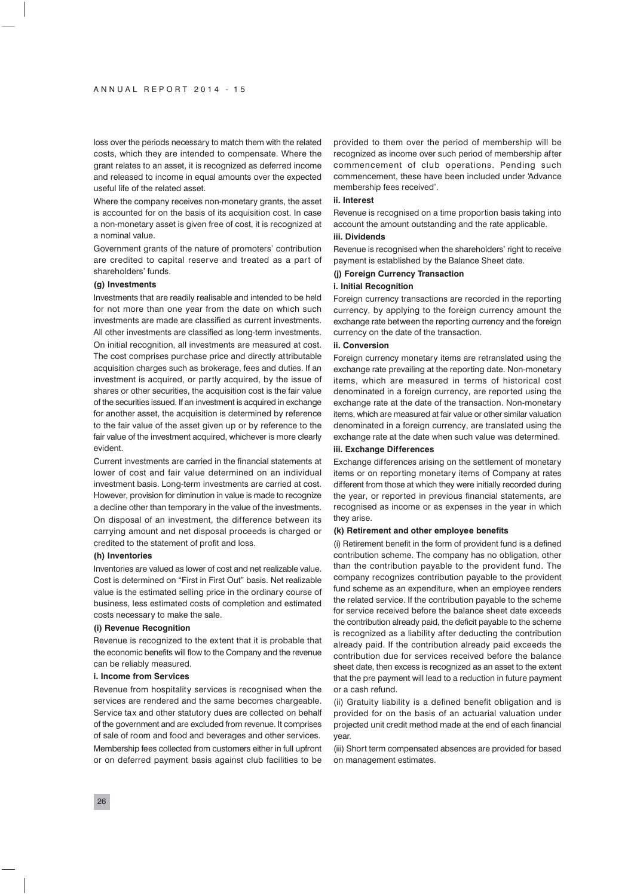loss over the periods necessary to match them with the related costs, which they are intended to compensate. Where the grant relates to an asset, it is recognized as deferred income and released to income in equal amounts over the expected useful life of the related asset.

Where the company receives non-monetary grants, the asset is accounted for on the basis of its acquisition cost. In case a non-monetary asset is given free of cost, it is recognized at a nominal value.

Government grants of the nature of promoters' contribution are credited to capital reserve and treated as a part of shareholders' funds.

**(g) Investments**

Investments that are readily realisable and intended to be held for not more than one year from the date on which such investments are made are classified as current investments. All other investments are classified as long-term investments. On initial recognition, all investments are measured at cost. The cost comprises purchase price and directly attributable acquisition charges such as brokerage, fees and duties. If an investment is acquired, or partly acquired, by the issue of shares or other securities, the acquisition cost is the fair value of the securities issued. If an investment is acquired in exchange for another asset, the acquisition is determined by reference to the fair value of the asset given up or by reference to the fair value of the investment acquired, whichever is more clearly evident.

Current investments are carried in the financial statements at lower of cost and fair value determined on an individual investment basis. Long-term investments are carried at cost. However, provision for diminution in value is made to recognize a decline other than temporary in the value of the investments. On disposal of an investment, the difference between its carrying amount and net disposal proceeds is charged or credited to the statement of profit and loss.

**(h) Inventories**

Inventories are valued as lower of cost and net realizable value. Cost is determined on "First in First Out" basis. Net realizable value is the estimated selling price in the ordinary course of business, less estimated costs of completion and estimated costs necessary to make the sale.

**(i) Revenue Recognition**

Revenue is recognized to the extent that it is probable that the economic benefits will flow to the Company and the revenue can be reliably measured.

**i. Income from Services**

Revenue from hospitality services is recognised when the services are rendered and the same becomes chargeable. Service tax and other statutory dues are collected on behalf of the government and are excluded from revenue. It comprises of sale of room and food and beverages and other services.

Membership fees collected from customers either in full upfront or on deferred payment basis against club facilities to be provided to them over the period of membership will be recognized as income over such period of membership after commencement of club operations. Pending such commencement, these have been included under 'Advance membership fees received'.

**ii. Interest**

Revenue is recognised on a time proportion basis taking into account the amount outstanding and the rate applicable.

**iii. Dividends**

Revenue is recognised when the shareholders' right to receive payment is established by the Balance Sheet date.

**(j) Foreign Currency Transaction**

**i. Initial Recognition**

Foreign currency transactions are recorded in the reporting currency, by applying to the foreign currency amount the exchange rate between the reporting currency and the foreign currency on the date of the transaction.

**ii. Conversion**

Foreign currency monetary items are retranslated using the exchange rate prevailing at the reporting date. Non-monetary items, which are measured in terms of historical cost denominated in a foreign currency, are reported using the exchange rate at the date of the transaction. Non-monetary items, which are measured at fair value or other similar valuation denominated in a foreign currency, are translated using the exchange rate at the date when such value was determined.

**iii. Exchange Differences**

Exchange differences arising on the settlement of monetary items or on reporting monetary items of Company at rates different from those at which they were initially recorded during the year, or reported in previous financial statements, are recognised as income or as expenses in the year in which they arise.

**(k) Retirement and other employee benefits**

(i) Retirement benefit in the form of provident fund is a defined contribution scheme. The company has no obligation, other than the contribution payable to the provident fund. The company recognizes contribution payable to the provident fund scheme as an expenditure, when an employee renders the related service. If the contribution payable to the scheme for service received before the balance sheet date exceeds the contribution already paid, the deficit payable to the scheme is recognized as a liability after deducting the contribution already paid. If the contribution already paid exceeds the contribution due for services received before the balance sheet date, then excess is recognized as an asset to the extent that the pre payment will lead to a reduction in future payment or a cash refund.

(ii) Gratuity liability is a defined benefit obligation and is provided for on the basis of an actuarial valuation under projected unit credit method made at the end of each financial year.

(iii) Short term compensated absences are provided for based on management estimates.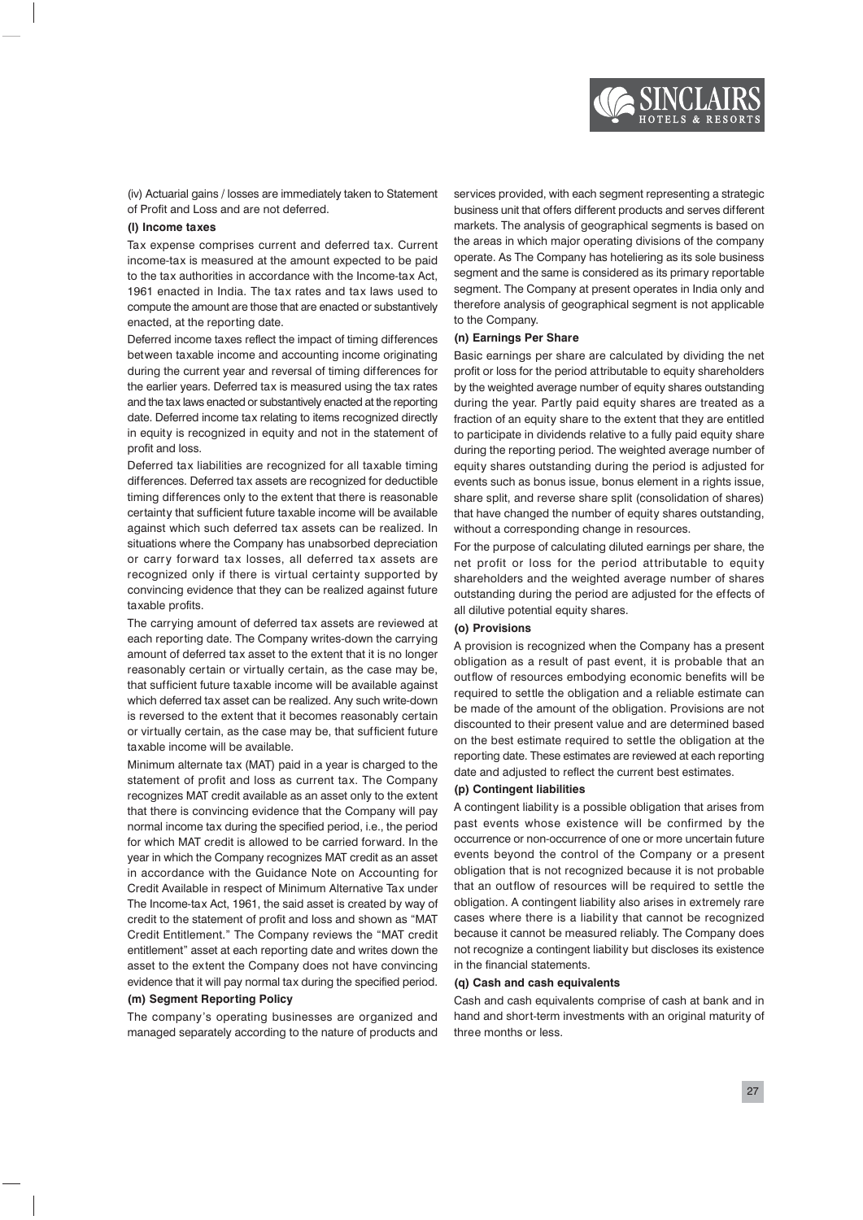(iv) Actuarial gains / losses are immediately taken to Statement of Profit and Loss and are not deferred.

**(l) Income taxes**

Tax expense comprises current and deferred tax. Current income-tax is measured at the amount expected to be paid to the tax authorities in accordance with the Income-tax Act, 1961 enacted in India. The tax rates and tax laws used to compute the amount are those that are enacted or substantively enacted, at the reporting date.

Deferred income taxes reflect the impact of timing differences between taxable income and accounting income originating during the current year and reversal of timing differences for the earlier years. Deferred tax is measured using the tax rates and the tax laws enacted or substantively enacted at the reporting date. Deferred income tax relating to items recognized directly in equity is recognized in equity and not in the statement of profit and loss.

Deferred tax liabilities are recognized for all taxable timing differences. Deferred tax assets are recognized for deductible timing differences only to the extent that there is reasonable certainty that sufficient future taxable income will be available against which such deferred tax assets can be realized. In situations where the Company has unabsorbed depreciation or carry forward tax losses, all deferred tax assets are recognized only if there is virtual certainty supported by convincing evidence that they can be realized against future taxable profits.

The carrying amount of deferred tax assets are reviewed at each reporting date. The Company writes-down the carrying amount of deferred tax asset to the extent that it is no longer reasonably certain or virtually certain, as the case may be, that sufficient future taxable income will be available against which deferred tax asset can be realized. Any such write-down is reversed to the extent that it becomes reasonably certain or virtually certain, as the case may be, that sufficient future taxable income will be available.

Minimum alternate tax (MAT) paid in a year is charged to the statement of profit and loss as current tax. The Company recognizes MAT credit available as an asset only to the extent that there is convincing evidence that the Company will pay normal income tax during the specified period, i.e., the period for which MAT credit is allowed to be carried forward. In the year in which the Company recognizes MAT credit as an asset in accordance with the Guidance Note on Accounting for Credit Available in respect of Minimum Alternative Tax under The Income-tax Act, 1961, the said asset is created by way of credit to the statement of profit and loss and shown as "MAT Credit Entitlement." The Company reviews the "MAT credit entitlement" asset at each reporting date and writes down the asset to the extent the Company does not have convincing evidence that it will pay normal tax during the specified period.

**(m) Segment Reporting Policy**

The company's operating businesses are organized and managed separately according to the nature of products and services provided, with each segment representing a strategic business unit that offers different products and serves different markets. The analysis of geographical segments is based on the areas in which major operating divisions of the company operate. As The Company has hoteliering as its sole business segment and the same is considered as its primary reportable segment. The Company at present operates in India only and therefore analysis of geographical segment is not applicable to the Company.

**(n) Earnings Per Share**

Basic earnings per share are calculated by dividing the net profit or loss for the period attributable to equity shareholders by the weighted average number of equity shares outstanding during the year. Partly paid equity shares are treated as a fraction of an equity share to the extent that they are entitled to participate in dividends relative to a fully paid equity share during the reporting period. The weighted average number of equity shares outstanding during the period is adjusted for events such as bonus issue, bonus element in a rights issue, share split, and reverse share split (consolidation of shares) that have changed the number of equity shares outstanding, without a corresponding change in resources.

For the purpose of calculating diluted earnings per share, the net profit or loss for the period attributable to equity shareholders and the weighted average number of shares outstanding during the period are adjusted for the effects of all dilutive potential equity shares.

**(o) Provisions**

A provision is recognized when the Company has a present obligation as a result of past event, it is probable that an outflow of resources embodying economic benefits will be required to settle the obligation and a reliable estimate can be made of the amount of the obligation. Provisions are not discounted to their present value and are determined based on the best estimate required to settle the obligation at the reporting date. These estimates are reviewed at each reporting date and adjusted to reflect the current best estimates.

**(p) Contingent liabilities**

A contingent liability is a possible obligation that arises from past events whose existence will be confirmed by the occurrence or non-occurrence of one or more uncertain future events beyond the control of the Company or a present obligation that is not recognized because it is not probable that an outflow of resources will be required to settle the obligation. A contingent liability also arises in extremely rare cases where there is a liability that cannot be recognized because it cannot be measured reliably. The Company does not recognize a contingent liability but discloses its existence in the financial statements.

**(q) Cash and cash equivalents**

Cash and cash equivalents comprise of cash at bank and in hand and short-term investments with an original maturity of three months or less.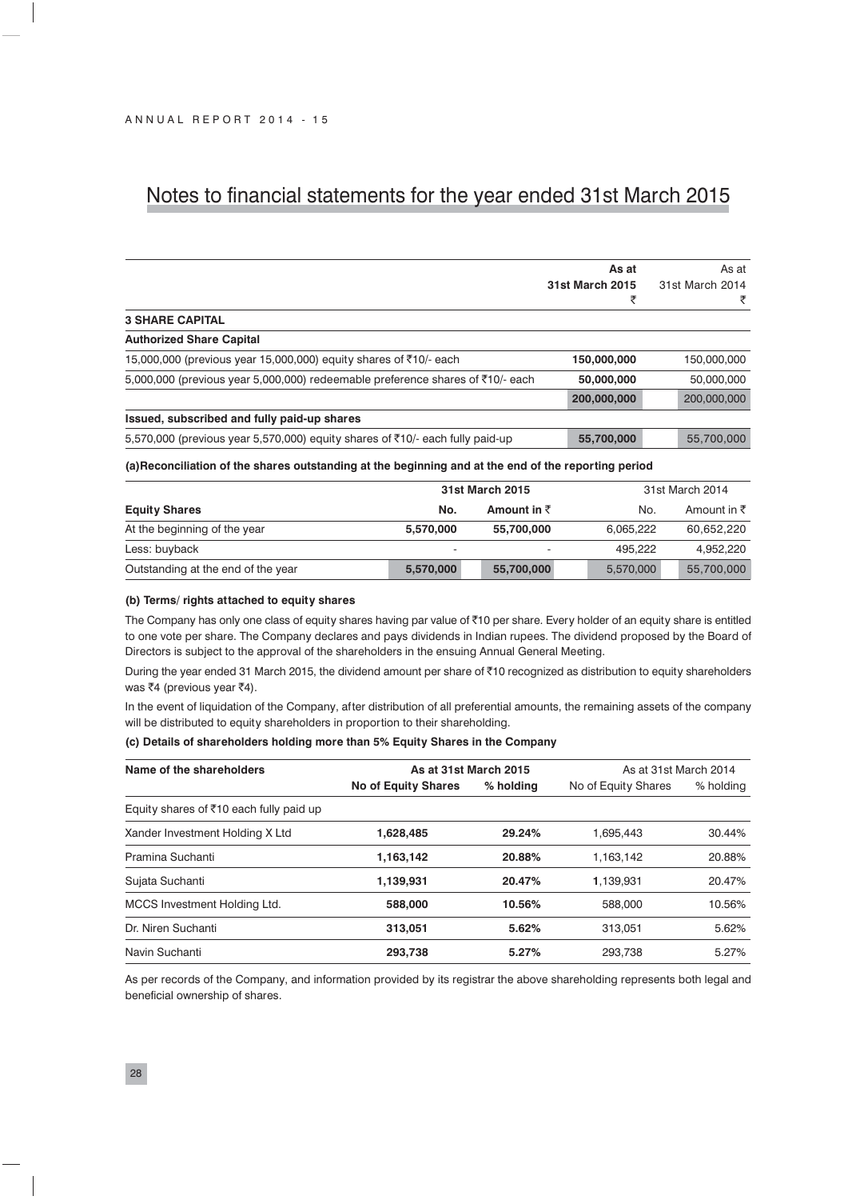# Notes to financial statements for the year ended 31st March 2015

| | As at 31st March 2015 ₹ | As at 31st March 2014 ₹ |
|---|---|---|
| **3 SHARE CAPITAL** | | |
| **Authorized Share Capital** | | |
| 15,000,000 (previous year 15,000,000) equity shares of ₹10/- each | **150,000,000** | 150,000,000 |
| 5,000,000 (previous year 5,000,000) redeemable preference shares of ₹10/- each | **50,000,000** | 50,000,000 |
| | **200,000,000** | 200,000,000 |
| **Issued, subscribed and fully paid-up shares** | | |
| 5,570,000 (previous year 5,570,000) equity shares of ₹10/- each fully paid-up | **55,700,000** | 55,700,000 |

**(a)Reconciliation of the shares outstanding at the beginning and at the end of the reporting period**

| | 31st March 2015 | | 31st March 2014 | |
|---|---|---|---|---|
| **Equity Shares** | **No.** | **Amount in ₹** | No. | Amount in ₹ |
| At the beginning of the year | **5,570,000** | **55,700,000** | 6,065,222 | 60,652,220 |
| Less: buyback | - | - | 495,222 | 4,952,220 |
| Outstanding at the end of the year | **5,570,000** | **55,700,000** | 5,570,000 | 55,700,000 |

**(b) Terms/ rights attached to equity shares**

The Company has only one class of equity shares having par value of ₹10 per share. Every holder of an equity share is entitled to one vote per share. The Company declares and pays dividends in Indian rupees. The dividend proposed by the Board of Directors is subject to the approval of the shareholders in the ensuing Annual General Meeting.

During the year ended 31 March 2015, the dividend amount per share of ₹10 recognized as distribution to equity shareholders was ₹4 (previous year ₹4).

In the event of liquidation of the Company, after distribution of all preferential amounts, the remaining assets of the company will be distributed to equity shareholders in proportion to their shareholding.

**(c) Details of shareholders holding more than 5% Equity Shares in the Company**

| Name of the shareholders | As at 31st March 2015 | | As at 31st March 2014 | |
|---|---|---|---|---|
| | **No of Equity Shares** | **% holding** | No of Equity Shares | % holding |
| Equity shares of ₹10 each fully paid up | | | | |
| Xander Investment Holding X Ltd | **1,628,485** | **29.24%** | 1,695,443 | 30.44% |
| Pramina Suchanti | **1,163,142** | **20.88%** | 1,163,142 | 20.88% |
| Sujata Suchanti | **1,139,931** | **20.47%** | 1,139,931 | 20.47% |
| MCCS Investment Holding Ltd. | **588,000** | **10.56%** | 588,000 | 10.56% |
| Dr. Niren Suchanti | **313,051** | **5.62%** | 313,051 | 5.62% |
| Navin Suchanti | **293,738** | **5.27%** | 293,738 | 5.27% |

As per records of the Company, and information provided by its registrar the above shareholding represents both legal and beneficial ownership of shares.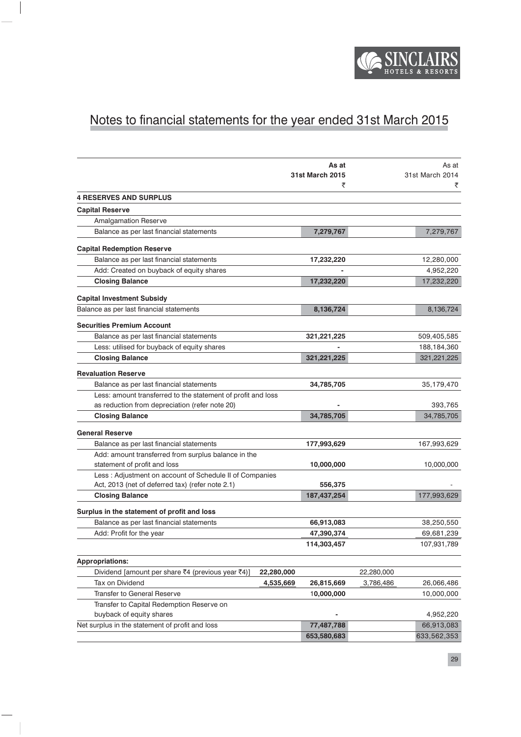# Notes to financial statements for the year ended 31st March 2015

| | | As at 31st March 2015 ₹ | | As at 31st March 2014 ₹ |
|---|---|---|---|---|
| **4 RESERVES AND SURPLUS** | | | | |
| **Capital Reserve** | | | | |
| Amalgamation Reserve | | | | |
| Balance as per last financial statements | | **7,279,767** | | 7,279,767 |
| **Capital Redemption Reserve** | | | | |
| Balance as per last financial statements | | **17,232,220** | | 12,280,000 |
| Add: Created on buyback of equity shares | | **-** | | 4,952,220 |
| **Closing Balance** | | **17,232,220** | | 17,232,220 |
| **Capital Investment Subsidy** | | | | |
| Balance as per last financial statements | | **8,136,724** | | 8,136,724 |
| **Securities Premium Account** | | | | |
| Balance as per last financial statements | | **321,221,225** | | 509,405,585 |
| Less: utilised for buyback of equity shares | | **-** | | 188,184,360 |
| **Closing Balance** | | **321,221,225** | | 321,221,225 |
| **Revaluation Reserve** | | | | |
| Balance as per last financial statements | | **34,785,705** | | 35,179,470 |
| Less: amount transferred to the statement of profit and loss as reduction from depreciation (refer note 20) | | **-** | | 393,765 |
| **Closing Balance** | | **34,785,705** | | 34,785,705 |
| **General Reserve** | | | | |
| Balance as per last financial statements | | **177,993,629** | | 167,993,629 |
| Add: amount transferred from surplus balance in the statement of profit and loss | | **10,000,000** | | 10,000,000 |
| Less : Adjustment on account of Schedule II of Companies Act, 2013 (net of deferred tax) (refer note 2.1) | | **556,375** | | - |
| **Closing Balance** | | **187,437,254** | | 177,993,629 |
| **Surplus in the statement of profit and loss** | | | | |
| Balance as per last financial statements | | **66,913,083** | | 38,250,550 |
| Add: Profit for the year | | **47,390,374** | | 69,681,239 |
| | | **114,303,457** | | 107,931,789 |
| **Appropriations:** | | | | |
| Dividend [amount per share ₹4 (previous year ₹4)] | **22,280,000** | | 22,280,000 | |
| Tax on Dividend | **4,535,669** | **26,815,669** | 3,786,486 | 26,066,486 |
| Transfer to General Reserve | | **10,000,000** | | 10,000,000 |
| Transfer to Capital Redemption Reserve on buyback of equity shares | | **-** | | 4,952,220 |
| Net surplus in the statement of profit and loss | | **77,487,788** | | 66,913,083 |
| | | **653,580,683** | | 633,562,353 |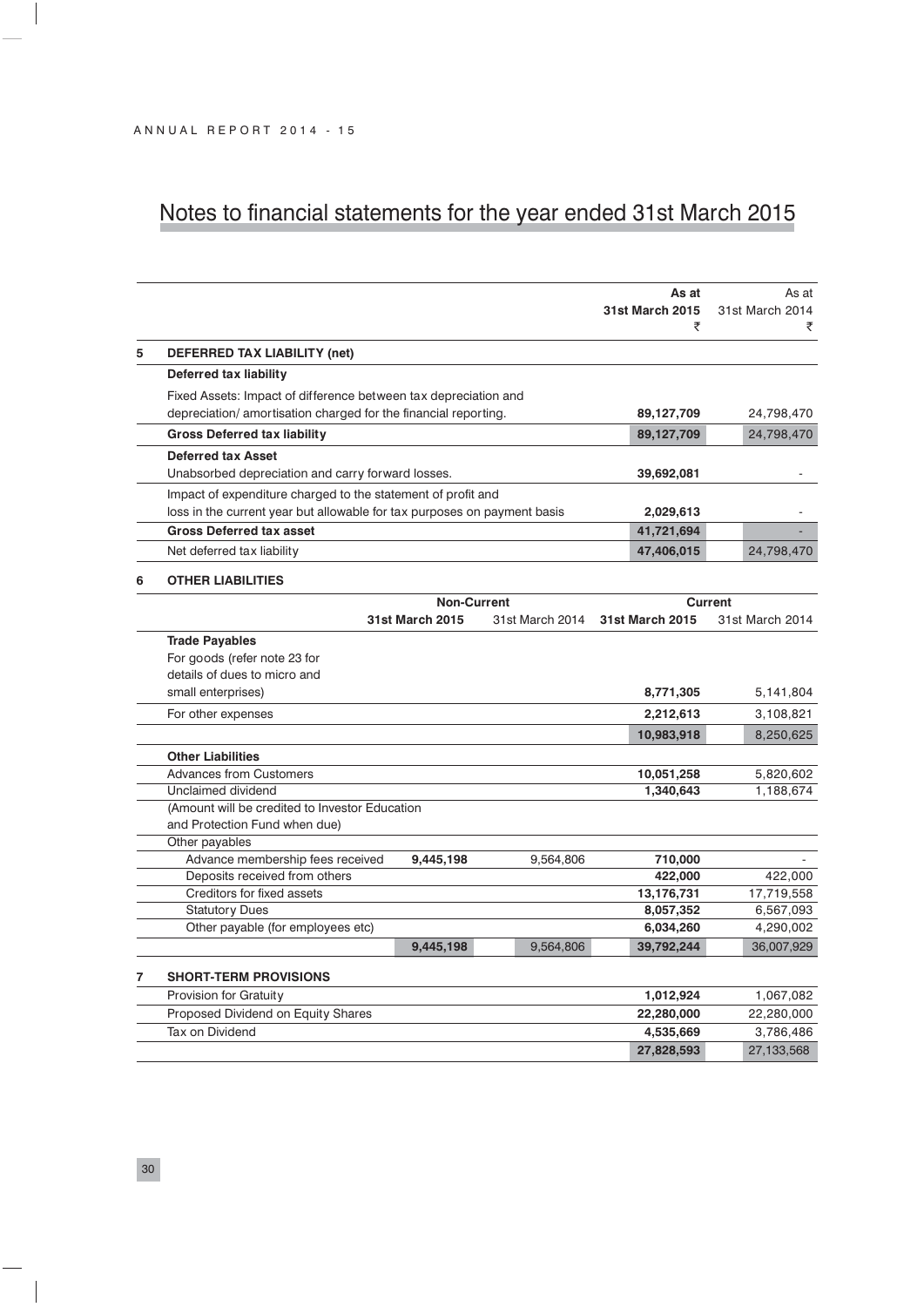# Notes to financial statements for the year ended 31st March 2015

| | | As at 31st March 2015 ₹ | As at 31st March 2014 ₹ |
|---|---|---|---|
| **5** | **DEFERRED TAX LIABILITY (net)** | | |
| | **Deferred tax liability** | | |
| | Fixed Assets: Impact of difference between tax depreciation and depreciation/ amortisation charged for the financial reporting. | **89,127,709** | 24,798,470 |
| | **Gross Deferred tax liability** | **89,127,709** | 24,798,470 |
| | **Deferred tax Asset** | | |
| | Unabsorbed depreciation and carry forward losses. | **39,692,081** | - |
| | Impact of expenditure charged to the statement of profit and loss in the current year but allowable for tax purposes on payment basis | **2,029,613** | - |
| | **Gross Deferred tax asset** | **41,721,694** | - |
| | Net deferred tax liability | **47,406,015** | 24,798,470 |

## 6 OTHER LIABILITIES

| | Non-Current | | Current | |
|---|---|---|---|---|
| | **31st March 2015** | 31st March 2014 | **31st March 2015** | 31st March 2014 |
| **Trade Payables** | | | | |
| For goods (refer note 23 for details of dues to micro and small enterprises) | | | **8,771,305** | 5,141,804 |
| For other expenses | | | **2,212,613** | 3,108,821 |
| | | | **10,983,918** | 8,250,625 |
| **Other Liabilities** | | | | |
| Advances from Customers | | | **10,051,258** | 5,820,602 |
| Unclaimed dividend (Amount will be credited to Investor Education and Protection Fund when due) | | | **1,340,643** | 1,188,674 |
| Other payables | | | | |
| Advance membership fees received | **9,445,198** | 9,564,806 | **710,000** | - |
| Deposits received from others | | | **422,000** | 422,000 |
| Creditors for fixed assets | | | **13,176,731** | 17,719,558 |
| Statutory Dues | | | **8,057,352** | 6,567,093 |
| Other payable (for employees etc) | | | **6,034,260** | 4,290,002 |
| | **9,445,198** | 9,564,806 | **39,792,244** | 36,007,929 |

## 7 SHORT-TERM PROVISIONS

| | 31st March 2015 | 31st March 2014 |
|---|---|---|
| Provision for Gratuity | **1,012,924** | 1,067,082 |
| Proposed Dividend on Equity Shares | **22,280,000** | 22,280,000 |
| Tax on Dividend | **4,535,669** | 3,786,486 |
| | **27,828,593** | 27,133,568 |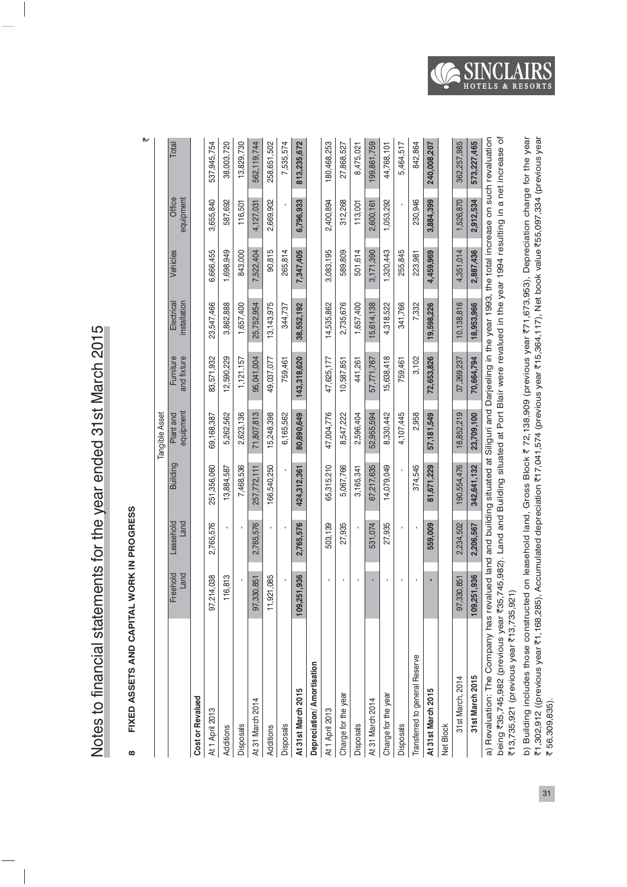# Notes to financial statements for the year ended 31st March 2015

## 8 FIXED ASSETS AND CAPITAL WORK IN PROGRESS

₹

| | Tangible Asset | | | | | | | | |
|---|---|---|---|---|---|---|---|---|---|
| | Freehold Land | Leasehold Land | Building | Plant and equipment | Furniture and fixture | Electrical installation | Vehicles | Office equipment | Total |
| **Cost or Revalued** | | | | | | | | | |
| At 1 April 2013 | 97,214,038 | 2,765,576 | 251,356,060 | 69,168,387 | 83,571,932 | 23,547,466 | 6,666,455 | 3,655,840 | 537,945,754 |
| Additions | 116,813 | - | 13,884,587 | 5,262,562 | 12,590,229 | 3,862,888 | 1,698,949 | 587,692 | 38,003,720 |
| Disposals | - | - | 7,468,536 | 2,623,136 | 1,121,157 | 1,657,400 | 843,000 | 116,501 | 13,829,730 |
| At 31 March 2014 | 97,330,851 | 2,765,576 | 257,772,111 | 71,807,813 | 95,041,004 | 25,752,954 | 7,522,404 | 4,127,031 | 562,119,744 |
| Additions | 11,921,085 | - | 166,540,250 | 15,248,398 | 49,037,077 | 13,143,975 | 90,815 | 2,669,902 | 258,651,502 |
| Disposals | - | - | - | 6,165,562 | 759,461 | 344,737 | 265,814 | - | 7,535,574 |
| **At 31st March 2015** | **109,251,936** | **2,765,576** | **424,312,361** | **80,890,649** | **143,318,620** | **38,552,192** | **7,347,405** | **6,796,933** | **813,235,672** |
| **Depreciation/ Amortisation** | | | | | | | | | |
| At 1 April 2013 | - | 503,139 | 65,315,210 | 47,004,776 | 47,625,177 | 14,535,862 | 3,083,195 | 2,400,894 | 180,468,253 |
| Charge for the year | - | 27,935 | 5,067,766 | 8,547,222 | 10,587,851 | 2,735,676 | 589,809 | 312,268 | 27,868,527 |
| Disposals | - | - | 3,165,341 | 2,596,404 | 441,261 | 1,657,400 | 501,614 | 113,001 | 8,475,021 |
| At 31 March 2014 | - | 531,074 | 67,217,635 | 52,955,594 | 57,771,767 | 15,614,138 | 3,171,390 | 2,600,161 | 199,861,759 |
| Charge for the year | - | 27,935 | 14,079,049 | 8,330,442 | 15,638,418 | 4,318,522 | 1,320,443 | 1,053,292 | 44,768,101 |
| Disposals | - | - | - | 4,107,445 | 759,461 | 341,766 | 255,845 | - | 5,464,517 |
| Transferred to general Reserve | - | - | 374,545 | 2,958 | 3,102 | 7,332 | 223,981 | 230,946 | 842,864 |
| **At 31st March 2015** | **-** | **559,009** | **81,671,229** | **57,181,549** | **72,653,826** | **19,598,226** | **4,459,969** | **3,884,399** | **240,008,207** |
| Net Block | | | | | | | | | |
| 31st March, 2014 | 97,330,851 | 2,234,502 | 190,554,476 | 18,852,219 | 37,269,237 | 10,138,816 | 4,351,014 | 1,526,870 | 362,257,985 |
| **31st March 2015** | **109,251,936** | **2,206,567** | **342,641,132** | **23,709,100** | **70,664,794** | **18,953,966** | **2,887,436** | **2,912,534** | **573,227,465** |

a) Revaluation: The Company has revalued land and building situated at Siliguri and Darjeeling in the year 1993, the total increase on such revaluation being ₹35,745,982 (previous year ₹35,745,982). Land and Building situated at Port Blair were revalued in the year 1994 resulting in a net increase of ₹13,735,921 (previous year ₹13,735,921)

b) Building includes those constructed on leasehold land, Gross Block ₹ 72,138,909 (previous year ₹71,673,953). Depreciation charge for the year ₹1,302,912 ((previous year ₹1,168,285). Accumulated depreciation ₹17,041,574 (previous year ₹15,364,117), Net book value ₹55,097,334 (previous year ₹ 56,309,835).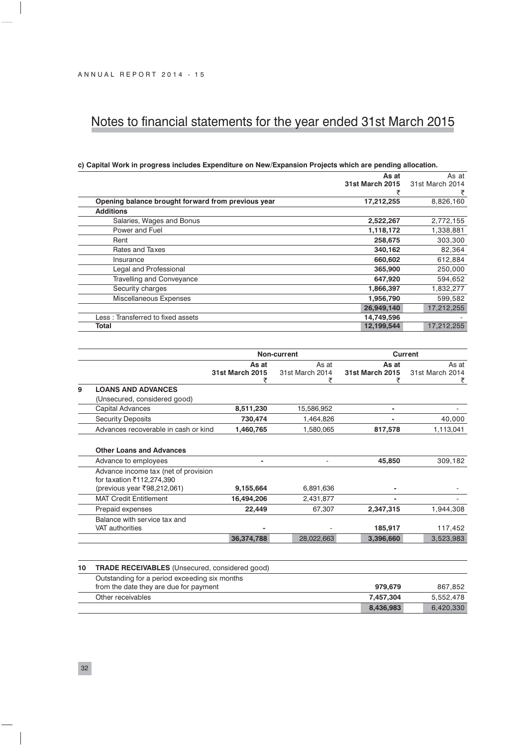# Notes to financial statements for the year ended 31st March 2015

**c) Capital Work in progress includes Expenditure on New/Expansion Projects which are pending allocation.**

| | **As at 31st March 2015 ₹** | As at 31st March 2014 ₹ |
|---|---|---|
| **Opening balance brought forward from previous year** | **17,212,255** | 8,826,160 |
| **Additions** | | |
| Salaries, Wages and Bonus | **2,522,267** | 2,772,155 |
| Power and Fuel | **1,118,172** | 1,338,881 |
| Rent | **258,675** | 303,300 |
| Rates and Taxes | **340,162** | 82,364 |
| Insurance | **660,602** | 612,884 |
| Legal and Professional | **365,900** | 250,000 |
| Travelling and Conveyance | **647,920** | 594,652 |
| Security charges | **1,866,397** | 1,832,277 |
| Miscellaneous Expenses | **1,956,790** | 599,582 |
| | **26,949,140** | 17,212,255 |
| Less : Transferred to fixed assets | **14,749,596** | - |
| **Total** | **12,199,544** | 17,212,255 |

| | | Non-current | | Current | |
|---|---|---|---|---|---|
| | | **As at 31st March 2015 ₹** | As at 31st March 2014 ₹ | **As at 31st March 2015 ₹** | As at 31st March 2014 ₹ |
| **9** | **LOANS AND ADVANCES** | | | | |
| | (Unsecured, considered good) | | | | |
| | Capital Advances | **8,511,230** | 15,586,952 | **-** | - |
| | Security Deposits | **730,474** | 1,464,826 | **-** | 40,000 |
| | Advances recoverable in cash or kind | **1,460,765** | 1,580,065 | **817,578** | 1,113,041 |
| | **Other Loans and Advances** | | | | |
| | Advance to employees | **-** | - | **45,850** | 309,182 |
| | Advance income tax (net of provision for taxation ₹112,274,390 (previous year ₹98,212,061) | **9,155,664** | 6,891,636 | **-** | - |
| | MAT Credit Entitlement | **16,494,206** | 2,431,877 | **-** | - |
| | Prepaid expenses | **22,449** | 67,307 | **2,347,315** | 1,944,308 |
| | Balance with service tax and VAT authorities | **-** | - | **185,917** | 117,452 |
| | | **36,374,788** | 28,022,663 | **3,396,660** | 3,523,983 |

| | | | |
|---|---|---|---|
| **10** | **TRADE RECEIVABLES** (Unsecured, considered good) | | |
| | Outstanding for a period exceeding six months from the date they are due for payment | **979,679** | 867,852 |
| | Other receivables | **7,457,304** | 5,552,478 |
| | | **8,436,983** | 6,420,330 |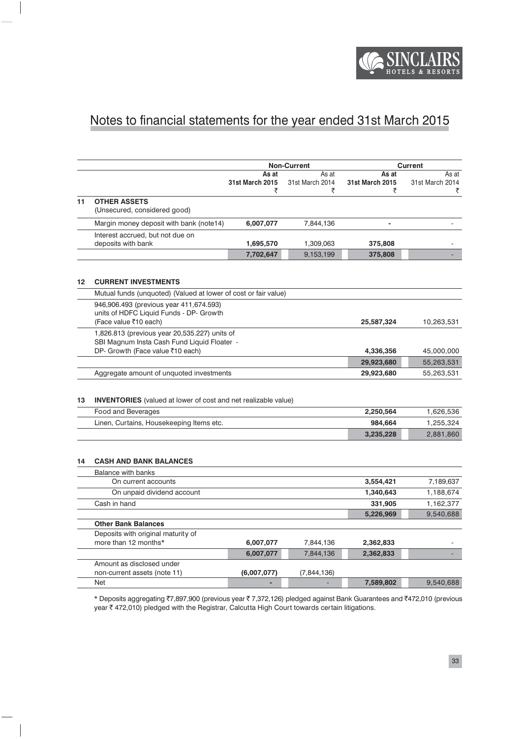# Notes to financial statements for the year ended 31st March 2015

| | | Non-Current | | Current | |
|---|---|---|---|---|---|
| | | **As at 31st March 2015 ₹** | As at 31st March 2014 ₹ | **As at 31st March 2015 ₹** | As at 31st March 2014 ₹ |
| **11** | **OTHER ASSETS** (Unsecured, considered good) | | | | |
| | Margin money deposit with bank (note14) | **6,007,077** | 7,844,136 | **-** | - |
| | Interest accrued, but not due on deposits with bank | **1,695,570** | 1,309,063 | **375,808** | - |
| | | **7,702,647** | 9,153,199 | **375,808** | - |
| **12** | **CURRENT INVESTMENTS** | | | | |
| | Mutual funds (unquoted) (Valued at lower of cost or fair value) | | | | |
| | 946,906.493 (previous year 411,674.593) units of HDFC Liquid Funds - DP- Growth (Face value ₹10 each) | | | **25,587,324** | 10,263,531 |
| | 1,826.813 (previous year 20,535.227) units of SBI Magnum Insta Cash Fund Liquid Floater - DP- Growth (Face value ₹10 each) | | | **4,336,356** | 45,000,000 |
| | | | | **29,923,680** | 55,263,531 |
| | Aggregate amount of unquoted investments | | | **29,923,680** | 55,263,531 |
| **13** | **INVENTORIES** (valued at lower of cost and net realizable value) | | | | |
| | Food and Beverages | | | **2,250,564** | 1,626,536 |
| | Linen, Curtains, Housekeeping Items etc. | | | **984,664** | 1,255,324 |
| | | | | **3,235,228** | 2,881,860 |
| **14** | **CASH AND BANK BALANCES** | | | | |
| | Balance with banks | | | | |
| | On current accounts | | | **3,554,421** | 7,189,637 |
| | On unpaid dividend account | | | **1,340,643** | 1,188,674 |
| | Cash in hand | | | **331,905** | 1,162,377 |
| | | | | **5,226,969** | 9,540,688 |
| | **Other Bank Balances** | | | | |
| | Deposits with original maturity of more than 12 months* | **6,007,077** | 7,844,136 | **2,362,833** | - |
| | | **6,007,077** | 7,844,136 | **2,362,833** | - |
| | Amount as disclosed under non-current assets (note 11) | **(6,007,077)** | (7,844,136) | | |
| | Net | **-** | - | **7,589,802** | 9,540,688 |

\* Deposits aggregating ₹7,897,900 (previous year ₹ 7,372,126) pledged against Bank Guarantees and ₹472,010 (previous year ₹ 472,010) pledged with the Registrar, Calcutta High Court towards certain litigations.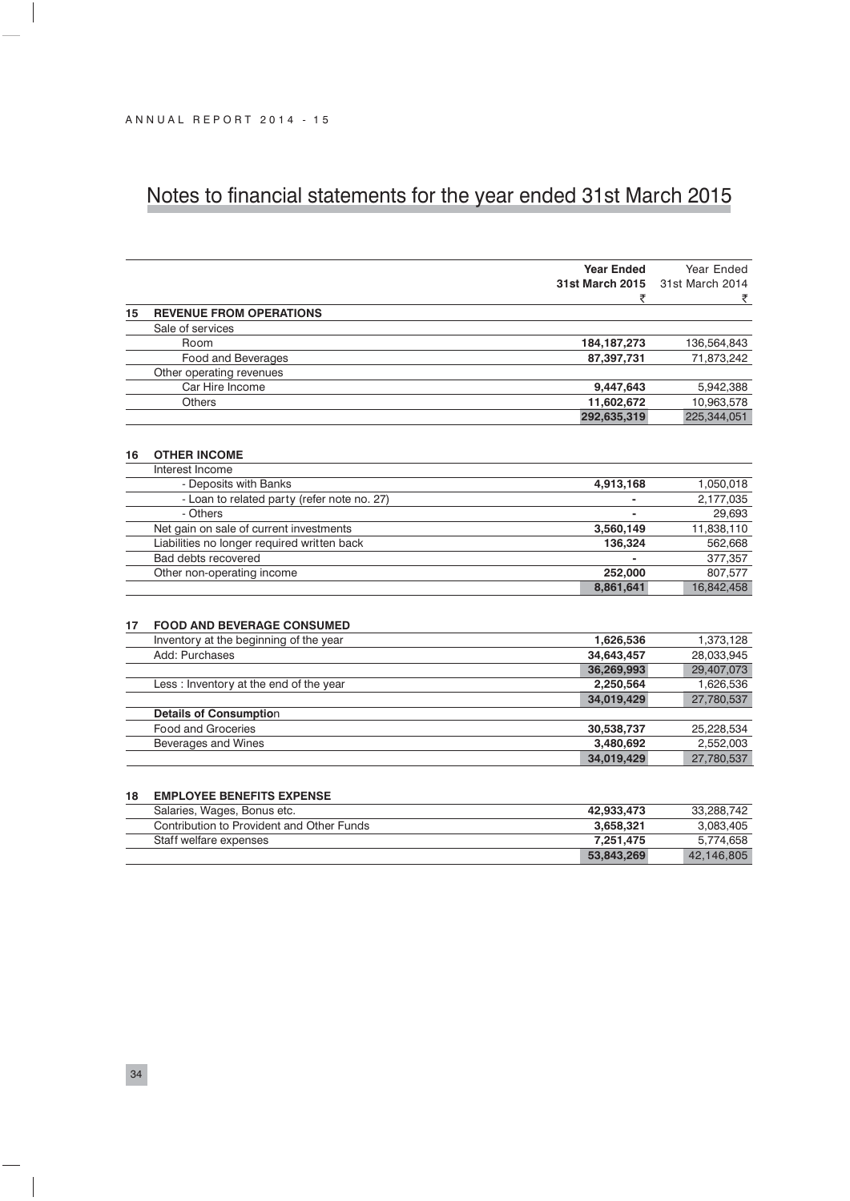# Notes to financial statements for the year ended 31st March 2015

| | | Year Ended 31st March 2015 ₹ | Year Ended 31st March 2014 ₹ |
|---|---|---|---|
| **15** | **REVENUE FROM OPERATIONS** | | |
| | Sale of services | | |
| | Room | **184,187,273** | 136,564,843 |
| | Food and Beverages | **87,397,731** | 71,873,242 |
| | Other operating revenues | | |
| | Car Hire Income | **9,447,643** | 5,942,388 |
| | Others | **11,602,672** | 10,963,578 |
| | | **292,635,319** | 225,344,051 |
| **16** | **OTHER INCOME** | | |
| | Interest Income | | |
| | - Deposits with Banks | **4,913,168** | 1,050,018 |
| | - Loan to related party (refer note no. 27) | **-** | 2,177,035 |
| | - Others | **-** | 29,693 |
| | Net gain on sale of current investments | **3,560,149** | 11,838,110 |
| | Liabilities no longer required written back | **136,324** | 562,668 |
| | Bad debts recovered | **-** | 377,357 |
| | Other non-operating income | **252,000** | 807,577 |
| | | **8,861,641** | 16,842,458 |
| **17** | **FOOD AND BEVERAGE CONSUMED** | | |
| | Inventory at the beginning of the year | **1,626,536** | 1,373,128 |
| | Add: Purchases | **34,643,457** | 28,033,945 |
| | | **36,269,993** | 29,407,073 |
| | Less : Inventory at the end of the year | **2,250,564** | 1,626,536 |
| | | **34,019,429** | 27,780,537 |
| | **Details of Consumption** | | |
| | Food and Groceries | **30,538,737** | 25,228,534 |
| | Beverages and Wines | **3,480,692** | 2,552,003 |
| | | **34,019,429** | 27,780,537 |
| **18** | **EMPLOYEE BENEFITS EXPENSE** | | |
| | Salaries, Wages, Bonus etc. | **42,933,473** | 33,288,742 |
| | Contribution to Provident and Other Funds | **3,658,321** | 3,083,405 |
| | Staff welfare expenses | **7,251,475** | 5,774,658 |
| | | **53,843,269** | 42,146,805 |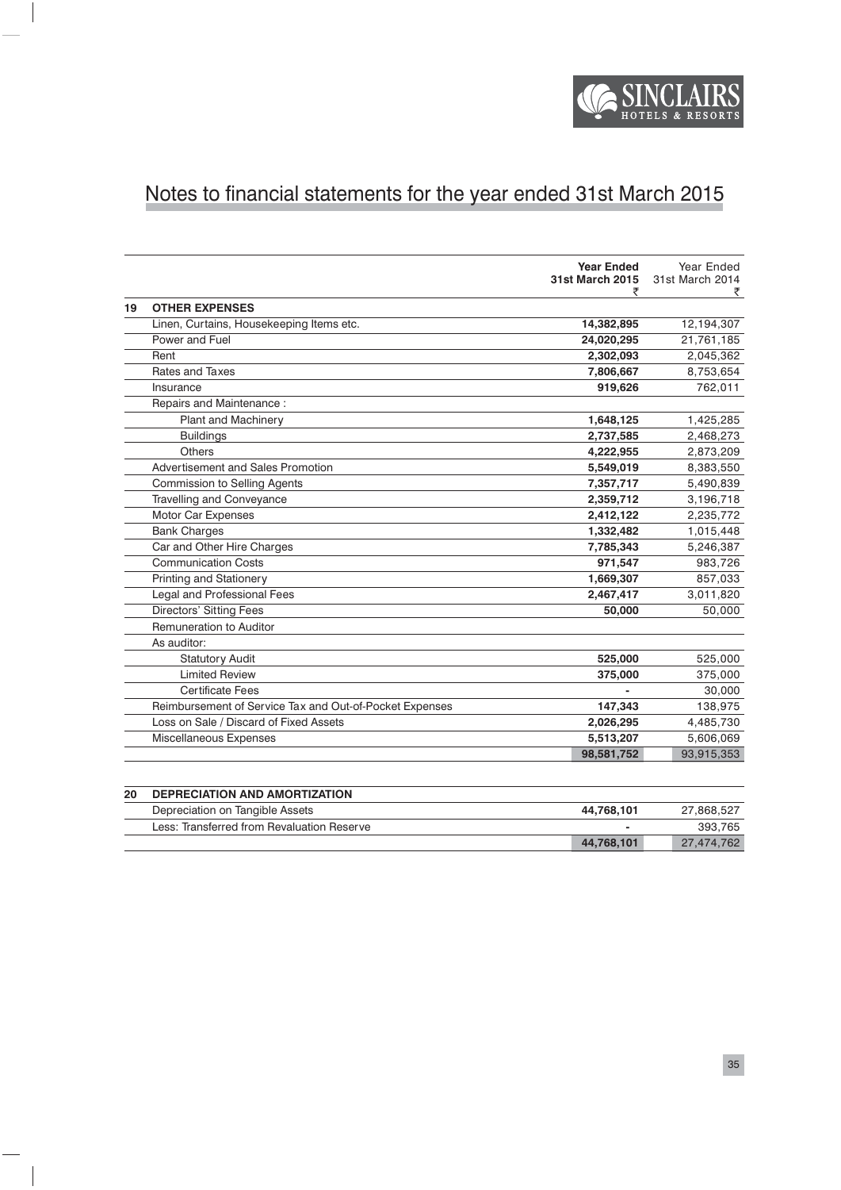# Notes to financial statements for the year ended 31st March 2015

| | | Year Ended 31st March 2015 ₹ | Year Ended 31st March 2014 ₹ |
|---|---|---|---|
| **19** | **OTHER EXPENSES** | | |
| | Linen, Curtains, Housekeeping Items etc. | **14,382,895** | 12,194,307 |
| | Power and Fuel | **24,020,295** | 21,761,185 |
| | Rent | **2,302,093** | 2,045,362 |
| | Rates and Taxes | **7,806,667** | 8,753,654 |
| | Insurance | **919,626** | 762,011 |
| | Repairs and Maintenance : | | |
| | Plant and Machinery | **1,648,125** | 1,425,285 |
| | Buildings | **2,737,585** | 2,468,273 |
| | Others | **4,222,955** | 2,873,209 |
| | Advertisement and Sales Promotion | **5,549,019** | 8,383,550 |
| | Commission to Selling Agents | **7,357,717** | 5,490,839 |
| | Travelling and Conveyance | **2,359,712** | 3,196,718 |
| | Motor Car Expenses | **2,412,122** | 2,235,772 |
| | Bank Charges | **1,332,482** | 1,015,448 |
| | Car and Other Hire Charges | **7,785,343** | 5,246,387 |
| | Communication Costs | **971,547** | 983,726 |
| | Printing and Stationery | **1,669,307** | 857,033 |
| | Legal and Professional Fees | **2,467,417** | 3,011,820 |
| | Directors' Sitting Fees | **50,000** | 50,000 |
| | Remuneration to Auditor | | |
| | As auditor: | | |
| | Statutory Audit | **525,000** | 525,000 |
| | Limited Review | **375,000** | 375,000 |
| | Certificate Fees | **-** | 30,000 |
| | Reimbursement of Service Tax and Out-of-Pocket Expenses | **147,343** | 138,975 |
| | Loss on Sale / Discard of Fixed Assets | **2,026,295** | 4,485,730 |
| | Miscellaneous Expenses | **5,513,207** | 5,606,069 |
| | | **98,581,752** | 93,915,353 |

| | | Year Ended 31st March 2015 ₹ | Year Ended 31st March 2014 ₹ |
|---|---|---|---|
| **20** | **DEPRECIATION AND AMORTIZATION** | | |
| | Depreciation on Tangible Assets | **44,768,101** | 27,868,527 |
| | Less: Transferred from Revaluation Reserve | **-** | 393,765 |
| | | **44,768,101** | 27,474,762 |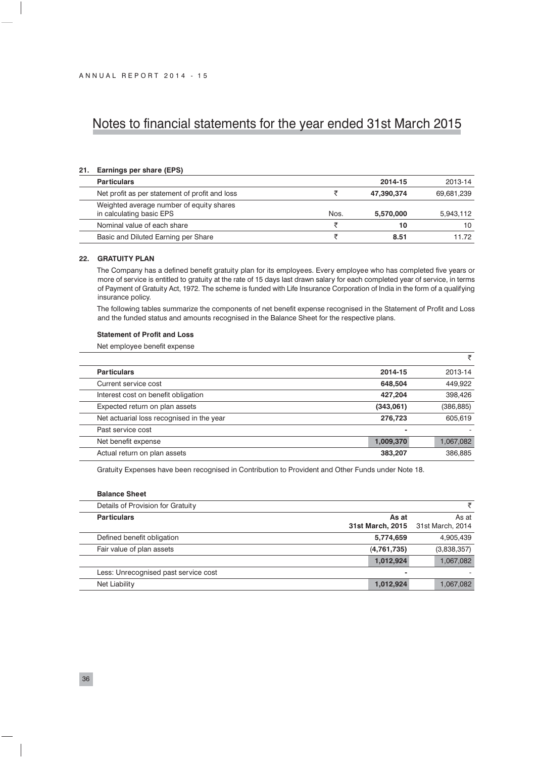# Notes to financial statements for the year ended 31st March 2015

## 21. Earnings per share (EPS)

| Particulars | | 2014-15 | 2013-14 |
|---|---|---|---|
| Net profit as per statement of profit and loss | ₹ | **47,390,374** | 69,681,239 |
| Weighted average number of equity shares in calculating basic EPS | Nos. | **5,570,000** | 5,943,112 |
| Nominal value of each share | ₹ | **10** | 10 |
| Basic and Diluted Earning per Share | ₹ | **8.51** | 11.72 |

## 22. GRATUITY PLAN

The Company has a defined benefit gratuity plan for its employees. Every employee who has completed five years or more of service is entitled to gratuity at the rate of 15 days last drawn salary for each completed year of service, in terms of Payment of Gratuity Act, 1972. The scheme is funded with Life Insurance Corporation of India in the form of a qualifying insurance policy.

The following tables summarize the components of net benefit expense recognised in the Statement of Profit and Loss and the funded status and amounts recognised in the Balance Sheet for the respective plans.

**Statement of Profit and Loss**

Net employee benefit expense

₹

| Particulars | 2014-15 | 2013-14 |
|---|---|---|
| Current service cost | **648,504** | 449,922 |
| Interest cost on benefit obligation | **427,204** | 398,426 |
| Expected return on plan assets | **(343,061)** | (386,885) |
| Net actuarial loss recognised in the year | **276,723** | 605,619 |
| Past service cost | **-** | - |
| Net benefit expense | **1,009,370** | 1,067,082 |
| Actual return on plan assets | **383,207** | 386,885 |

Gratuity Expenses have been recognised in Contribution to Provident and Other Funds under Note 18.

**Balance Sheet**

Details of Provision for Gratuity

₹

| Particulars | As at 31st March, 2015 | As at 31st March, 2014 |
|---|---|---|
| Defined benefit obligation | **5,774,659** | 4,905,439 |
| Fair value of plan assets | **(4,761,735)** | (3,838,357) |
| | **1,012,924** | 1,067,082 |
| Less: Unrecognised past service cost | **-** | - |
| Net Liability | **1,012,924** | 1,067,082 |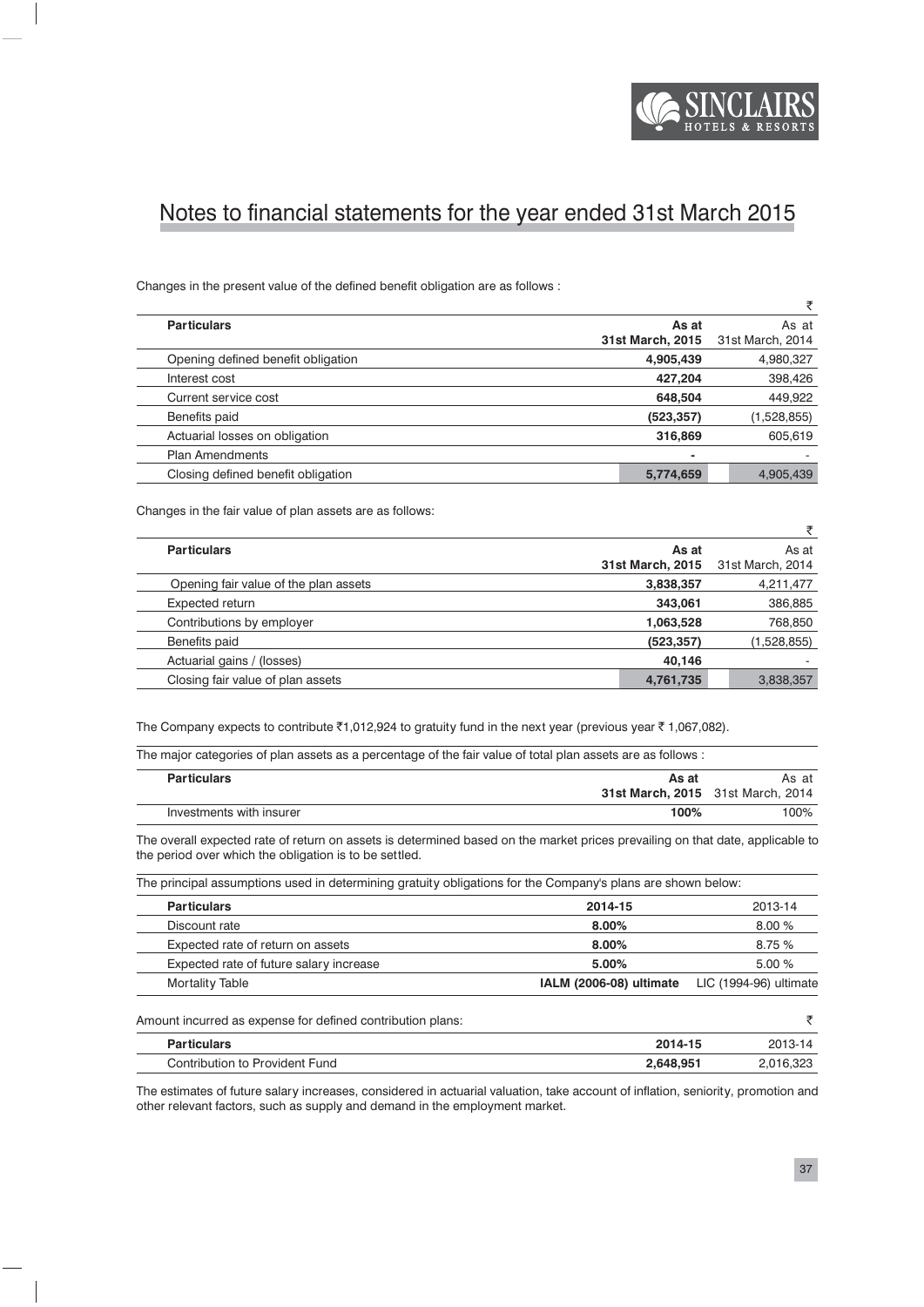# Notes to financial statements for the year ended 31st March 2015

Changes in the present value of the defined benefit obligation are as follows :

₹

| Particulars | As at 31st March, 2015 | As at 31st March, 2014 |
|---|---|---|
| Opening defined benefit obligation | **4,905,439** | 4,980,327 |
| Interest cost | **427,204** | 398,426 |
| Current service cost | **648,504** | 449,922 |
| Benefits paid | **(523,357)** | (1,528,855) |
| Actuarial losses on obligation | **316,869** | 605,619 |
| Plan Amendments | **-** | - |
| Closing defined benefit obligation | **5,774,659** | 4,905,439 |

Changes in the fair value of plan assets are as follows:

₹

| Particulars | As at 31st March, 2015 | As at 31st March, 2014 |
|---|---|---|
| Opening fair value of the plan assets | **3,838,357** | 4,211,477 |
| Expected return | **343,061** | 386,885 |
| Contributions by employer | **1,063,528** | 768,850 |
| Benefits paid | **(523,357)** | (1,528,855) |
| Actuarial gains / (losses) | **40,146** | - |
| Closing fair value of plan assets | **4,761,735** | 3,838,357 |

The Company expects to contribute ₹1,012,924 to gratuity fund in the next year (previous year ₹ 1,067,082).

The major categories of plan assets as a percentage of the fair value of total plan assets are as follows :

| Particulars | As at 31st March, 2015 | As at 31st March, 2014 |
|---|---|---|
| Investments with insurer | **100%** | 100% |

The overall expected rate of return on assets is determined based on the market prices prevailing on that date, applicable to the period over which the obligation is to be settled.

The principal assumptions used in determining gratuity obligations for the Company's plans are shown below:

| Particulars | 2014-15 | 2013-14 |
|---|---|---|
| Discount rate | **8.00%** | 8.00 % |
| Expected rate of return on assets | **8.00%** | 8.75 % |
| Expected rate of future salary increase | **5.00%** | 5.00 % |
| Mortality Table | **IALM (2006-08) ultimate** | LIC (1994-96) ultimate |

Amount incurred as expense for defined contribution plans:

₹

| Particulars | 2014-15 | 2013-14 |
|---|---|---|
| Contribution to Provident Fund | **2,648,951** | 2,016,323 |

The estimates of future salary increases, considered in actuarial valuation, take account of inflation, seniority, promotion and other relevant factors, such as supply and demand in the employment market.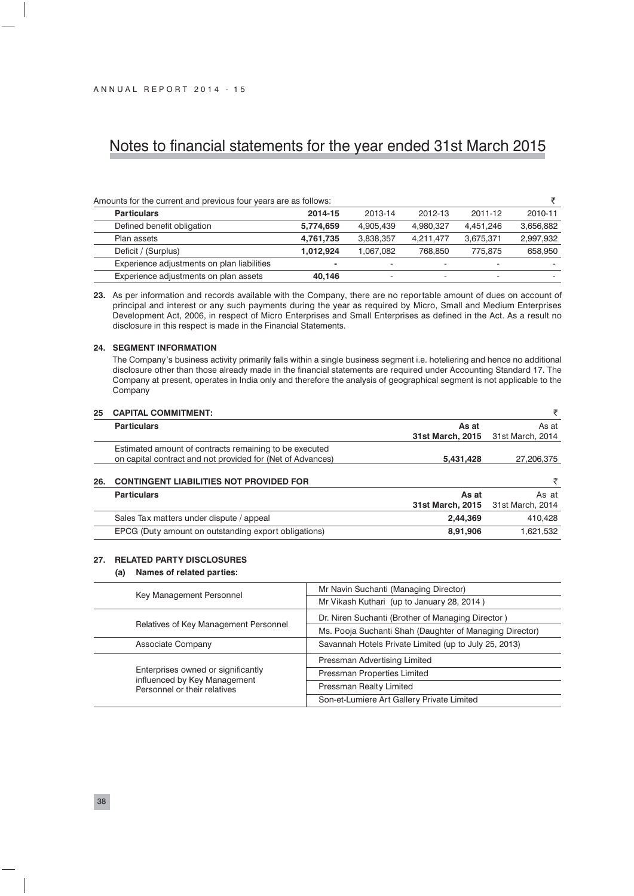# Notes to financial statements for the year ended 31st March 2015

Amounts for the current and previous four years are as follows: ₹

| Particulars | 2014-15 | 2013-14 | 2012-13 | 2011-12 | 2010-11 |
|---|---|---|---|---|---|
| Defined benefit obligation | **5,774,659** | 4,905,439 | 4,980,327 | 4,451,246 | 3,656,882 |
| Plan assets | **4,761,735** | 3,838,357 | 4,211,477 | 3,675,371 | 2,997,932 |
| Deficit / (Surplus) | **1,012,924** | 1,067,082 | 768,850 | 775,875 | 658,950 |
| Experience adjustments on plan liabilities | **-** | - | - | - | - |
| Experience adjustments on plan assets | **40,146** | - | - | - | - |

**23.** As per information and records available with the Company, there are no reportable amount of dues on account of principal and interest or any such payments during the year as required by Micro, Small and Medium Enterprises Development Act, 2006, in respect of Micro Enterprises and Small Enterprises as defined in the Act. As a result no disclosure in this respect is made in the Financial Statements.

**24. SEGMENT INFORMATION**

The Company's business activity primarily falls within a single business segment i.e. hoteliering and hence no additional disclosure other than those already made in the financial statements are required under Accounting Standard 17. The Company at present, operates in India only and therefore the analysis of geographical segment is not applicable to the Company

**25 CAPITAL COMMITMENT:** ₹

| Particulars | As at 31st March, 2015 | As at 31st March, 2014 |
|---|---|---|
| Estimated amount of contracts remaining to be executed on capital contract and not provided for (Net of Advances) | **5,431,428** | 27,206,375 |

**26. CONTINGENT LIABILITIES NOT PROVIDED FOR** ₹

| Particulars | As at 31st March, 2015 | As at 31st March, 2014 |
|---|---|---|
| Sales Tax matters under dispute / appeal | **2,44,369** | 410,428 |
| EPCG (Duty amount on outstanding export obligations) | **8,91,906** | 1,621,532 |

**27. RELATED PARTY DISCLOSURES**

**(a) Names of related parties:**

| | |
|---|---|
| Key Management Personnel | Mr Navin Suchanti (Managing Director) |
| | Mr Vikash Kuthari (up to January 28, 2014 ) |
| Relatives of Key Management Personnel | Dr. Niren Suchanti (Brother of Managing Director ) |
| | Ms. Pooja Suchanti Shah (Daughter of Managing Director) |
| Associate Company | Savannah Hotels Private Limited (up to July 25, 2013) |
| Enterprises owned or significantly influenced by Key Management Personnel or their relatives | Pressman Advertising Limited |
| | Pressman Properties Limited |
| | Pressman Realty Limited |
| | Son-et-Lumiere Art Gallery Private Limited |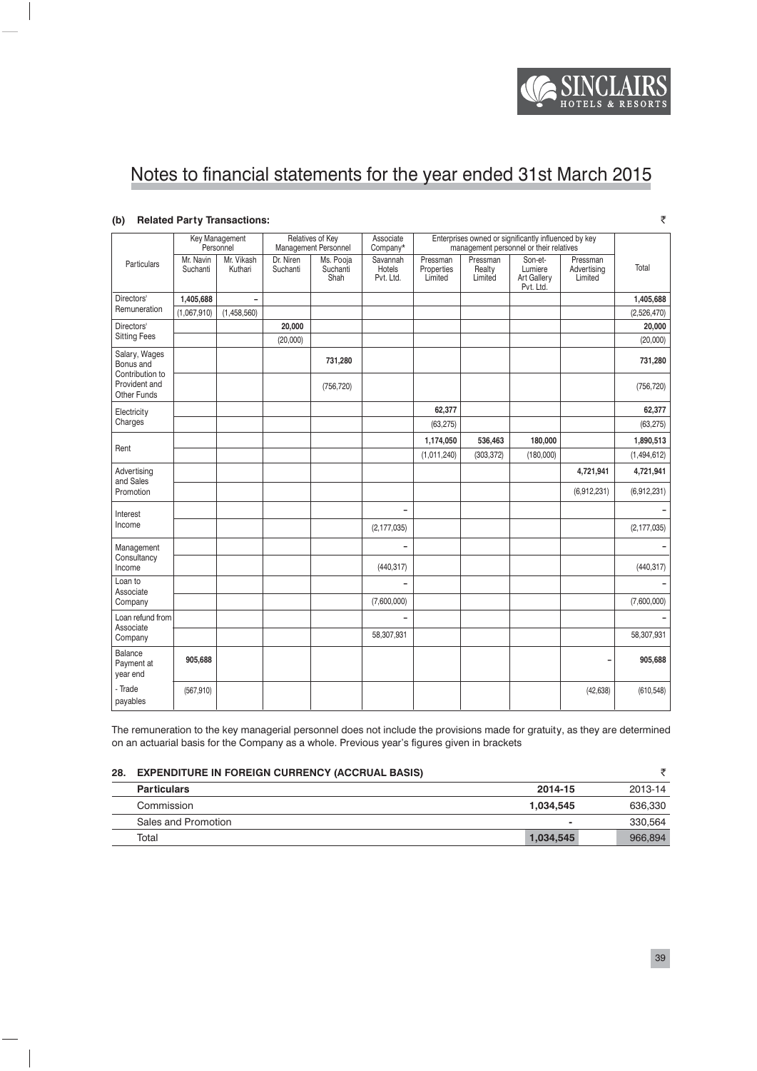# Notes to financial statements for the year ended 31st March 2015

**(b) Related Party Transactions:** ₹

| Particulars | Key Management Personnel | | Relatives of Key Management Personnel | | Associate Company* | Enterprises owned or significantly influenced by key management personnel or their relatives | | | | Total |
|---|---|---|---|---|---|---|---|---|---|---|
| | Mr. Navin Suchanti | Mr. Vikash Kuthari | Dr. Niren Suchanti | Ms. Pooja Suchanti Shah | Savannah Hotels Pvt. Ltd. | Pressman Properties Limited | Pressman Realty Limited | Son-et-Lumiere Art Gallery Pvt. Ltd. | Pressman Advertising Limited | |
| Directors' Remuneration | **1,405,688** | **–** | | | | | | | | **1,405,688** |
| | (1,067,910) | (1,458,560) | | | | | | | | (2,526,470) |
| Directors' Sitting Fees | | | **20,000** | | | | | | | **20,000** |
| | | | (20,000) | | | | | | | (20,000) |
| Salary, Wages Bonus and Contribution to Provident and Other Funds | | | | **731,280** | | | | | | **731,280** |
| | | | | (756,720) | | | | | | (756,720) |
| Electricity Charges | | | | | | **62,377** | | | | **62,377** |
| | | | | | | (63,275) | | | | (63,275) |
| Rent | | | | | | **1,174,050** | **536,463** | **180,000** | | **1,890,513** |
| | | | | | | (1,011,240) | (303,372) | (180,000) | | (1,494,612) |
| Advertising and Sales Promotion | | | | | | | | | **4,721,941** | **4,721,941** |
| | | | | | | | | | (6,912,231) | (6,912,231) |
| Interest Income | | | | | **–** | | | | | **–** |
| | | | | | (2,177,035) | | | | | (2,177,035) |
| Management Consultancy Income | | | | | **–** | | | | | **–** |
| | | | | | (440,317) | | | | | (440,317) |
| Loan to Associate Company | | | | | **–** | | | | | **–** |
| | | | | | (7,600,000) | | | | | (7,600,000) |
| Loan refund from Associate Company | | | | | **–** | | | | | **–** |
| | | | | | 58,307,931 | | | | | 58,307,931 |
| Balance Payment at year end | **905,688** | | | | | | | | **–** | **905,688** |
| - Trade payables | (567,910) | | | | | | | | (42,638) | (610,548) |

The remuneration to the key managerial personnel does not include the provisions made for gratuity, as they are determined on an actuarial basis for the Company as a whole. Previous year's figures given in brackets

## 28. EXPENDITURE IN FOREIGN CURRENCY (ACCRUAL BASIS) ₹

| Particulars | 2014-15 | 2013-14 |
|---|---|---|
| Commission | **1,034,545** | 636,330 |
| Sales and Promotion | **-** | 330,564 |
| Total | **1,034,545** | 966,894 |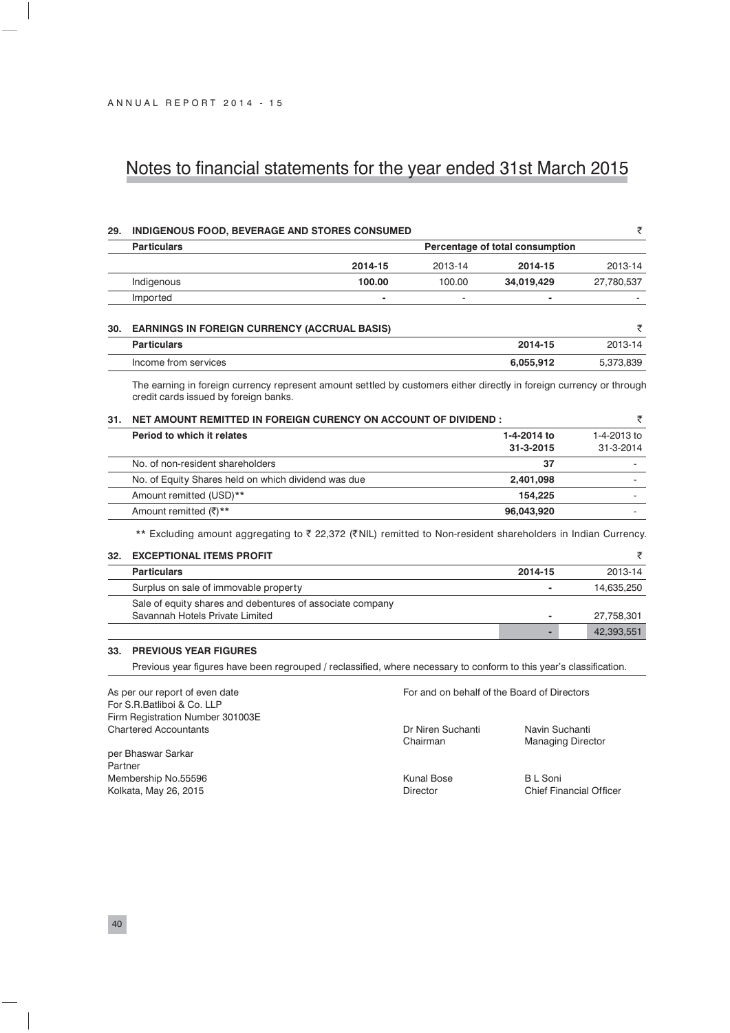# Notes to financial statements for the year ended 31st March 2015

## 29. INDIGENOUS FOOD, BEVERAGE AND STORES CONSUMED

₹

| Particulars | Percentage of total consumption | | | |
|---|---|---|---|---|
| | **2014-15** | 2013-14 | **2014-15** | 2013-14 |
| Indigenous | **100.00** | 100.00 | **34,019,429** | 27,780,537 |
| Imported | **-** | - | **-** | - |

## 30. EARNINGS IN FOREIGN CURRENCY (ACCRUAL BASIS)

₹

| Particulars | 2014-15 | 2013-14 |
|---|---|---|
| Income from services | **6,055,912** | 5,373,839 |

The earning in foreign currency represent amount settled by customers either directly in foreign currency or through credit cards issued by foreign banks.

## 31. NET AMOUNT REMITTED IN FOREIGN CURENCY ON ACCOUNT OF DIVIDEND :

₹

| Period to which it relates | 1-4-2014 to 31-3-2015 | 1-4-2013 to 31-3-2014 |
|---|---|---|
| No. of non-resident shareholders | **37** | - |
| No. of Equity Shares held on which dividend was due | **2,401,098** | - |
| Amount remitted (USD)** | **154,225** | - |
| Amount remitted (₹)** | **96,043,920** | - |

** Excluding amount aggregating to ₹ 22,372 (₹NIL) remitted to Non-resident shareholders in Indian Currency.

## 32. EXCEPTIONAL ITEMS PROFIT

₹

| Particulars | 2014-15 | 2013-14 |
|---|---|---|
| Surplus on sale of immovable property | **-** | 14,635,250 |
| Sale of equity shares and debentures of associate company Savannah Hotels Private Limited | **-** | 27,758,301 |
| | **-** | 42,393,551 |

## 33. PREVIOUS YEAR FIGURES

Previous year figures have been regrouped / reclassified, where necessary to conform to this year's classification.

As per our report of even date
For S.R.Batliboi & Co. LLP
Firm Registration Number 301003E
Chartered Accountants

per Bhaswar Sarkar
Partner
Membership No.55596
Kolkata, May 26, 2015

For and on behalf of the Board of Directors

Dr Niren Suchanti
Chairman

Navin Suchanti
Managing Director

Kunal Bose
Director

B L Soni
Chief Financial Officer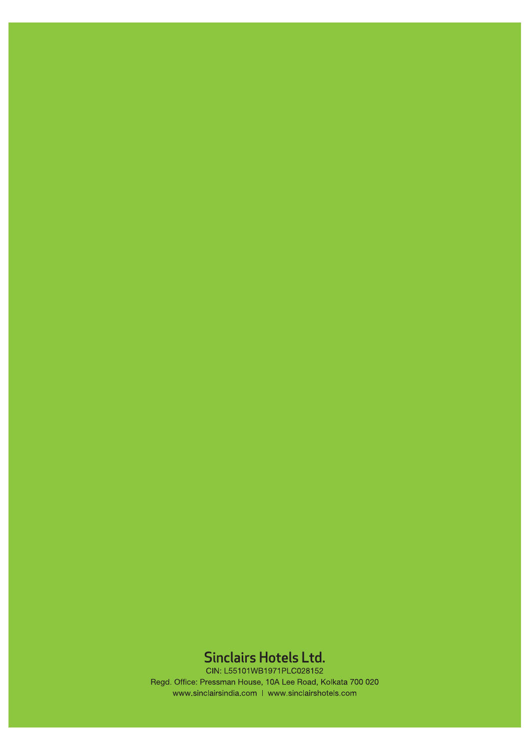**Sinclairs Hotels Ltd.**

CIN: L55101WB1971PLC028152

Regd. Office: Pressman House, 10A Lee Road, Kolkata 700 020

www.sinclairsindia.com | www.sinclairshotels.com